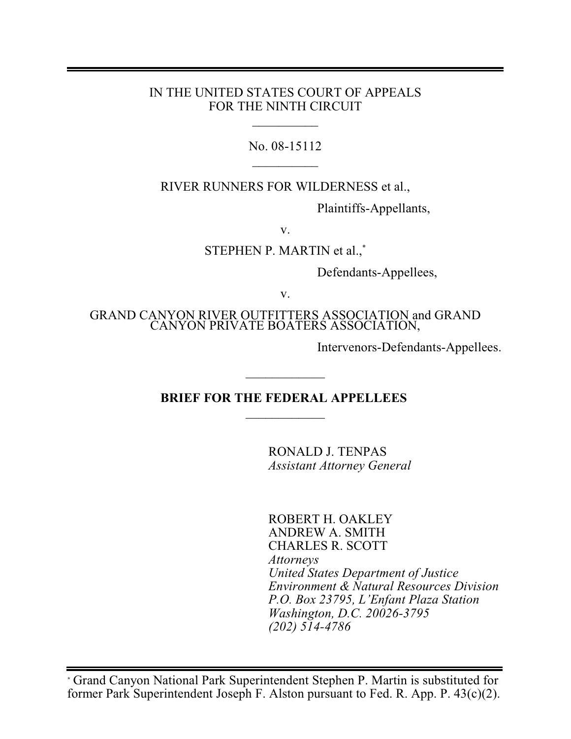IN THE UNITED STATES COURT OF APPEALS
FOR THE NINTH CIRCUIT

---

No. 08-15112

---

RIVER RUNNERS FOR WILDERNESS et al.,

Plaintiffs-Appellants,

v.

STEPHEN P. MARTIN et al.,*

Defendants-Appellees,

v.

GRAND CANYON RIVER OUTFITTERS ASSOCIATION and GRAND CANYON PRIVATE BOATERS ASSOCIATION,

Intervenors-Defendants-Appellees.

---

**BRIEF FOR THE FEDERAL APPELLEES**

---

RONALD J. TENPAS
*Assistant Attorney General*

ROBERT H. OAKLEY
ANDREW A. SMITH
CHARLES R. SCOTT
*Attorneys*
*United States Department of Justice*
*Environment & Natural Resources Division*
*P.O. Box 23795, L'Enfant Plaza Station*
*Washington, D.C. 20026-3795*
*(202) 514-4786*

---

* Grand Canyon National Park Superintendent Stephen P. Martin is substituted for former Park Superintendent Joseph F. Alston pursuant to Fed. R. App. P. 43(c)(2).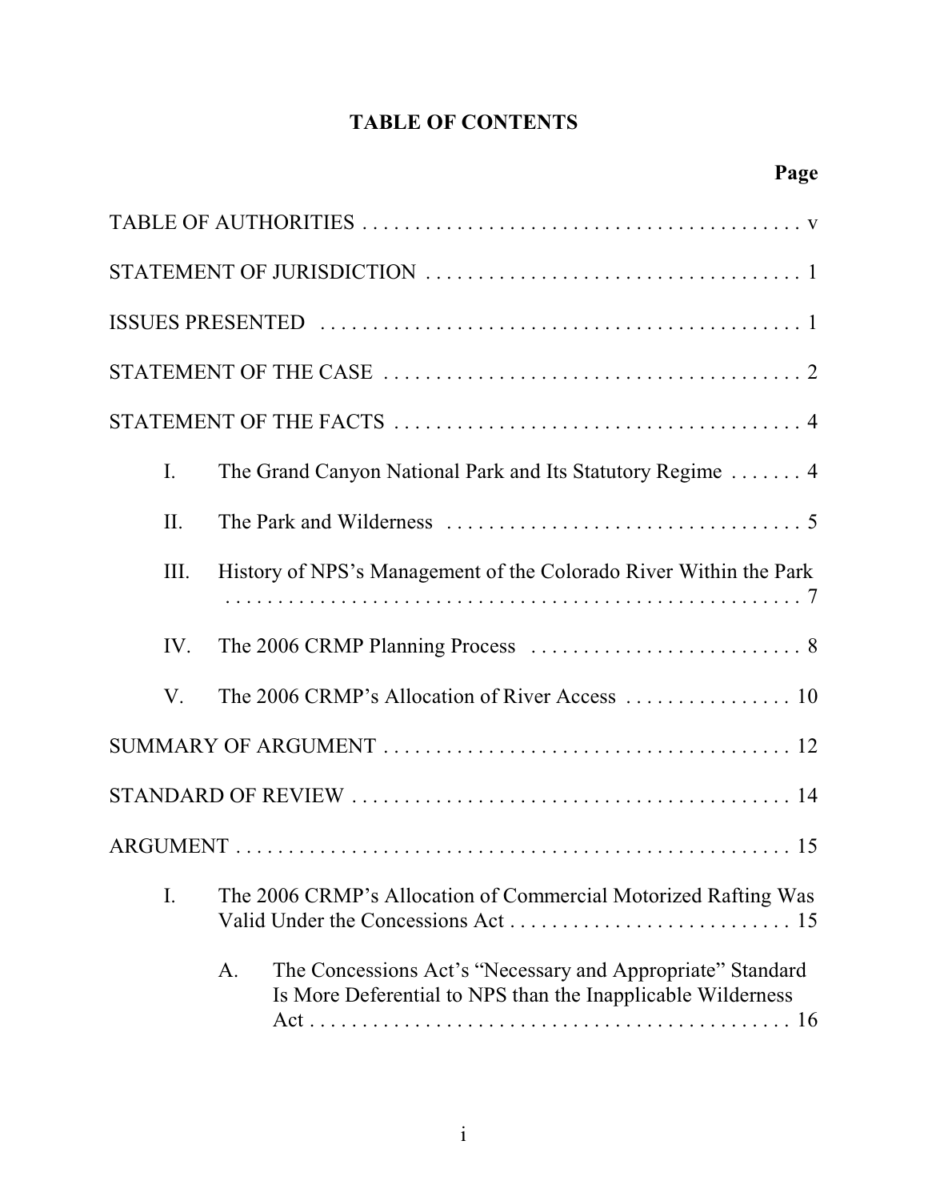# TABLE OF CONTENTS

**Page**

TABLE OF AUTHORITIES . . . . . . . . . . . . . . . . . . . . . . . . . . . . . . . . . . . . . . . . . . v

STATEMENT OF JURISDICTION . . . . . . . . . . . . . . . . . . . . . . . . . . . . . . . . . . . 1

ISSUES PRESENTED . . . . . . . . . . . . . . . . . . . . . . . . . . . . . . . . . . . . . . . . . . . . 1

STATEMENT OF THE CASE . . . . . . . . . . . . . . . . . . . . . . . . . . . . . . . . . . . . . . . 2

STATEMENT OF THE FACTS . . . . . . . . . . . . . . . . . . . . . . . . . . . . . . . . . . . . . . . 4

I. The Grand Canyon National Park and Its Statutory Regime . . . . . . . 4

II. The Park and Wilderness . . . . . . . . . . . . . . . . . . . . . . . . . . . . . . . . . . 5

III. History of NPS's Management of the Colorado River Within the Park . . . . . . . . . . . . . . . . . . . . . . . . . . . . . . . . . . . . . . . . . . . . . . . . . . . . . 7

IV. The 2006 CRMP Planning Process . . . . . . . . . . . . . . . . . . . . . . . . . . 8

V. The 2006 CRMP's Allocation of River Access . . . . . . . . . . . . . . . . 10

SUMMARY OF ARGUMENT . . . . . . . . . . . . . . . . . . . . . . . . . . . . . . . . . . . . . . . 12

STANDARD OF REVIEW . . . . . . . . . . . . . . . . . . . . . . . . . . . . . . . . . . . . . . . . . . 14

ARGUMENT . . . . . . . . . . . . . . . . . . . . . . . . . . . . . . . . . . . . . . . . . . . . . . . . . . . . 15

I. The 2006 CRMP's Allocation of Commercial Motorized Rafting Was Valid Under the Concessions Act . . . . . . . . . . . . . . . . . . . . . . . . . . . 15

A. The Concessions Act's "Necessary and Appropriate" Standard Is More Deferential to NPS than the Inapplicable Wilderness Act . . . . . . . . . . . . . . . . . . . . . . . . . . . . . . . . . . . . . . . . . . . . . . . 16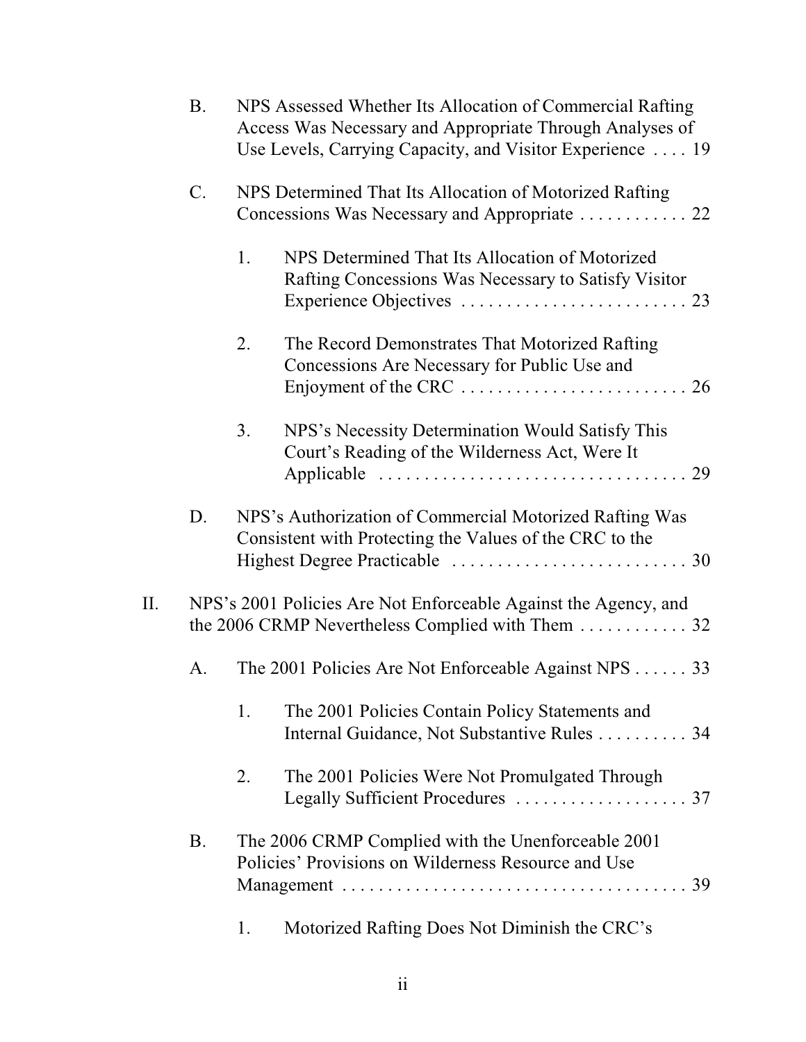B. NPS Assessed Whether Its Allocation of Commercial Rafting Access Was Necessary and Appropriate Through Analyses of Use Levels, Carrying Capacity, and Visitor Experience . . . . 19

C. NPS Determined That Its Allocation of Motorized Rafting Concessions Was Necessary and Appropriate . . . . . . . . . . . . 22

1. NPS Determined That Its Allocation of Motorized Rafting Concessions Was Necessary to Satisfy Visitor Experience Objectives . . . . . . . . . . . . . . . . . . . . . . . . . 23

2. The Record Demonstrates That Motorized Rafting Concessions Are Necessary for Public Use and Enjoyment of the CRC . . . . . . . . . . . . . . . . . . . . . . . . . 26

3. NPS's Necessity Determination Would Satisfy This Court's Reading of the Wilderness Act, Were It Applicable . . . . . . . . . . . . . . . . . . . . . . . . . . . . . . . . . . 29

D. NPS's Authorization of Commercial Motorized Rafting Was Consistent with Protecting the Values of the CRC to the Highest Degree Practicable . . . . . . . . . . . . . . . . . . . . . . . . . . 30

II. NPS's 2001 Policies Are Not Enforceable Against the Agency, and the 2006 CRMP Nevertheless Complied with Them . . . . . . . . . . . . 32

A. The 2001 Policies Are Not Enforceable Against NPS . . . . . . 33

1. The 2001 Policies Contain Policy Statements and Internal Guidance, Not Substantive Rules . . . . . . . . . . 34

2. The 2001 Policies Were Not Promulgated Through Legally Sufficient Procedures . . . . . . . . . . . . . . . . . . . 37

B. The 2006 CRMP Complied with the Unenforceable 2001 Policies' Provisions on Wilderness Resource and Use Management . . . . . . . . . . . . . . . . . . . . . . . . . . . . . . . . . . . . . . 39

1. Motorized Rafting Does Not Diminish the CRC's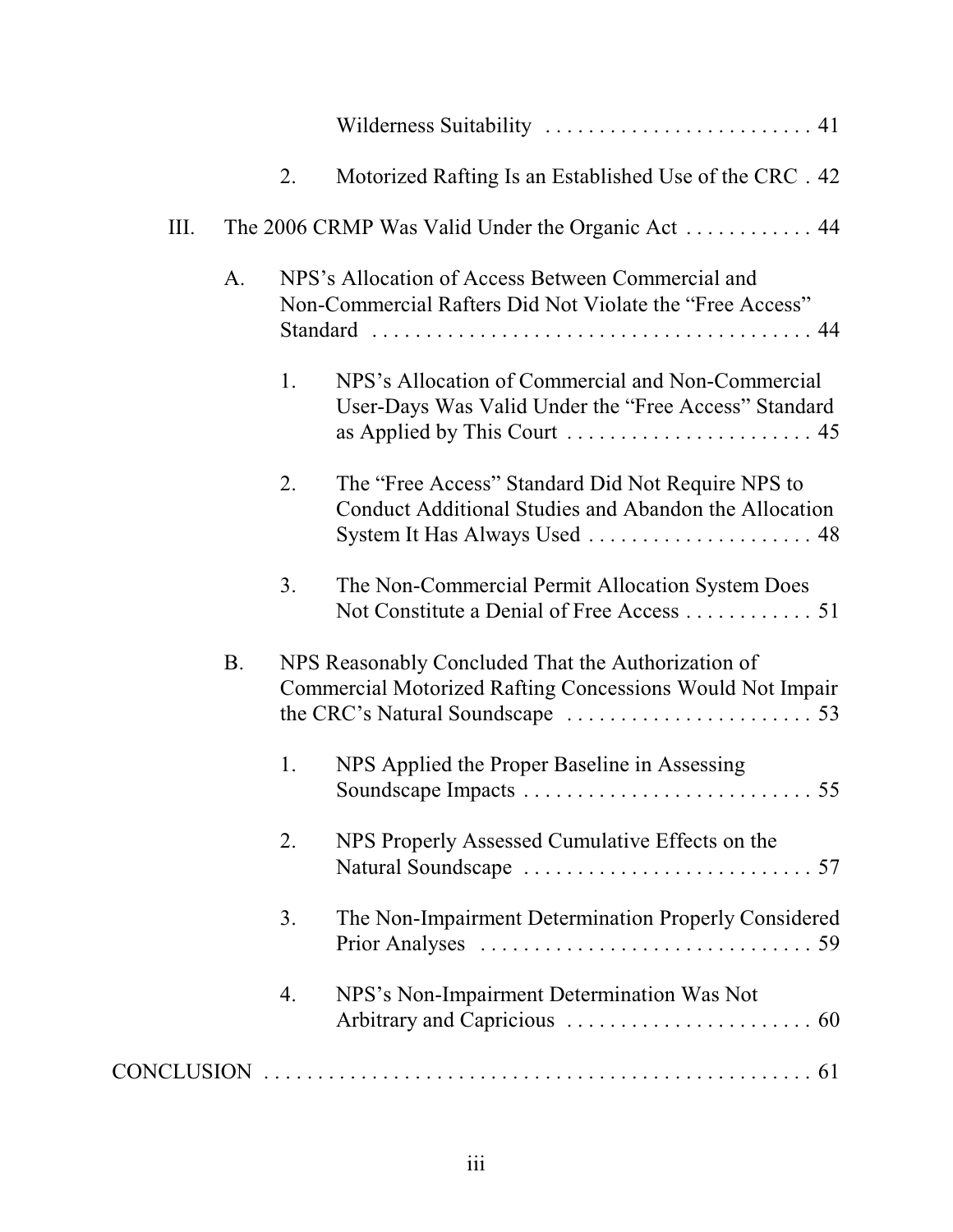Wilderness Suitability . . . . . . . . . . . . . . . . . . . . . . . . . 41

2. Motorized Rafting Is an Established Use of the CRC . 42

III. The 2006 CRMP Was Valid Under the Organic Act . . . . . . . . . . . . 44

A. NPS's Allocation of Access Between Commercial and Non-Commercial Rafters Did Not Violate the "Free Access" Standard . . . . . . . . . . . . . . . . . . . . . . . . . . . . . . . . . . . . . . . . . 44

1. NPS's Allocation of Commercial and Non-Commercial User-Days Was Valid Under the "Free Access" Standard as Applied by This Court . . . . . . . . . . . . . . . . . . . . . . . 45

2. The "Free Access" Standard Did Not Require NPS to Conduct Additional Studies and Abandon the Allocation System It Has Always Used . . . . . . . . . . . . . . . . . . . . . 48

3. The Non-Commercial Permit Allocation System Does Not Constitute a Denial of Free Access . . . . . . . . . . . . 51

B. NPS Reasonably Concluded That the Authorization of Commercial Motorized Rafting Concessions Would Not Impair the CRC's Natural Soundscape . . . . . . . . . . . . . . . . . . . . . . . 53

1. NPS Applied the Proper Baseline in Assessing Soundscape Impacts . . . . . . . . . . . . . . . . . . . . . . . . . . . 55

2. NPS Properly Assessed Cumulative Effects on the Natural Soundscape . . . . . . . . . . . . . . . . . . . . . . . . . . . 57

3. The Non-Impairment Determination Properly Considered Prior Analyses . . . . . . . . . . . . . . . . . . . . . . . . . . . . . . . 59

4. NPS's Non-Impairment Determination Was Not Arbitrary and Capricious . . . . . . . . . . . . . . . . . . . . . . . 60

CONCLUSION . . . . . . . . . . . . . . . . . . . . . . . . . . . . . . . . . . . . . . . . . . . . . . . . . . . . 61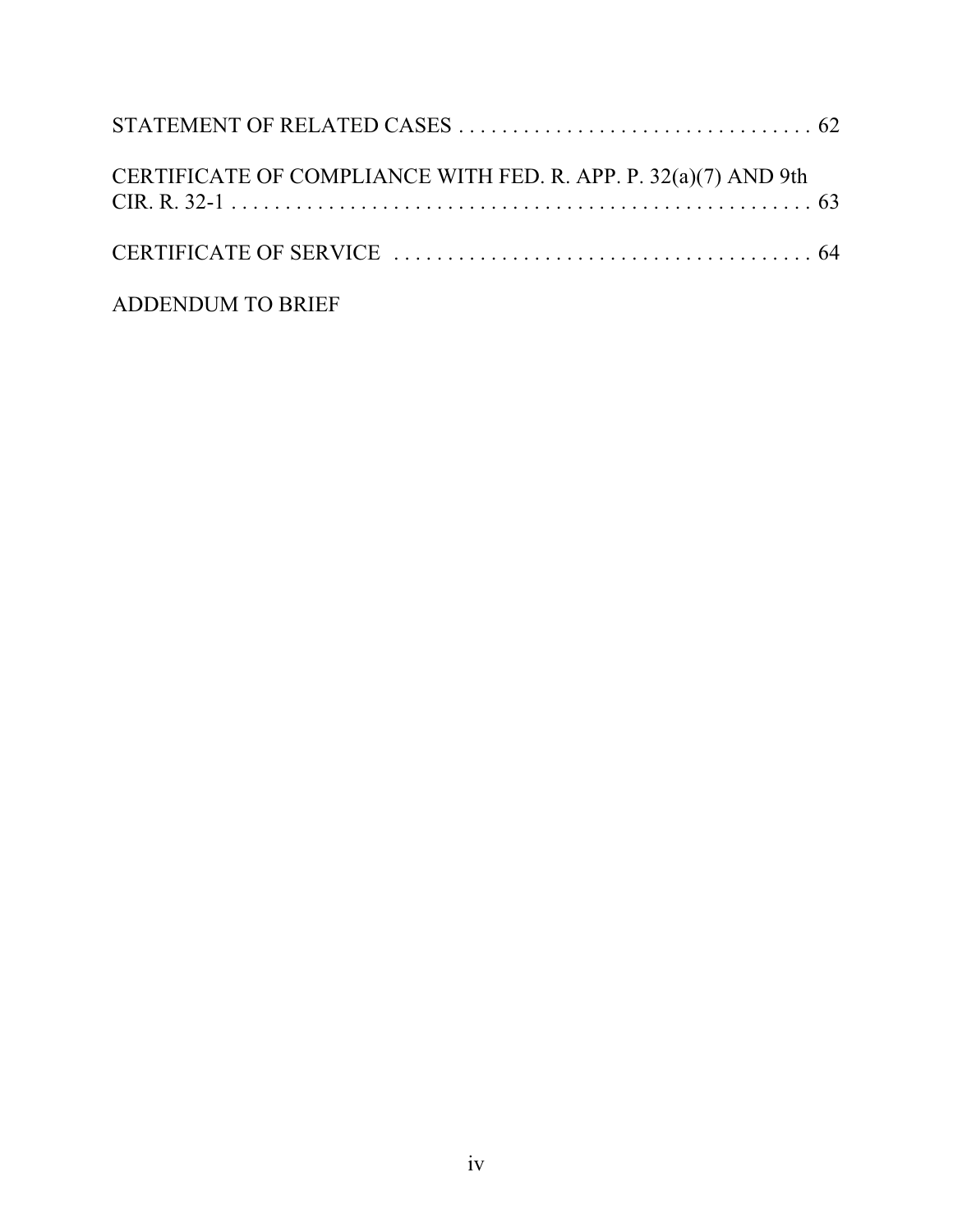STATEMENT OF RELATED CASES . . . . . . . . . . . . . . . . . . . . . . . . . . . . . . . . . 62

CERTIFICATE OF COMPLIANCE WITH FED. R. APP. P. 32(a)(7) AND 9th CIR. R. 32-1 . . . . . . . . . . . . . . . . . . . . . . . . . . . . . . . . . . . . . . . . . . . . . . . . . . . . 63

CERTIFICATE OF SERVICE . . . . . . . . . . . . . . . . . . . . . . . . . . . . . . . . . . . . . . 64

ADDENDUM TO BRIEF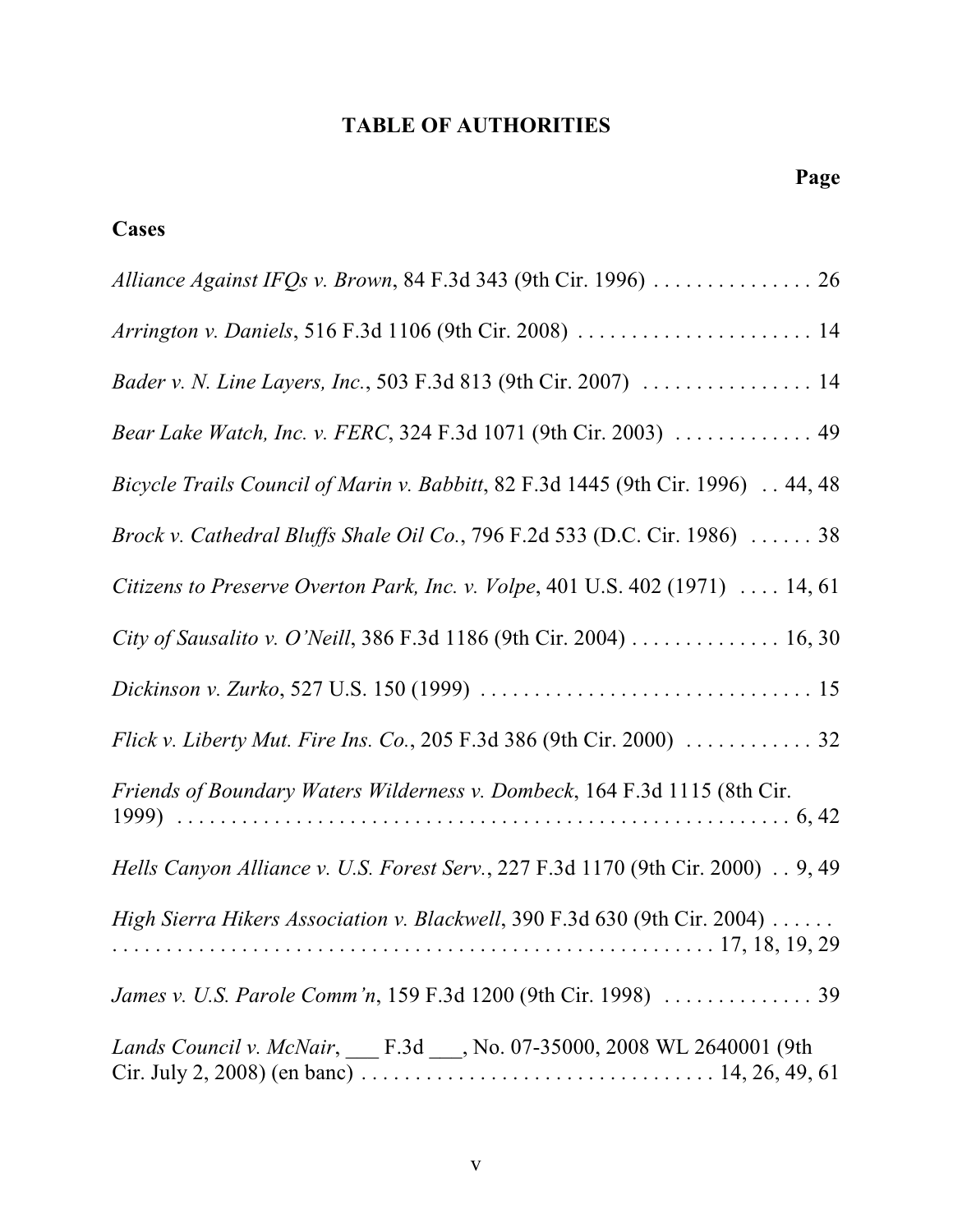## TABLE OF AUTHORITIES

**Page**

### Cases

*Alliance Against IFQs v. Brown*, 84 F.3d 343 (9th Cir. 1996) . . . . . . . . . . . . . . . 26

*Arrington v. Daniels*, 516 F.3d 1106 (9th Cir. 2008) . . . . . . . . . . . . . . . . . . . . . . 14

*Bader v. N. Line Layers, Inc.*, 503 F.3d 813 (9th Cir. 2007) . . . . . . . . . . . . . . . . 14

*Bear Lake Watch, Inc. v. FERC*, 324 F.3d 1071 (9th Cir. 2003) . . . . . . . . . . . . . 49

*Bicycle Trails Council of Marin v. Babbitt*, 82 F.3d 1445 (9th Cir. 1996) . . 44, 48

*Brock v. Cathedral Bluffs Shale Oil Co.*, 796 F.2d 533 (D.C. Cir. 1986) . . . . . . 38

*Citizens to Preserve Overton Park, Inc. v. Volpe*, 401 U.S. 402 (1971) . . . . 14, 61

*City of Sausalito v. O'Neill*, 386 F.3d 1186 (9th Cir. 2004) . . . . . . . . . . . . . . 16, 30

*Dickinson v. Zurko*, 527 U.S. 150 (1999) . . . . . . . . . . . . . . . . . . . . . . . . . . . . . . . 15

*Flick v. Liberty Mut. Fire Ins. Co.*, 205 F.3d 386 (9th Cir. 2000) . . . . . . . . . . . . 32

*Friends of Boundary Waters Wilderness v. Dombeck*, 164 F.3d 1115 (8th Cir. 1999) . . . . . . . . . . . . . . . . . . . . . . . . . . . . . . . . . . . . . . . . . . . . . . . . . . . . . 6, 42

*Hells Canyon Alliance v. U.S. Forest Serv.*, 227 F.3d 1170 (9th Cir. 2000) . . 9, 49

*High Sierra Hikers Association v. Blackwell*, 390 F.3d 630 (9th Cir. 2004) . . . . . . . . . . . . . . . . . . . . . . . . . . . . . . . . . . . . . . . . . . . . . . . . . . . . . . . . . . . 17, 18, 19, 29

*James v. U.S. Parole Comm'n*, 159 F.3d 1200 (9th Cir. 1998) . . . . . . . . . . . . . . 39

*Lands Council v. McNair*, ___ F.3d ___, No. 07-35000, 2008 WL 2640001 (9th Cir. July 2, 2008) (en banc) . . . . . . . . . . . . . . . . . . . . . . . . . . . . . . . . 14, 26, 49, 61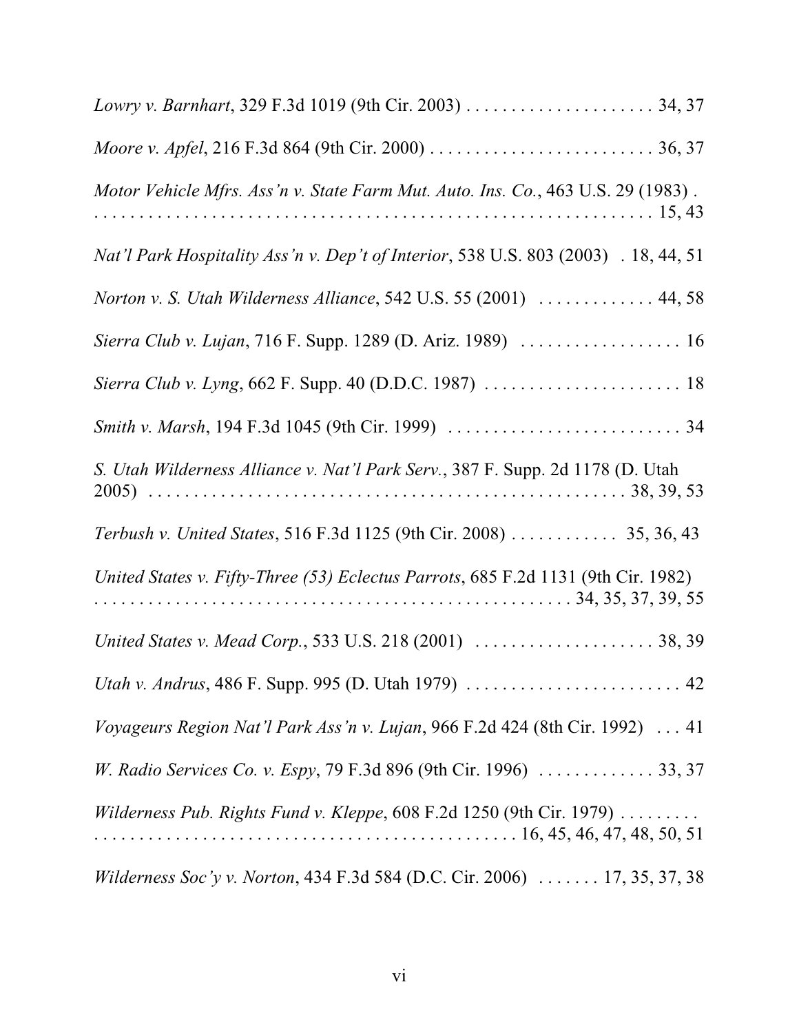*Lowry v. Barnhart*, 329 F.3d 1019 (9th Cir. 2003) . . . . . . . . . . . . . . . . . . . . . 34, 37

*Moore v. Apfel*, 216 F.3d 864 (9th Cir. 2000) . . . . . . . . . . . . . . . . . . . . . . . . . 36, 37

*Motor Vehicle Mfrs. Ass'n v. State Farm Mut. Auto. Ins. Co.*, 463 U.S. 29 (1983) . . . . . . . . . . . . . . . . . . . . . . . . . . . . . . . . . . . . . . . . . . . . . . . . . . . . . . . . . . 15, 43

*Nat'l Park Hospitality Ass'n v. Dep't of Interior*, 538 U.S. 803 (2003) . 18, 44, 51

*Norton v. S. Utah Wilderness Alliance*, 542 U.S. 55 (2001) . . . . . . . . . . . . . 44, 58

*Sierra Club v. Lujan*, 716 F. Supp. 1289 (D. Ariz. 1989) . . . . . . . . . . . . . . . . . . 16

*Sierra Club v. Lyng*, 662 F. Supp. 40 (D.D.C. 1987) . . . . . . . . . . . . . . . . . . . . . . 18

*Smith v. Marsh*, 194 F.3d 1045 (9th Cir. 1999) . . . . . . . . . . . . . . . . . . . . . . . . . . 34

*S. Utah Wilderness Alliance v. Nat'l Park Serv.*, 387 F. Supp. 2d 1178 (D. Utah 2005) . . . . . . . . . . . . . . . . . . . . . . . . . . . . . . . . . . . . . . . . . . . . . . . . . . . 38, 39, 53

*Terbush v. United States*, 516 F.3d 1125 (9th Cir. 2008) . . . . . . . . . . . . 35, 36, 43

*United States v. Fifty-Three (53) Eclectus Parrots*, 685 F.2d 1131 (9th Cir. 1982) . . . . . . . . . . . . . . . . . . . . . . . . . . . . . . . . . . . . . . . . . . . . . . . . . . . . 34, 35, 37, 39, 55

*United States v. Mead Corp.*, 533 U.S. 218 (2001) . . . . . . . . . . . . . . . . . . . . 38, 39

*Utah v. Andrus*, 486 F. Supp. 995 (D. Utah 1979) . . . . . . . . . . . . . . . . . . . . . . . . 42

*Voyageurs Region Nat'l Park Ass'n v. Lujan*, 966 F.2d 424 (8th Cir. 1992) . . . 41

*W. Radio Services Co. v. Espy*, 79 F.3d 896 (9th Cir. 1996) . . . . . . . . . . . . . 33, 37

*Wilderness Pub. Rights Fund v. Kleppe*, 608 F.2d 1250 (9th Cir. 1979) . . . . . . . . . . . . . . . . . . . . . . . . . . . . . . . . . . . . . . . . . . . . . . . . . . 16, 45, 46, 47, 48, 50, 51

*Wilderness Soc'y v. Norton*, 434 F.3d 584 (D.C. Cir. 2006) . . . . . . . 17, 35, 37, 38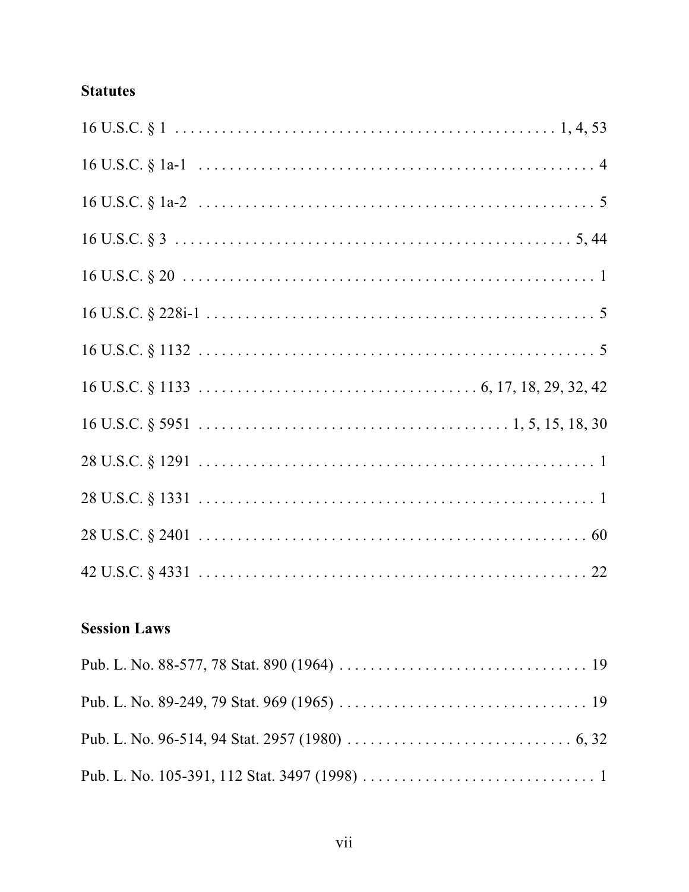**Statutes**

16 U.S.C. § 1 . . . . . . . . . . . . . . . . . . . . . . . . . . . . . . . . . . . . . . . . . . . . . . . . 1, 4, 53

16 U.S.C. § 1a-1 . . . . . . . . . . . . . . . . . . . . . . . . . . . . . . . . . . . . . . . . . . . . . . . . . . . 4

16 U.S.C. § 1a-2 . . . . . . . . . . . . . . . . . . . . . . . . . . . . . . . . . . . . . . . . . . . . . . . . . . . 5

16 U.S.C. § 3 . . . . . . . . . . . . . . . . . . . . . . . . . . . . . . . . . . . . . . . . . . . . . . . . . . . 5, 44

16 U.S.C. § 20 . . . . . . . . . . . . . . . . . . . . . . . . . . . . . . . . . . . . . . . . . . . . . . . . . . . . 1

16 U.S.C. § 228i-1 . . . . . . . . . . . . . . . . . . . . . . . . . . . . . . . . . . . . . . . . . . . . . . . . . . 5

16 U.S.C. § 1132 . . . . . . . . . . . . . . . . . . . . . . . . . . . . . . . . . . . . . . . . . . . . . . . . . . . 5

16 U.S.C. § 1133 . . . . . . . . . . . . . . . . . . . . . . . . . . . . . . . . . . . 6, 17, 18, 29, 32, 42

16 U.S.C. § 5951 . . . . . . . . . . . . . . . . . . . . . . . . . . . . . . . . . . . . . . 1, 5, 15, 18, 30

28 U.S.C. § 1291 . . . . . . . . . . . . . . . . . . . . . . . . . . . . . . . . . . . . . . . . . . . . . . . . . . . 1

28 U.S.C. § 1331 . . . . . . . . . . . . . . . . . . . . . . . . . . . . . . . . . . . . . . . . . . . . . . . . . . . 1

28 U.S.C. § 2401 . . . . . . . . . . . . . . . . . . . . . . . . . . . . . . . . . . . . . . . . . . . . . . . . . . 60

42 U.S.C. § 4331 . . . . . . . . . . . . . . . . . . . . . . . . . . . . . . . . . . . . . . . . . . . . . . . . . . 22

**Session Laws**

Pub. L. No. 88-577, 78 Stat. 890 (1964) . . . . . . . . . . . . . . . . . . . . . . . . . . . . . . . . 19

Pub. L. No. 89-249, 79 Stat. 969 (1965) . . . . . . . . . . . . . . . . . . . . . . . . . . . . . . . . 19

Pub. L. No. 96-514, 94 Stat. 2957 (1980) . . . . . . . . . . . . . . . . . . . . . . . . . . . . . 6, 32

Pub. L. No. 105-391, 112 Stat. 3497 (1998) . . . . . . . . . . . . . . . . . . . . . . . . . . . . . . 1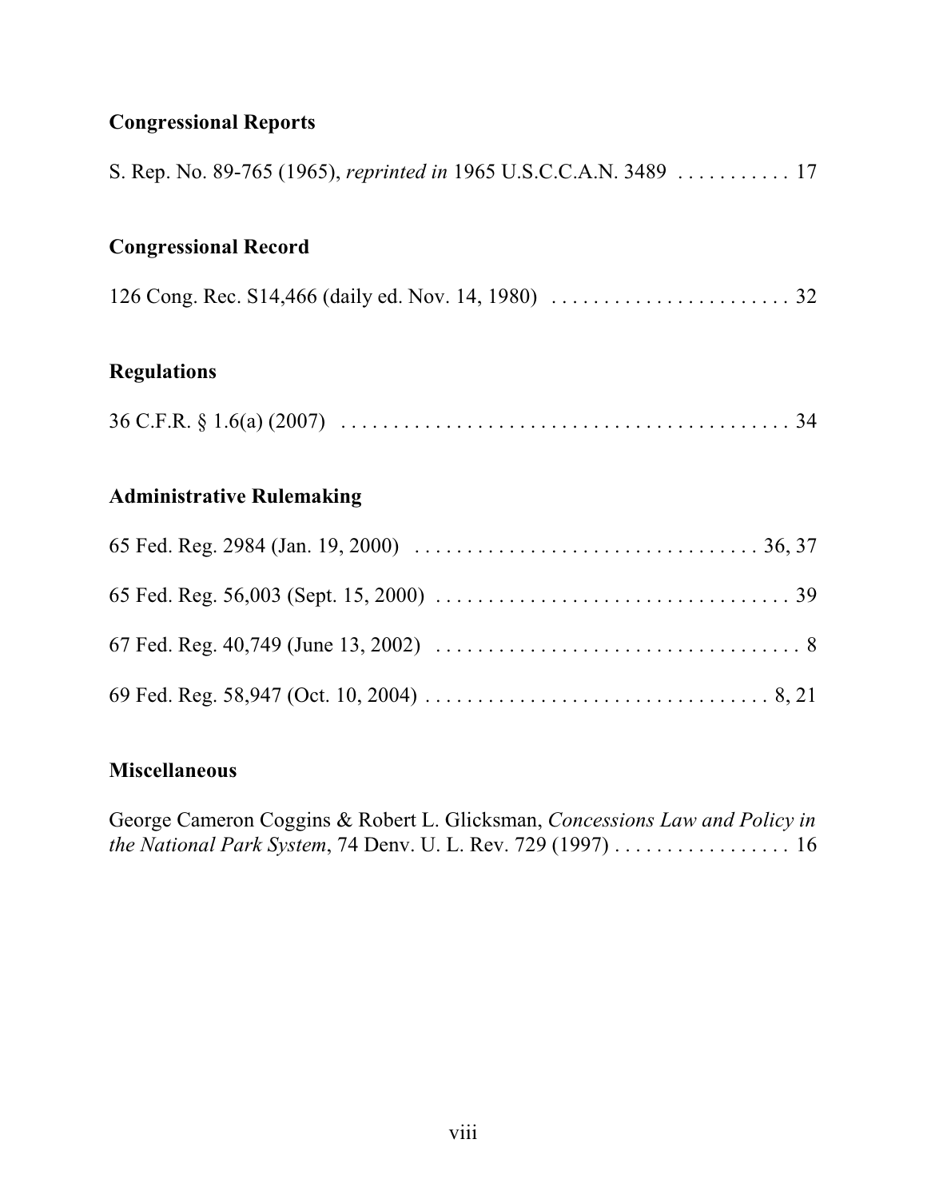**Congressional Reports**

S. Rep. No. 89-765 (1965), *reprinted in* 1965 U.S.C.C.A.N. 3489 . . . . . . . . . . . 17

**Congressional Record**

126 Cong. Rec. S14,466 (daily ed. Nov. 14, 1980) . . . . . . . . . . . . . . . . . . . . . . . 32

**Regulations**

36 C.F.R. § 1.6(a) (2007) . . . . . . . . . . . . . . . . . . . . . . . . . . . . . . . . . . . . . . . . . . . . 34

**Administrative Rulemaking**

65 Fed. Reg. 2984 (Jan. 19, 2000) . . . . . . . . . . . . . . . . . . . . . . . . . . . . . . . . . 36, 37

65 Fed. Reg. 56,003 (Sept. 15, 2000) . . . . . . . . . . . . . . . . . . . . . . . . . . . . . . . . . . 39

67 Fed. Reg. 40,749 (June 13, 2002) . . . . . . . . . . . . . . . . . . . . . . . . . . . . . . . . . . . 8

69 Fed. Reg. 58,947 (Oct. 10, 2004) . . . . . . . . . . . . . . . . . . . . . . . . . . . . . . . . 8, 21

**Miscellaneous**

George Cameron Coggins & Robert L. Glicksman, *Concessions Law and Policy in the National Park System*, 74 Denv. U. L. Rev. 729 (1997) . . . . . . . . . . . . . . . . . 16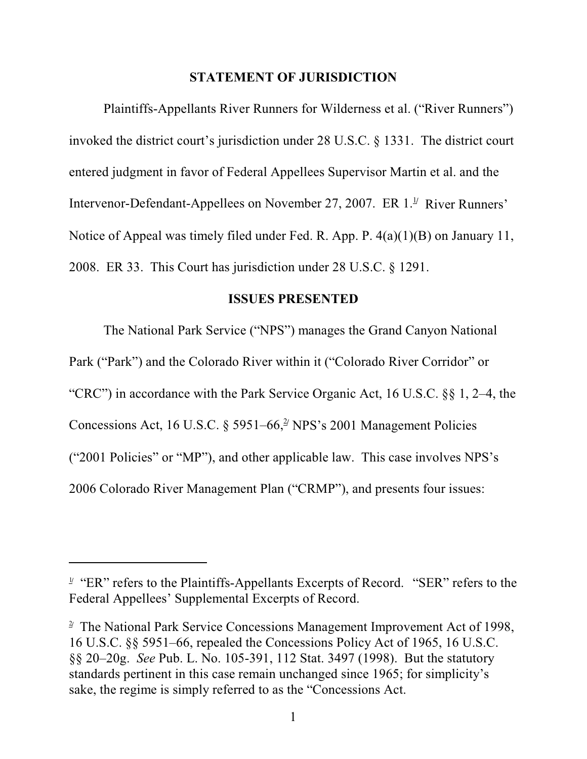## STATEMENT OF JURISDICTION

Plaintiffs-Appellants River Runners for Wilderness et al. ("River Runners") invoked the district court's jurisdiction under 28 U.S.C. § 1331. The district court entered judgment in favor of Federal Appellees Supervisor Martin et al. and the Intervenor-Defendant-Appellees on November 27, 2007. ER 1.[1] River Runners' Notice of Appeal was timely filed under Fed. R. App. P. 4(a)(1)(B) on January 11, 2008. ER 33. This Court has jurisdiction under 28 U.S.C. § 1291.

## ISSUES PRESENTED

The National Park Service ("NPS") manages the Grand Canyon National Park ("Park") and the Colorado River within it ("Colorado River Corridor" or "CRC") in accordance with the Park Service Organic Act, 16 U.S.C. §§ 1, 2–4, the Concessions Act, 16 U.S.C. § 5951–66,[2] NPS's 2001 Management Policies ("2001 Policies" or "MP"), and other applicable law. This case involves NPS's 2006 Colorado River Management Plan ("CRMP"), and presents four issues:

---

[1] "ER" refers to the Plaintiffs-Appellants Excerpts of Record. "SER" refers to the Federal Appellees' Supplemental Excerpts of Record.

[2] The National Park Service Concessions Management Improvement Act of 1998, 16 U.S.C. §§ 5951–66, repealed the Concessions Policy Act of 1965, 16 U.S.C. §§ 20–20g. *See* Pub. L. No. 105-391, 112 Stat. 3497 (1998). But the statutory standards pertinent in this case remain unchanged since 1965; for simplicity's sake, the regime is simply referred to as the "Concessions Act.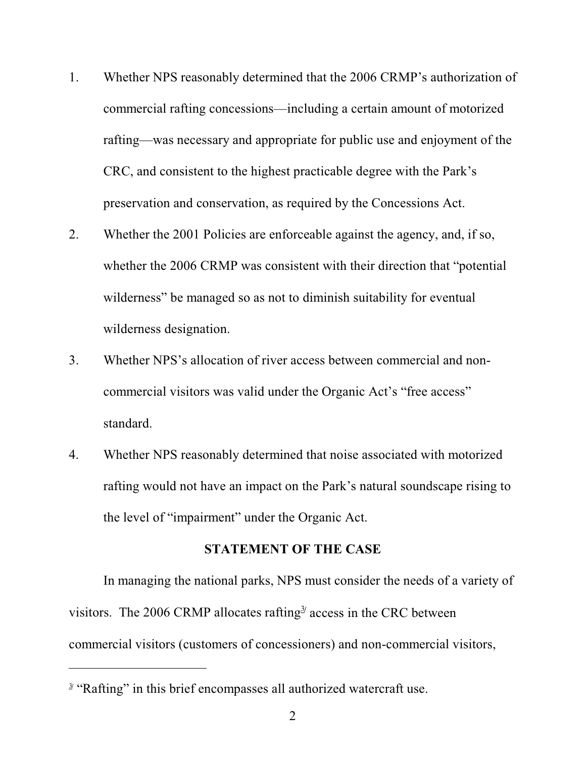1. Whether NPS reasonably determined that the 2006 CRMP's authorization of commercial rafting concessions—including a certain amount of motorized rafting—was necessary and appropriate for public use and enjoyment of the CRC, and consistent to the highest practicable degree with the Park's preservation and conservation, as required by the Concessions Act.

2. Whether the 2001 Policies are enforceable against the agency, and, if so, whether the 2006 CRMP was consistent with their direction that "potential wilderness" be managed so as not to diminish suitability for eventual wilderness designation.

3. Whether NPS's allocation of river access between commercial and non-commercial visitors was valid under the Organic Act's "free access" standard.

4. Whether NPS reasonably determined that noise associated with motorized rafting would not have an impact on the Park's natural soundscape rising to the level of "impairment" under the Organic Act.

## STATEMENT OF THE CASE

In managing the national parks, NPS must consider the needs of a variety of visitors. The 2006 CRMP allocates rafting[3] access in the CRC between commercial visitors (customers of concessioners) and non-commercial visitors,

---

[3] "Rafting" in this brief encompasses all authorized watercraft use.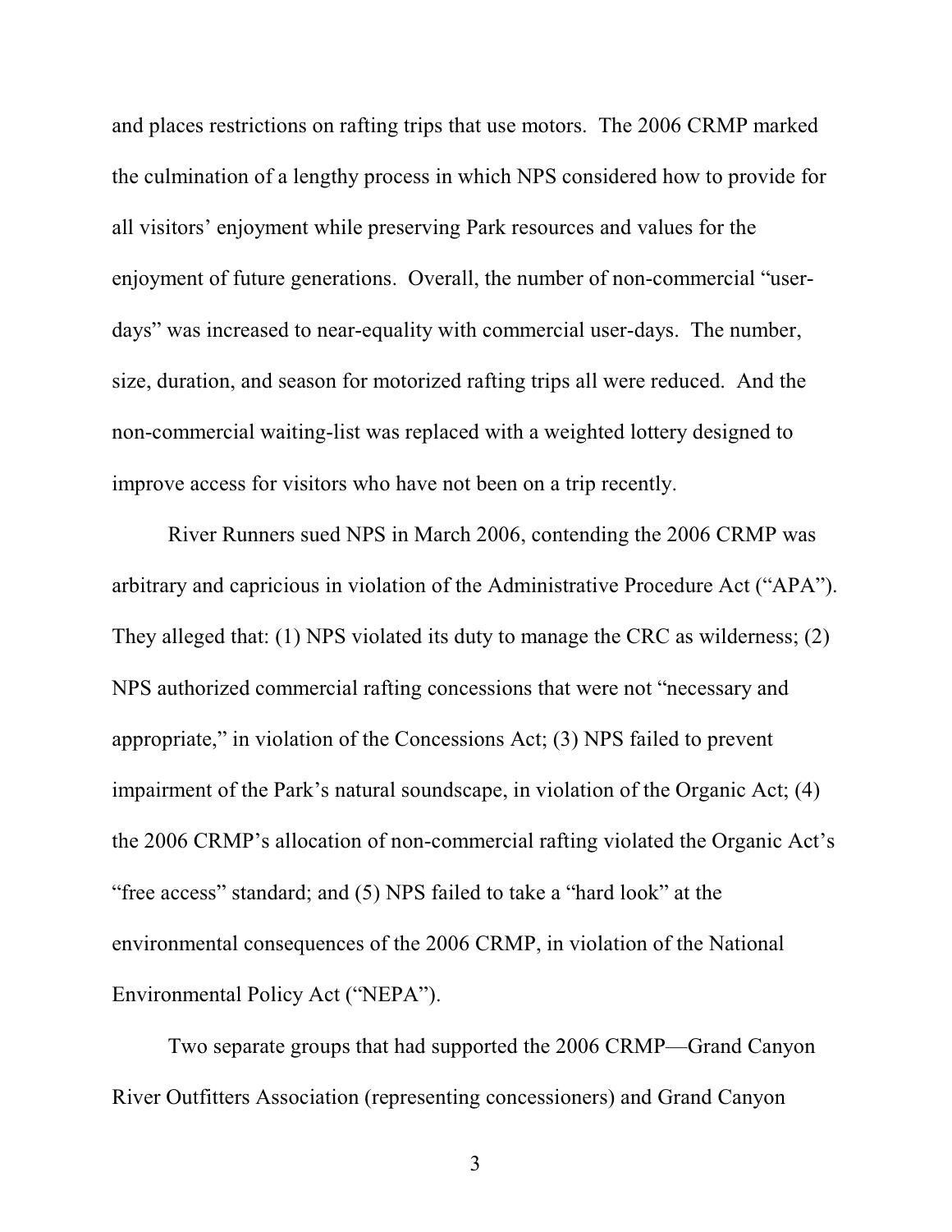and places restrictions on rafting trips that use motors. The 2006 CRMP marked the culmination of a lengthy process in which NPS considered how to provide for all visitors' enjoyment while preserving Park resources and values for the enjoyment of future generations. Overall, the number of non-commercial "user-days" was increased to near-equality with commercial user-days. The number, size, duration, and season for motorized rafting trips all were reduced. And the non-commercial waiting-list was replaced with a weighted lottery designed to improve access for visitors who have not been on a trip recently.

River Runners sued NPS in March 2006, contending the 2006 CRMP was arbitrary and capricious in violation of the Administrative Procedure Act ("APA"). They alleged that: (1) NPS violated its duty to manage the CRC as wilderness; (2) NPS authorized commercial rafting concessions that were not "necessary and appropriate," in violation of the Concessions Act; (3) NPS failed to prevent impairment of the Park's natural soundscape, in violation of the Organic Act; (4) the 2006 CRMP's allocation of non-commercial rafting violated the Organic Act's "free access" standard; and (5) NPS failed to take a "hard look" at the environmental consequences of the 2006 CRMP, in violation of the National Environmental Policy Act ("NEPA").

Two separate groups that had supported the 2006 CRMP—Grand Canyon River Outfitters Association (representing concessioners) and Grand Canyon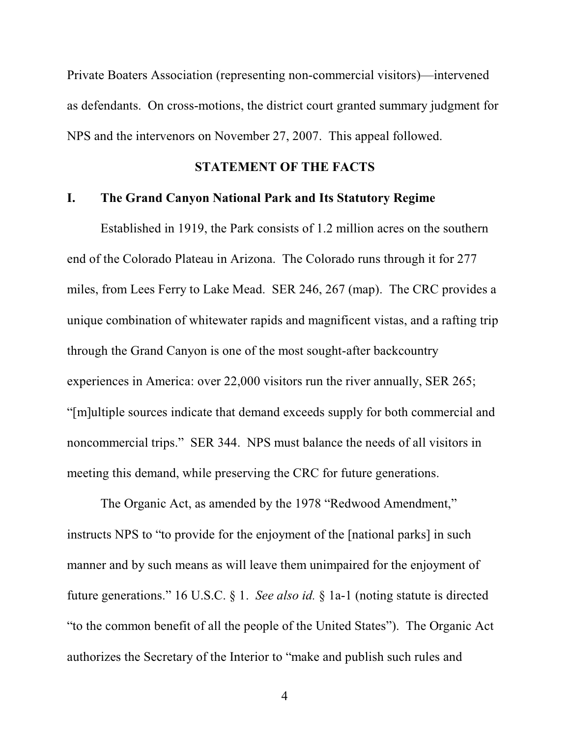Private Boaters Association (representing non-commercial visitors)—intervened as defendants. On cross-motions, the district court granted summary judgment for NPS and the intervenors on November 27, 2007. This appeal followed.

## STATEMENT OF THE FACTS

### I. The Grand Canyon National Park and Its Statutory Regime

Established in 1919, the Park consists of 1.2 million acres on the southern end of the Colorado Plateau in Arizona. The Colorado runs through it for 277 miles, from Lees Ferry to Lake Mead. SER 246, 267 (map). The CRC provides a unique combination of whitewater rapids and magnificent vistas, and a rafting trip through the Grand Canyon is one of the most sought-after backcountry experiences in America: over 22,000 visitors run the river annually, SER 265; "[m]ultiple sources indicate that demand exceeds supply for both commercial and noncommercial trips." SER 344. NPS must balance the needs of all visitors in meeting this demand, while preserving the CRC for future generations.

The Organic Act, as amended by the 1978 "Redwood Amendment," instructs NPS to "to provide for the enjoyment of the [national parks] in such manner and by such means as will leave them unimpaired for the enjoyment of future generations." 16 U.S.C. § 1. *See also id.* § 1a-1 (noting statute is directed "to the common benefit of all the people of the United States"). The Organic Act authorizes the Secretary of the Interior to "make and publish such rules and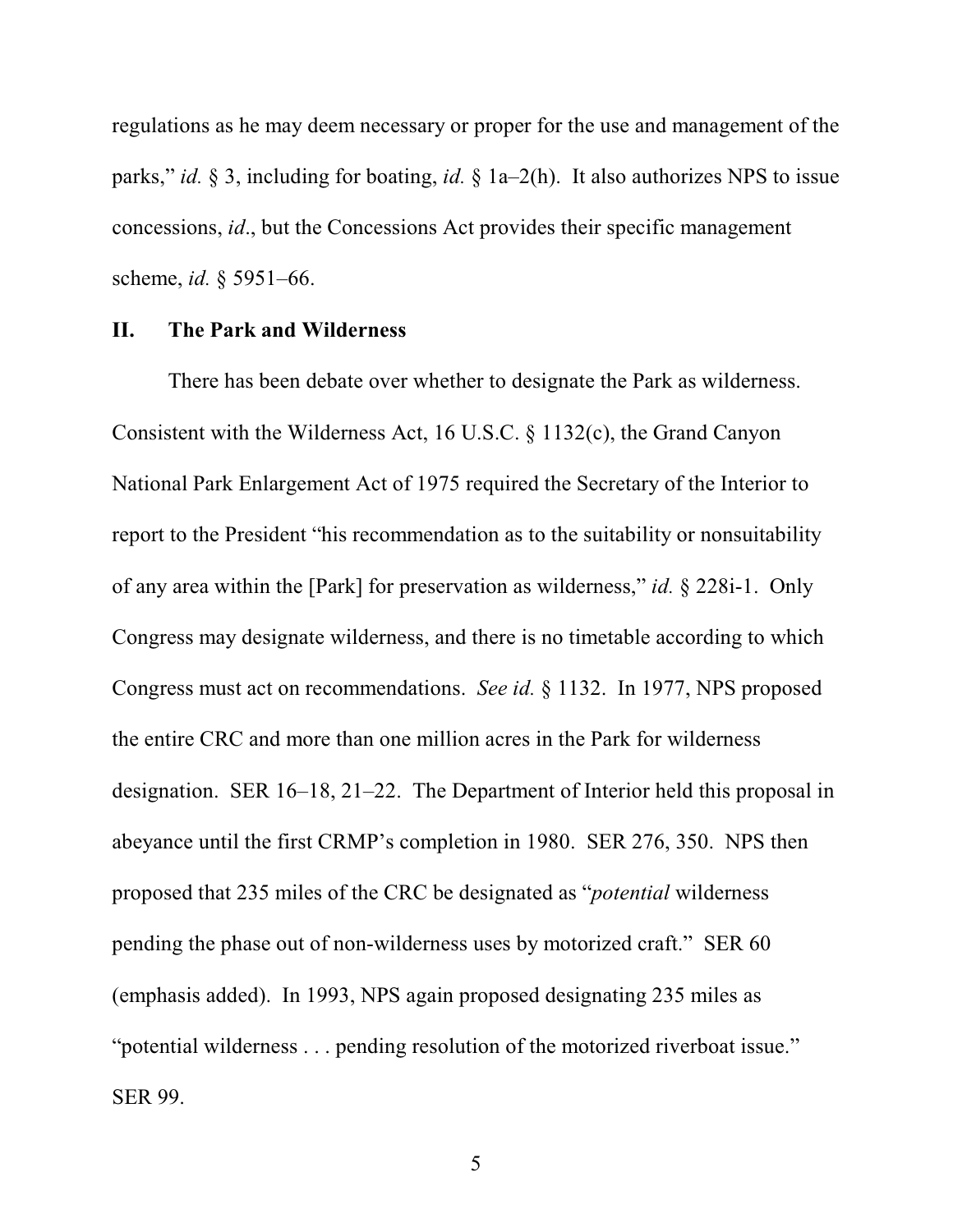regulations as he may deem necessary or proper for the use and management of the parks," *id.* § 3, including for boating, *id.* § 1a–2(h). It also authorizes NPS to issue concessions, *id*., but the Concessions Act provides their specific management scheme, *id.* § 5951–66.

## II. The Park and Wilderness

There has been debate over whether to designate the Park as wilderness. Consistent with the Wilderness Act, 16 U.S.C. § 1132(c), the Grand Canyon National Park Enlargement Act of 1975 required the Secretary of the Interior to report to the President "his recommendation as to the suitability or nonsuitability of any area within the [Park] for preservation as wilderness," *id.* § 228i-1. Only Congress may designate wilderness, and there is no timetable according to which Congress must act on recommendations. *See id.* § 1132. In 1977, NPS proposed the entire CRC and more than one million acres in the Park for wilderness designation. SER 16–18, 21–22. The Department of Interior held this proposal in abeyance until the first CRMP's completion in 1980. SER 276, 350. NPS then proposed that 235 miles of the CRC be designated as "*potential* wilderness pending the phase out of non-wilderness uses by motorized craft." SER 60 (emphasis added). In 1993, NPS again proposed designating 235 miles as "potential wilderness . . . pending resolution of the motorized riverboat issue." SER 99.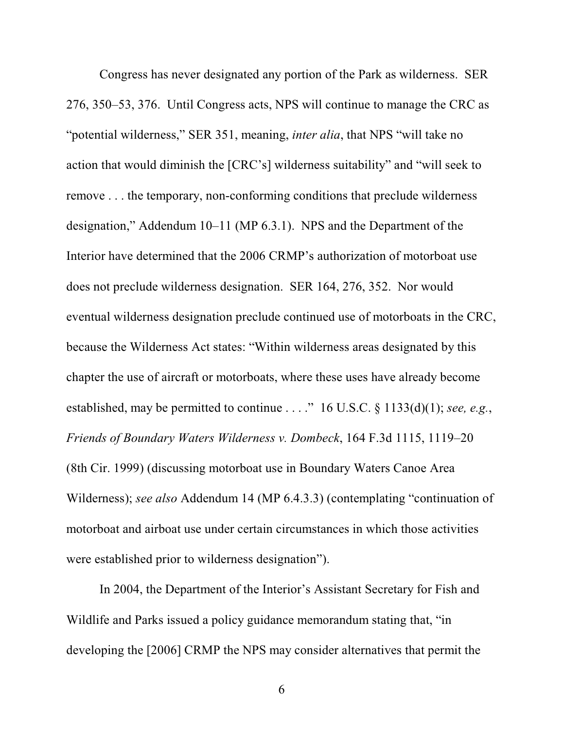Congress has never designated any portion of the Park as wilderness. SER 276, 350–53, 376. Until Congress acts, NPS will continue to manage the CRC as "potential wilderness," SER 351, meaning, *inter alia*, that NPS "will take no action that would diminish the [CRC's] wilderness suitability" and "will seek to remove . . . the temporary, non-conforming conditions that preclude wilderness designation," Addendum 10–11 (MP 6.3.1). NPS and the Department of the Interior have determined that the 2006 CRMP's authorization of motorboat use does not preclude wilderness designation. SER 164, 276, 352. Nor would eventual wilderness designation preclude continued use of motorboats in the CRC, because the Wilderness Act states: "Within wilderness areas designated by this chapter the use of aircraft or motorboats, where these uses have already become established, may be permitted to continue . . . ." 16 U.S.C. § 1133(d)(1); *see, e.g.*, *Friends of Boundary Waters Wilderness v. Dombeck*, 164 F.3d 1115, 1119–20 (8th Cir. 1999) (discussing motorboat use in Boundary Waters Canoe Area Wilderness); *see also* Addendum 14 (MP 6.4.3.3) (contemplating "continuation of motorboat and airboat use under certain circumstances in which those activities were established prior to wilderness designation").

In 2004, the Department of the Interior's Assistant Secretary for Fish and Wildlife and Parks issued a policy guidance memorandum stating that, "in developing the [2006] CRMP the NPS may consider alternatives that permit the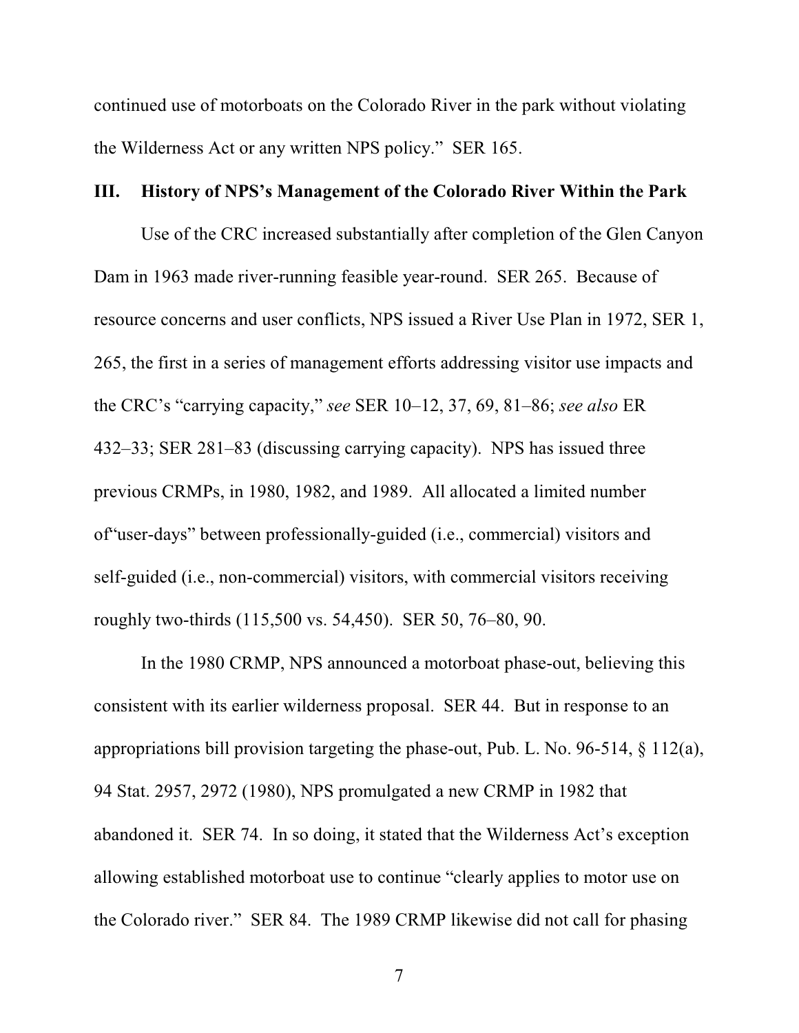continued use of motorboats on the Colorado River in the park without violating the Wilderness Act or any written NPS policy." SER 165.

## III. History of NPS's Management of the Colorado River Within the Park

Use of the CRC increased substantially after completion of the Glen Canyon Dam in 1963 made river-running feasible year-round. SER 265. Because of resource concerns and user conflicts, NPS issued a River Use Plan in 1972, SER 1, 265, the first in a series of management efforts addressing visitor use impacts and the CRC's "carrying capacity," *see* SER 10–12, 37, 69, 81–86; *see also* ER 432–33; SER 281–83 (discussing carrying capacity). NPS has issued three previous CRMPs, in 1980, 1982, and 1989. All allocated a limited number of"user-days" between professionally-guided (i.e., commercial) visitors and self-guided (i.e., non-commercial) visitors, with commercial visitors receiving roughly two-thirds (115,500 vs. 54,450). SER 50, 76–80, 90.

In the 1980 CRMP, NPS announced a motorboat phase-out, believing this consistent with its earlier wilderness proposal. SER 44. But in response to an appropriations bill provision targeting the phase-out, Pub. L. No. 96-514, § 112(a), 94 Stat. 2957, 2972 (1980), NPS promulgated a new CRMP in 1982 that abandoned it. SER 74. In so doing, it stated that the Wilderness Act's exception allowing established motorboat use to continue "clearly applies to motor use on the Colorado river." SER 84. The 1989 CRMP likewise did not call for phasing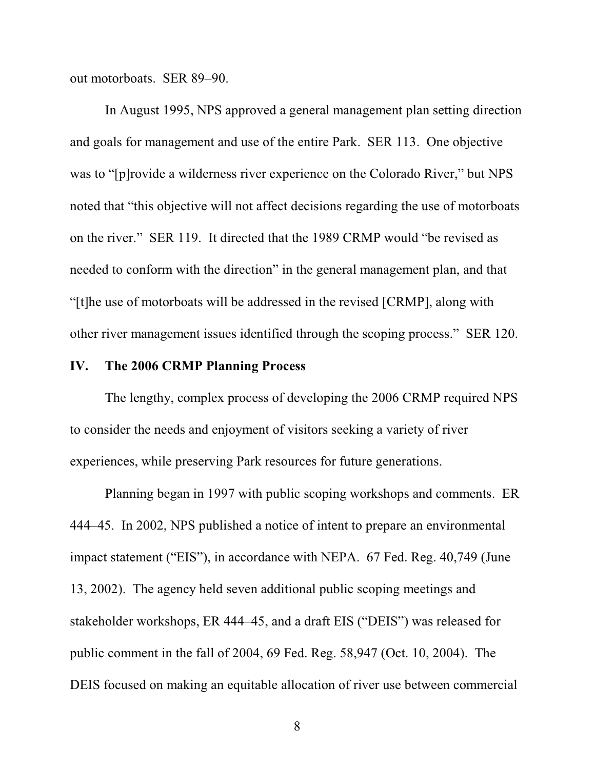out motorboats. SER 89–90.

In August 1995, NPS approved a general management plan setting direction and goals for management and use of the entire Park. SER 113. One objective was to "[p]rovide a wilderness river experience on the Colorado River," but NPS noted that "this objective will not affect decisions regarding the use of motorboats on the river." SER 119. It directed that the 1989 CRMP would "be revised as needed to conform with the direction" in the general management plan, and that "[t]he use of motorboats will be addressed in the revised [CRMP], along with other river management issues identified through the scoping process." SER 120.

## IV. The 2006 CRMP Planning Process

The lengthy, complex process of developing the 2006 CRMP required NPS to consider the needs and enjoyment of visitors seeking a variety of river experiences, while preserving Park resources for future generations.

Planning began in 1997 with public scoping workshops and comments. ER 444–45. In 2002, NPS published a notice of intent to prepare an environmental impact statement ("EIS"), in accordance with NEPA. 67 Fed. Reg. 40,749 (June 13, 2002). The agency held seven additional public scoping meetings and stakeholder workshops, ER 444–45, and a draft EIS ("DEIS") was released for public comment in the fall of 2004, 69 Fed. Reg. 58,947 (Oct. 10, 2004). The DEIS focused on making an equitable allocation of river use between commercial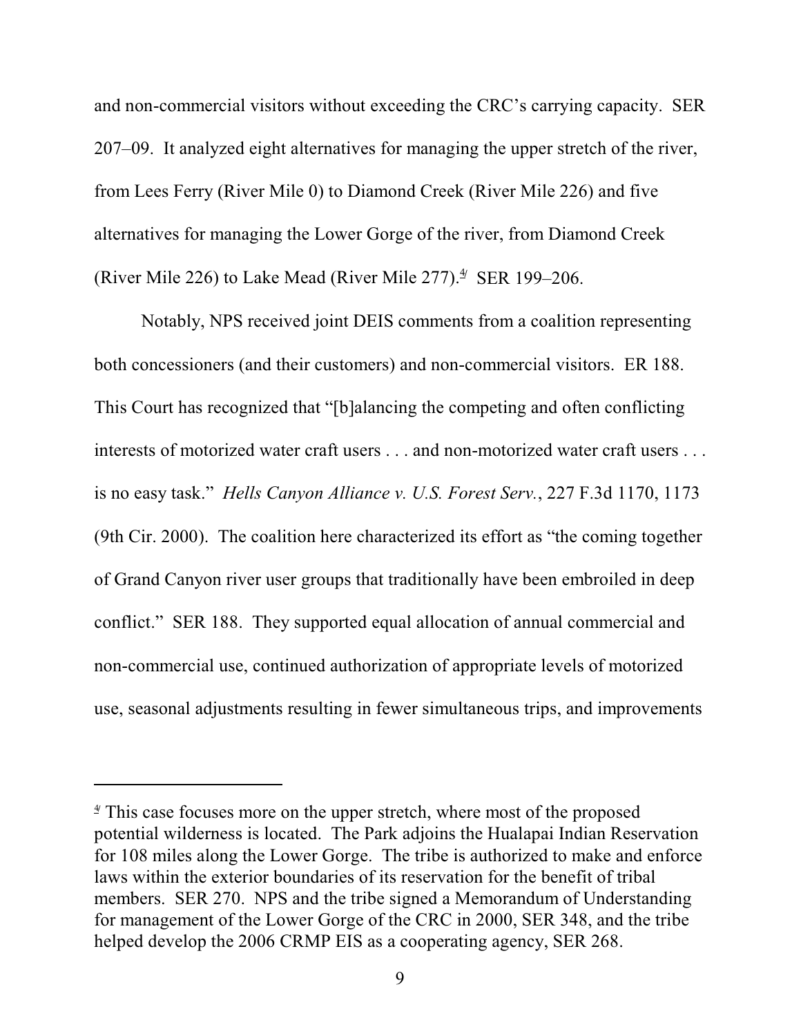and non-commercial visitors without exceeding the CRC's carrying capacity. SER 207–09. It analyzed eight alternatives for managing the upper stretch of the river, from Lees Ferry (River Mile 0) to Diamond Creek (River Mile 226) and five alternatives for managing the Lower Gorge of the river, from Diamond Creek (River Mile 226) to Lake Mead (River Mile 277).[4] SER 199–206.

Notably, NPS received joint DEIS comments from a coalition representing both concessioners (and their customers) and non-commercial visitors. ER 188. This Court has recognized that "[b]alancing the competing and often conflicting interests of motorized water craft users . . . and non-motorized water craft users . . . is no easy task." *Hells Canyon Alliance v. U.S. Forest Serv.*, 227 F.3d 1170, 1173 (9th Cir. 2000). The coalition here characterized its effort as "the coming together of Grand Canyon river user groups that traditionally have been embroiled in deep conflict." SER 188. They supported equal allocation of annual commercial and non-commercial use, continued authorization of appropriate levels of motorized use, seasonal adjustments resulting in fewer simultaneous trips, and improvements

---

[4] This case focuses more on the upper stretch, where most of the proposed potential wilderness is located. The Park adjoins the Hualapai Indian Reservation for 108 miles along the Lower Gorge. The tribe is authorized to make and enforce laws within the exterior boundaries of its reservation for the benefit of tribal members. SER 270. NPS and the tribe signed a Memorandum of Understanding for management of the Lower Gorge of the CRC in 2000, SER 348, and the tribe helped develop the 2006 CRMP EIS as a cooperating agency, SER 268.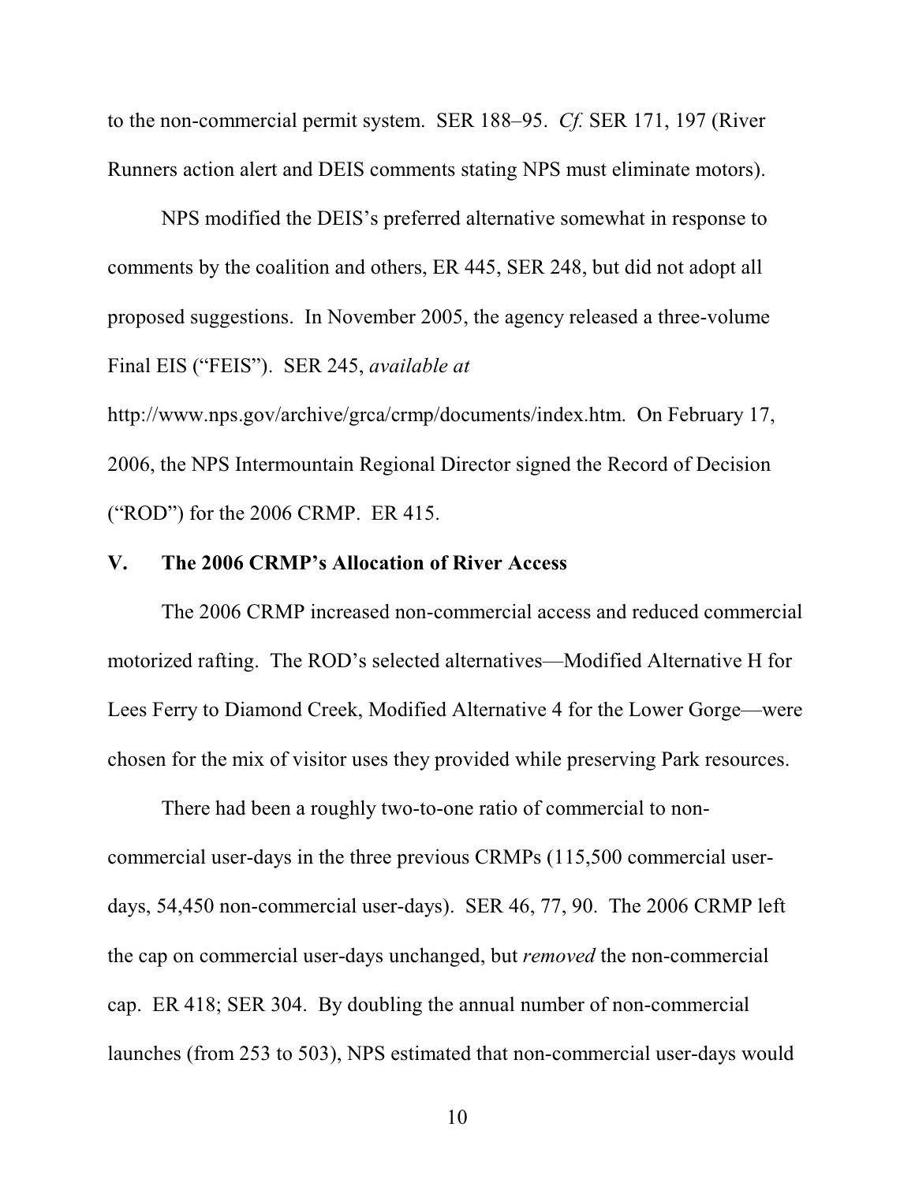to the non-commercial permit system. SER 188–95. *Cf.* SER 171, 197 (River Runners action alert and DEIS comments stating NPS must eliminate motors).

NPS modified the DEIS's preferred alternative somewhat in response to comments by the coalition and others, ER 445, SER 248, but did not adopt all proposed suggestions. In November 2005, the agency released a three-volume Final EIS ("FEIS"). SER 245, *available at* http://www.nps.gov/archive/grca/crmp/documents/index.htm. On February 17, 2006, the NPS Intermountain Regional Director signed the Record of Decision ("ROD") for the 2006 CRMP. ER 415.

## V. The 2006 CRMP's Allocation of River Access

The 2006 CRMP increased non-commercial access and reduced commercial motorized rafting. The ROD's selected alternatives—Modified Alternative H for Lees Ferry to Diamond Creek, Modified Alternative 4 for the Lower Gorge—were chosen for the mix of visitor uses they provided while preserving Park resources.

There had been a roughly two-to-one ratio of commercial to non-commercial user-days in the three previous CRMPs (115,500 commercial user-days, 54,450 non-commercial user-days). SER 46, 77, 90. The 2006 CRMP left the cap on commercial user-days unchanged, but *removed* the non-commercial cap. ER 418; SER 304. By doubling the annual number of non-commercial launches (from 253 to 503), NPS estimated that non-commercial user-days would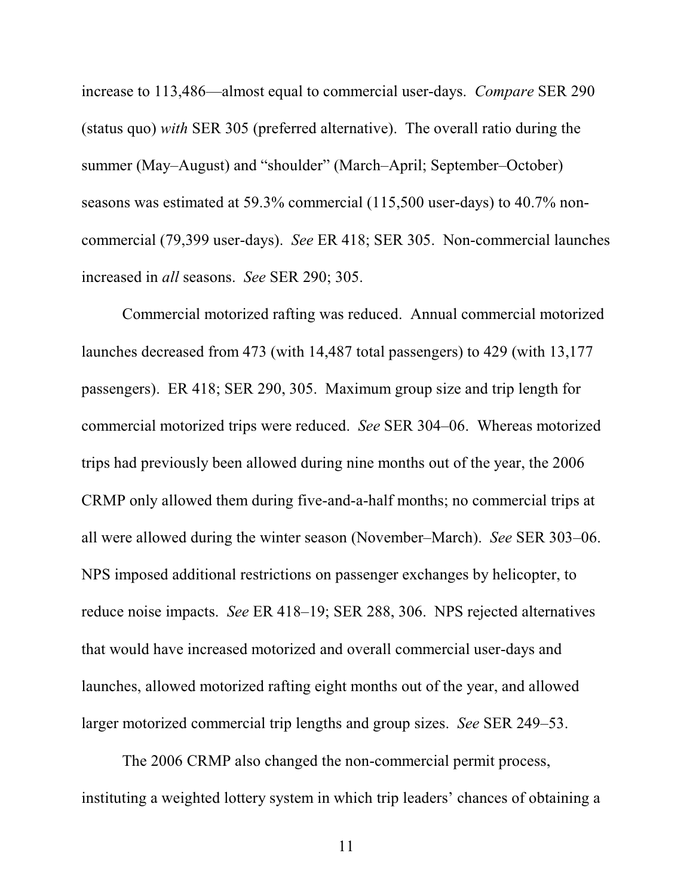increase to 113,486—almost equal to commercial user-days. *Compare* SER 290 (status quo) *with* SER 305 (preferred alternative). The overall ratio during the summer (May–August) and "shoulder" (March–April; September–October) seasons was estimated at 59.3% commercial (115,500 user-days) to 40.7% non-commercial (79,399 user-days). *See* ER 418; SER 305. Non-commercial launches increased in *all* seasons. *See* SER 290; 305.

Commercial motorized rafting was reduced. Annual commercial motorized launches decreased from 473 (with 14,487 total passengers) to 429 (with 13,177 passengers). ER 418; SER 290, 305. Maximum group size and trip length for commercial motorized trips were reduced. *See* SER 304–06. Whereas motorized trips had previously been allowed during nine months out of the year, the 2006 CRMP only allowed them during five-and-a-half months; no commercial trips at all were allowed during the winter season (November–March). *See* SER 303–06. NPS imposed additional restrictions on passenger exchanges by helicopter, to reduce noise impacts. *See* ER 418–19; SER 288, 306. NPS rejected alternatives that would have increased motorized and overall commercial user-days and launches, allowed motorized rafting eight months out of the year, and allowed larger motorized commercial trip lengths and group sizes. *See* SER 249–53.

The 2006 CRMP also changed the non-commercial permit process, instituting a weighted lottery system in which trip leaders' chances of obtaining a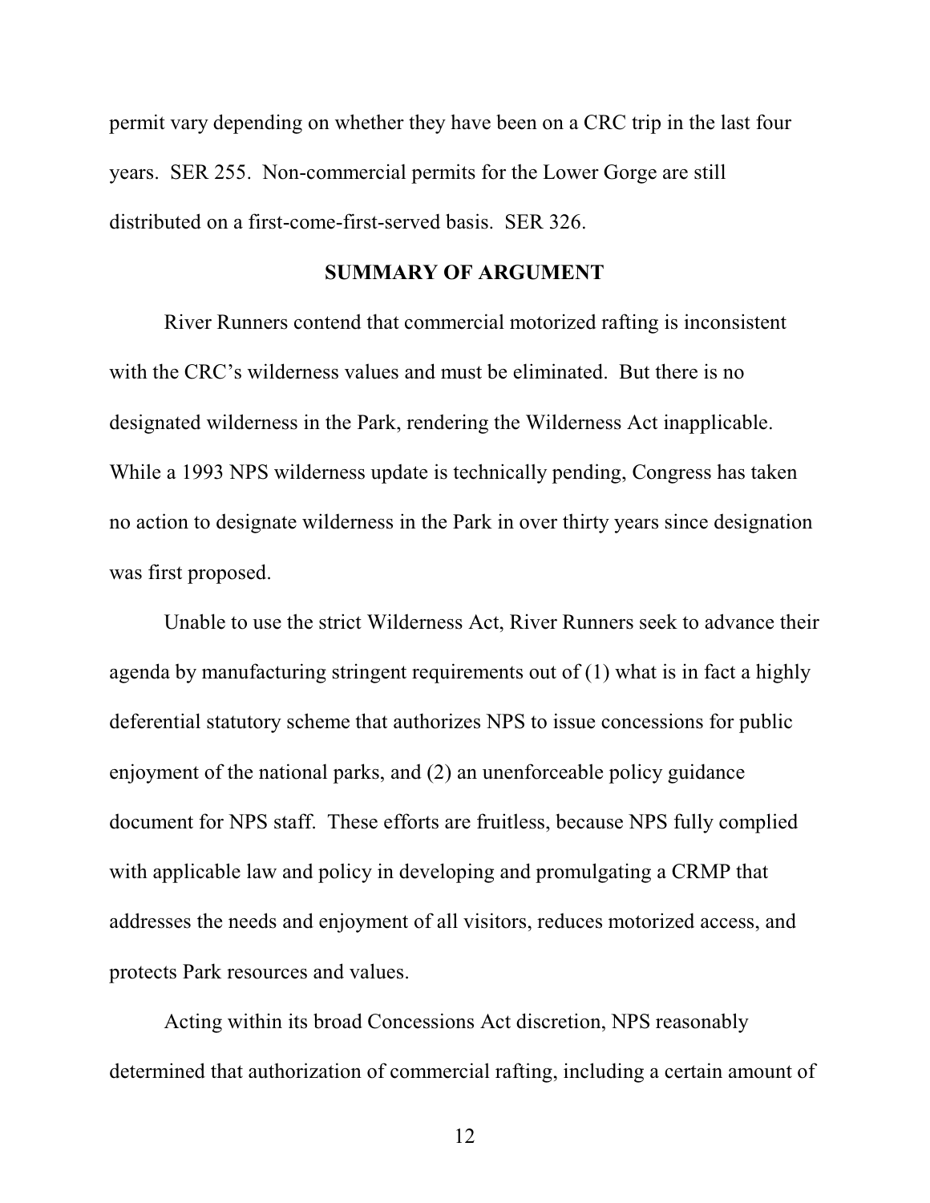permit vary depending on whether they have been on a CRC trip in the last four years. SER 255. Non-commercial permits for the Lower Gorge are still distributed on a first-come-first-served basis. SER 326.

## SUMMARY OF ARGUMENT

River Runners contend that commercial motorized rafting is inconsistent with the CRC's wilderness values and must be eliminated. But there is no designated wilderness in the Park, rendering the Wilderness Act inapplicable. While a 1993 NPS wilderness update is technically pending, Congress has taken no action to designate wilderness in the Park in over thirty years since designation was first proposed.

Unable to use the strict Wilderness Act, River Runners seek to advance their agenda by manufacturing stringent requirements out of (1) what is in fact a highly deferential statutory scheme that authorizes NPS to issue concessions for public enjoyment of the national parks, and (2) an unenforceable policy guidance document for NPS staff. These efforts are fruitless, because NPS fully complied with applicable law and policy in developing and promulgating a CRMP that addresses the needs and enjoyment of all visitors, reduces motorized access, and protects Park resources and values.

Acting within its broad Concessions Act discretion, NPS reasonably determined that authorization of commercial rafting, including a certain amount of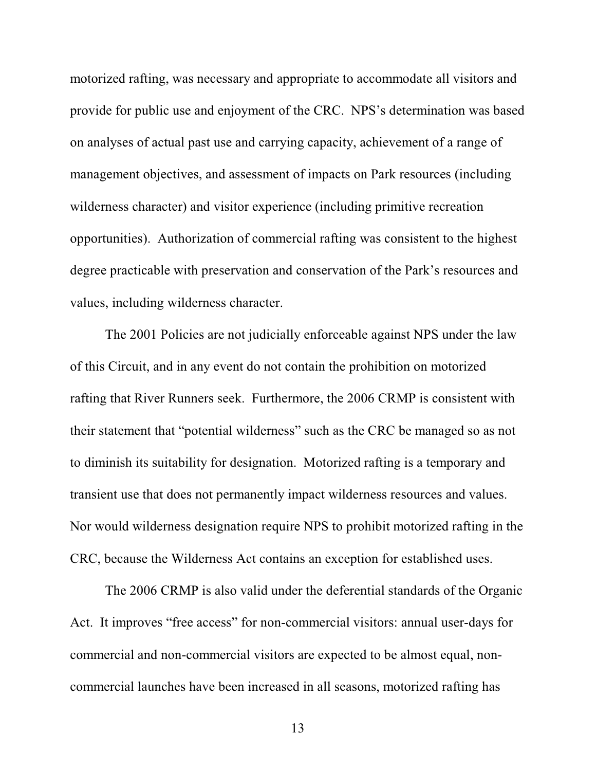motorized rafting, was necessary and appropriate to accommodate all visitors and provide for public use and enjoyment of the CRC. NPS's determination was based on analyses of actual past use and carrying capacity, achievement of a range of management objectives, and assessment of impacts on Park resources (including wilderness character) and visitor experience (including primitive recreation opportunities). Authorization of commercial rafting was consistent to the highest degree practicable with preservation and conservation of the Park's resources and values, including wilderness character.

The 2001 Policies are not judicially enforceable against NPS under the law of this Circuit, and in any event do not contain the prohibition on motorized rafting that River Runners seek. Furthermore, the 2006 CRMP is consistent with their statement that "potential wilderness" such as the CRC be managed so as not to diminish its suitability for designation. Motorized rafting is a temporary and transient use that does not permanently impact wilderness resources and values. Nor would wilderness designation require NPS to prohibit motorized rafting in the CRC, because the Wilderness Act contains an exception for established uses.

The 2006 CRMP is also valid under the deferential standards of the Organic Act. It improves "free access" for non-commercial visitors: annual user-days for commercial and non-commercial visitors are expected to be almost equal, non-commercial launches have been increased in all seasons, motorized rafting has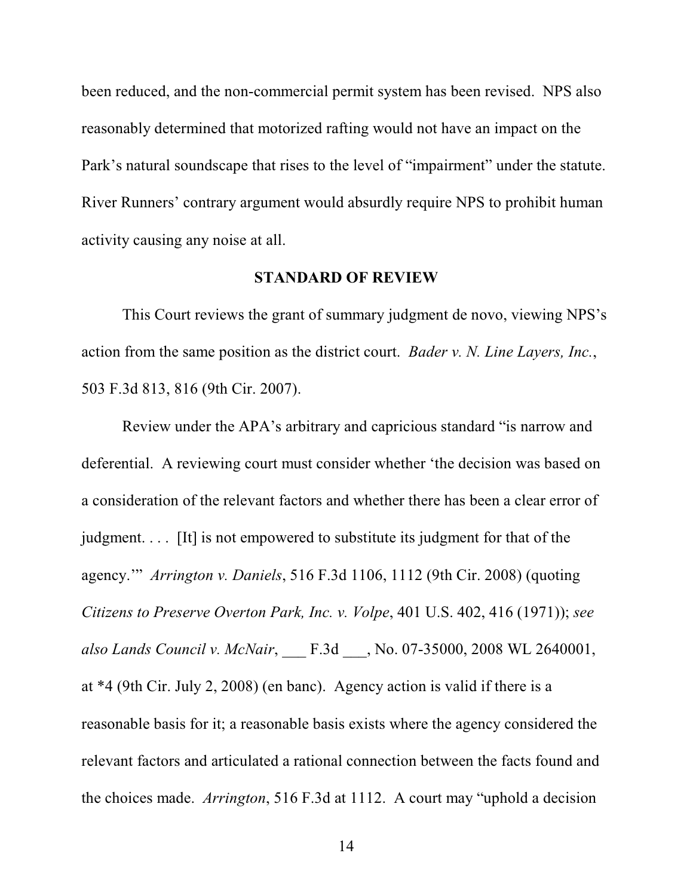been reduced, and the non-commercial permit system has been revised. NPS also reasonably determined that motorized rafting would not have an impact on the Park's natural soundscape that rises to the level of "impairment" under the statute. River Runners' contrary argument would absurdly require NPS to prohibit human activity causing any noise at all.

## STANDARD OF REVIEW

This Court reviews the grant of summary judgment de novo, viewing NPS's action from the same position as the district court. *Bader v. N. Line Layers, Inc.*, 503 F.3d 813, 816 (9th Cir. 2007).

Review under the APA's arbitrary and capricious standard "is narrow and deferential. A reviewing court must consider whether 'the decision was based on a consideration of the relevant factors and whether there has been a clear error of judgment. . . . [It] is not empowered to substitute its judgment for that of the agency.'" *Arrington v. Daniels*, 516 F.3d 1106, 1112 (9th Cir. 2008) (quoting *Citizens to Preserve Overton Park, Inc. v. Volpe*, 401 U.S. 402, 416 (1971)); *see also Lands Council v. McNair*, ___ F.3d ___, No. 07-35000, 2008 WL 2640001, at *4 (9th Cir. July 2, 2008) (en banc). Agency action is valid if there is a reasonable basis for it; a reasonable basis exists where the agency considered the relevant factors and articulated a rational connection between the facts found and the choices made. *Arrington*, 516 F.3d at 1112. A court may "uphold a decision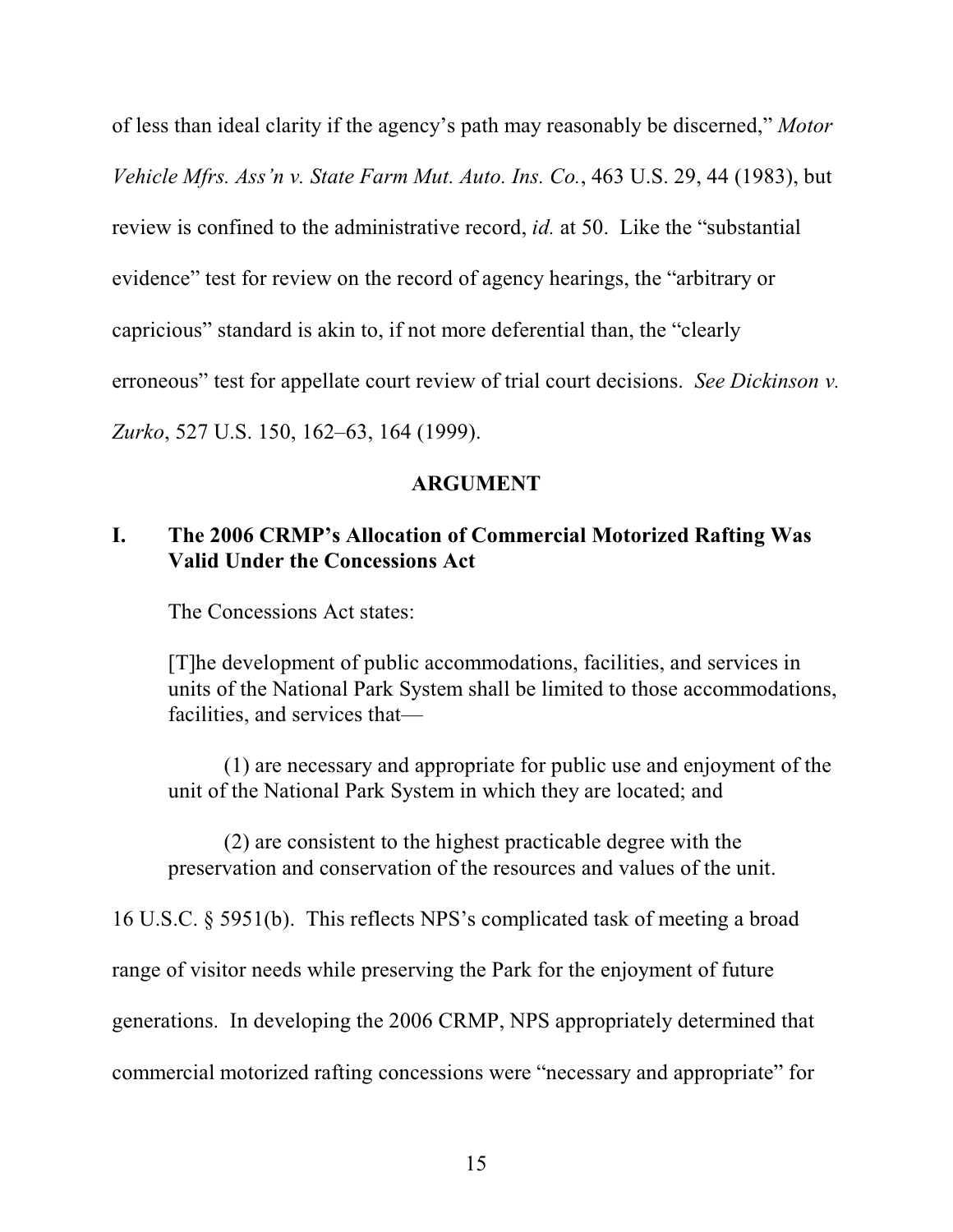of less than ideal clarity if the agency's path may reasonably be discerned," *Motor Vehicle Mfrs. Ass'n v. State Farm Mut. Auto. Ins. Co.*, 463 U.S. 29, 44 (1983), but review is confined to the administrative record, *id.* at 50. Like the "substantial evidence" test for review on the record of agency hearings, the "arbitrary or capricious" standard is akin to, if not more deferential than, the "clearly erroneous" test for appellate court review of trial court decisions. *See Dickinson v. Zurko*, 527 U.S. 150, 162–63, 164 (1999).

## ARGUMENT

### I. The 2006 CRMP's Allocation of Commercial Motorized Rafting Was Valid Under the Concessions Act

The Concessions Act states:

> [T]he development of public accommodations, facilities, and services in units of the National Park System shall be limited to those accommodations, facilities, and services that—
>
> (1) are necessary and appropriate for public use and enjoyment of the unit of the National Park System in which they are located; and
>
> (2) are consistent to the highest practicable degree with the preservation and conservation of the resources and values of the unit.

16 U.S.C. § 5951(b). This reflects NPS's complicated task of meeting a broad range of visitor needs while preserving the Park for the enjoyment of future generations. In developing the 2006 CRMP, NPS appropriately determined that commercial motorized rafting concessions were "necessary and appropriate" for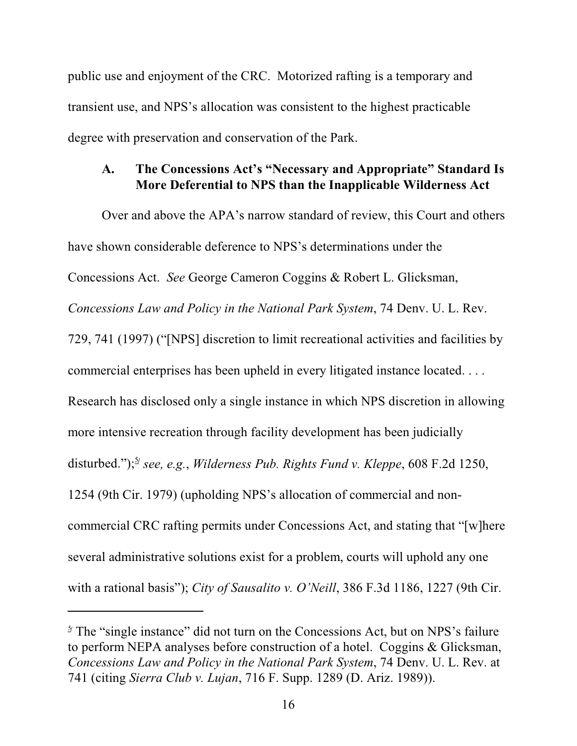public use and enjoyment of the CRC. Motorized rafting is a temporary and transient use, and NPS's allocation was consistent to the highest practicable degree with preservation and conservation of the Park.

### A. The Concessions Act's "Necessary and Appropriate" Standard Is More Deferential to NPS than the Inapplicable Wilderness Act

Over and above the APA's narrow standard of review, this Court and others have shown considerable deference to NPS's determinations under the Concessions Act. *See* George Cameron Coggins & Robert L. Glicksman, *Concessions Law and Policy in the National Park System*, 74 Denv. U. L. Rev. 729, 741 (1997) ("[NPS] discretion to limit recreational activities and facilities by commercial enterprises has been upheld in every litigated instance located. . . . Research has disclosed only a single instance in which NPS discretion in allowing more intensive recreation through facility development has been judicially disturbed.");[5] *see, e.g.*, *Wilderness Pub. Rights Fund v. Kleppe*, 608 F.2d 1250, 1254 (9th Cir. 1979) (upholding NPS's allocation of commercial and non-commercial CRC rafting permits under Concessions Act, and stating that "[w]here several administrative solutions exist for a problem, courts will uphold any one with a rational basis"); *City of Sausalito v. O'Neill*, 386 F.3d 1186, 1227 (9th Cir.

---

[5] The "single instance" did not turn on the Concessions Act, but on NPS's failure to perform NEPA analyses before construction of a hotel. Coggins & Glicksman, *Concessions Law and Policy in the National Park System*, 74 Denv. U. L. Rev. at 741 (citing *Sierra Club v. Lujan*, 716 F. Supp. 1289 (D. Ariz. 1989)).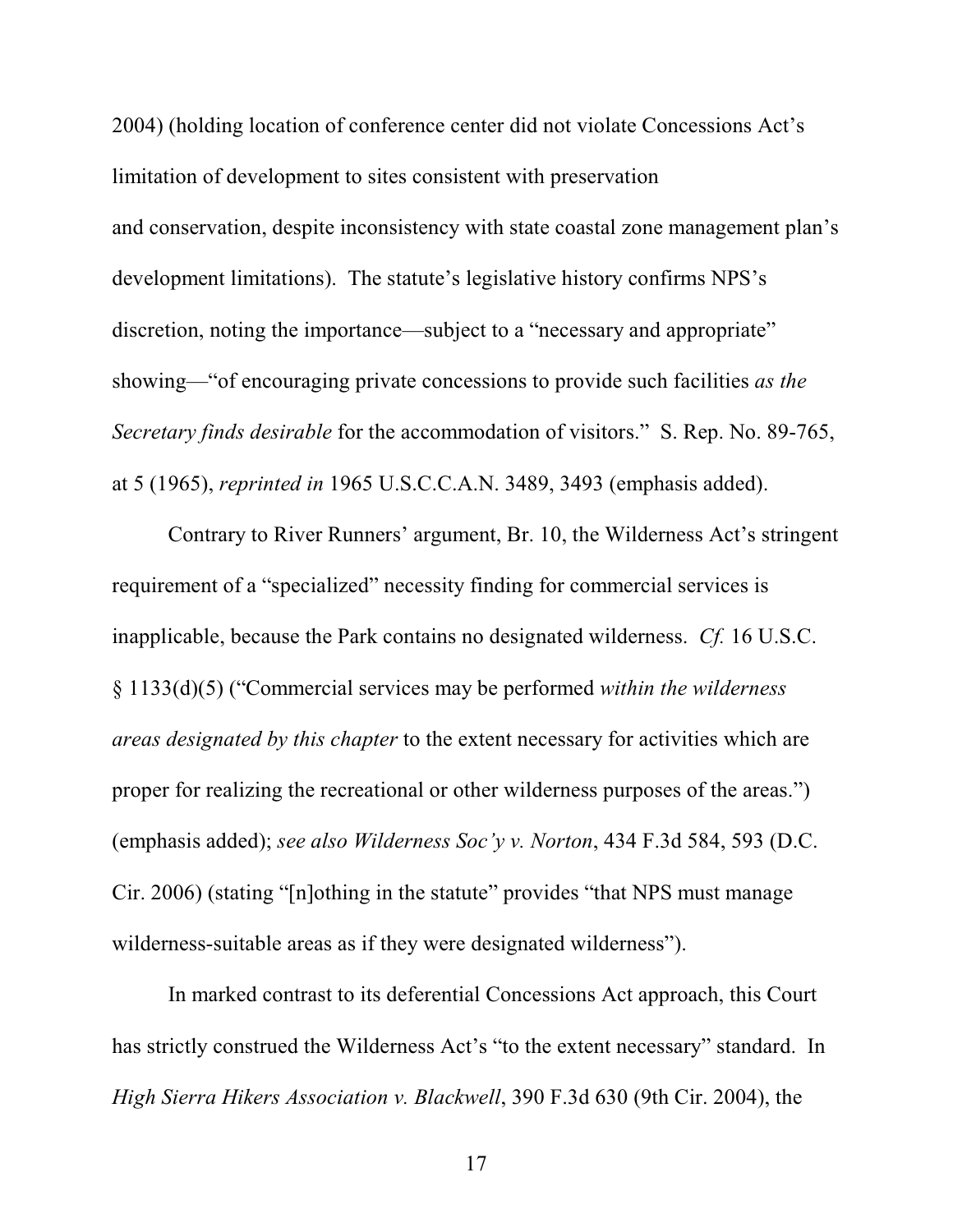2004) (holding location of conference center did not violate Concessions Act's limitation of development to sites consistent with preservation and conservation, despite inconsistency with state coastal zone management plan's development limitations). The statute's legislative history confirms NPS's discretion, noting the importance—subject to a "necessary and appropriate" showing—"of encouraging private concessions to provide such facilities *as the Secretary finds desirable* for the accommodation of visitors." S. Rep. No. 89-765, at 5 (1965), *reprinted in* 1965 U.S.C.C.A.N. 3489, 3493 (emphasis added).

Contrary to River Runners' argument, Br. 10, the Wilderness Act's stringent requirement of a "specialized" necessity finding for commercial services is inapplicable, because the Park contains no designated wilderness. *Cf.* 16 U.S.C. § 1133(d)(5) ("Commercial services may be performed *within the wilderness areas designated by this chapter* to the extent necessary for activities which are proper for realizing the recreational or other wilderness purposes of the areas.") (emphasis added); *see also Wilderness Soc'y v. Norton*, 434 F.3d 584, 593 (D.C. Cir. 2006) (stating "[n]othing in the statute" provides "that NPS must manage wilderness-suitable areas as if they were designated wilderness").

In marked contrast to its deferential Concessions Act approach, this Court has strictly construed the Wilderness Act's "to the extent necessary" standard. In *High Sierra Hikers Association v. Blackwell*, 390 F.3d 630 (9th Cir. 2004), the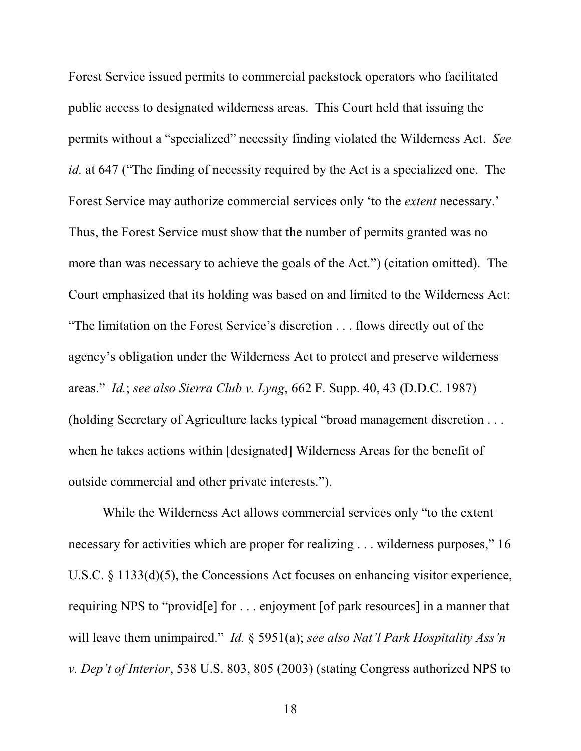Forest Service issued permits to commercial packstock operators who facilitated public access to designated wilderness areas. This Court held that issuing the permits without a "specialized" necessity finding violated the Wilderness Act. *See id.* at 647 ("The finding of necessity required by the Act is a specialized one. The Forest Service may authorize commercial services only 'to the *extent* necessary.' Thus, the Forest Service must show that the number of permits granted was no more than was necessary to achieve the goals of the Act.") (citation omitted). The Court emphasized that its holding was based on and limited to the Wilderness Act: "The limitation on the Forest Service's discretion . . . flows directly out of the agency's obligation under the Wilderness Act to protect and preserve wilderness areas." *Id.*; *see also Sierra Club v. Lyng*, 662 F. Supp. 40, 43 (D.D.C. 1987) (holding Secretary of Agriculture lacks typical "broad management discretion . . . when he takes actions within [designated] Wilderness Areas for the benefit of outside commercial and other private interests.").

While the Wilderness Act allows commercial services only "to the extent necessary for activities which are proper for realizing . . . wilderness purposes," 16 U.S.C. § 1133(d)(5), the Concessions Act focuses on enhancing visitor experience, requiring NPS to "provid[e] for . . . enjoyment [of park resources] in a manner that will leave them unimpaired." *Id.* § 5951(a); *see also Nat'l Park Hospitality Ass'n v. Dep't of Interior*, 538 U.S. 803, 805 (2003) (stating Congress authorized NPS to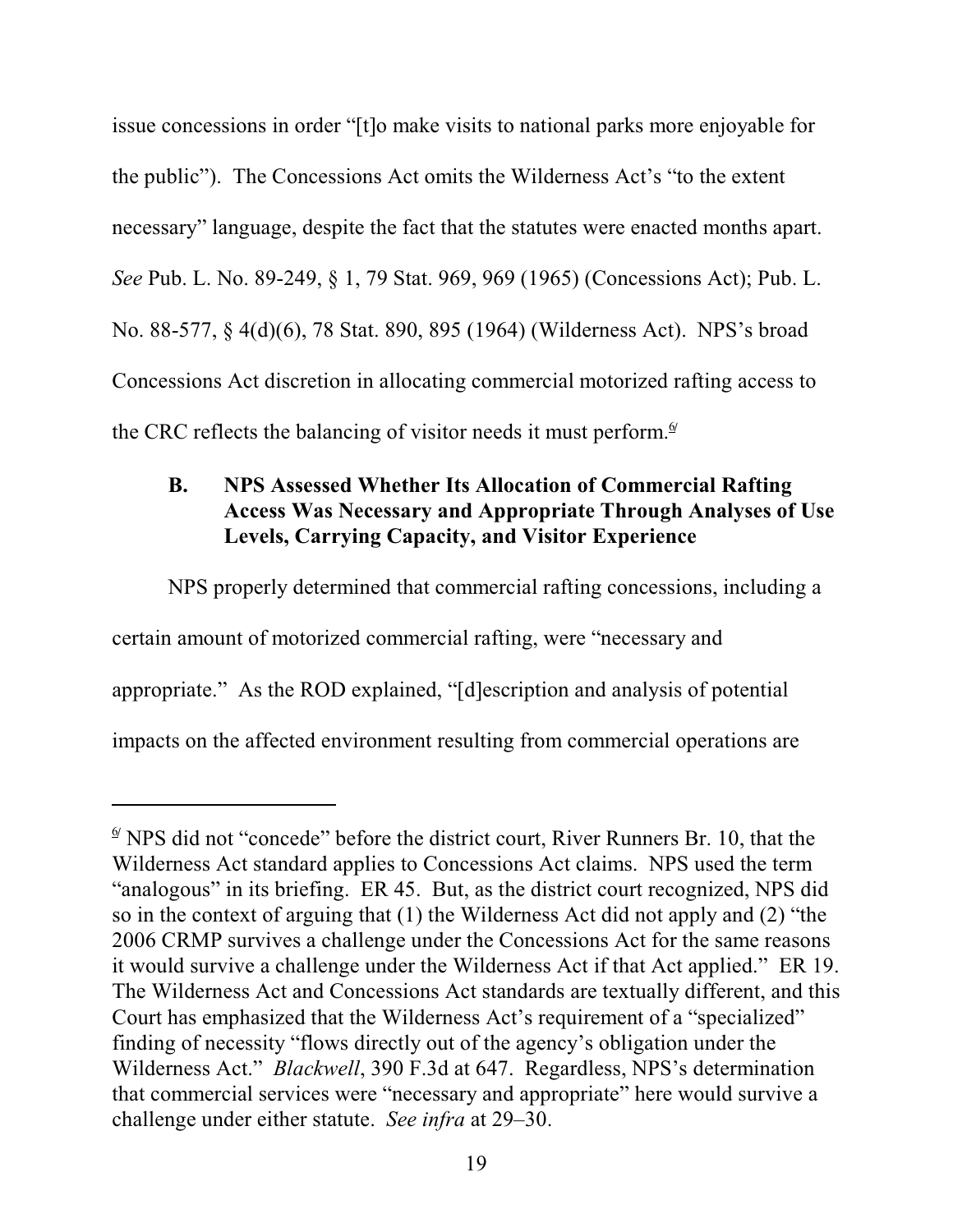issue concessions in order "[t]o make visits to national parks more enjoyable for the public"). The Concessions Act omits the Wilderness Act's "to the extent necessary" language, despite the fact that the statutes were enacted months apart. *See* Pub. L. No. 89-249, § 1, 79 Stat. 969, 969 (1965) (Concessions Act); Pub. L. No. 88-577, § 4(d)(6), 78 Stat. 890, 895 (1964) (Wilderness Act). NPS's broad Concessions Act discretion in allocating commercial motorized rafting access to the CRC reflects the balancing of visitor needs it must perform.[6]

### B. NPS Assessed Whether Its Allocation of Commercial Rafting Access Was Necessary and Appropriate Through Analyses of Use Levels, Carrying Capacity, and Visitor Experience

NPS properly determined that commercial rafting concessions, including a certain amount of motorized commercial rafting, were "necessary and appropriate." As the ROD explained, "[d]escription and analysis of potential impacts on the affected environment resulting from commercial operations are

---

[6] NPS did not "concede" before the district court, River Runners Br. 10, that the Wilderness Act standard applies to Concessions Act claims. NPS used the term "analogous" in its briefing. ER 45. But, as the district court recognized, NPS did so in the context of arguing that (1) the Wilderness Act did not apply and (2) "the 2006 CRMP survives a challenge under the Concessions Act for the same reasons it would survive a challenge under the Wilderness Act if that Act applied." ER 19. The Wilderness Act and Concessions Act standards are textually different, and this Court has emphasized that the Wilderness Act's requirement of a "specialized" finding of necessity "flows directly out of the agency's obligation under the Wilderness Act." *Blackwell*, 390 F.3d at 647. Regardless, NPS's determination that commercial services were "necessary and appropriate" here would survive a challenge under either statute. *See infra* at 29–30.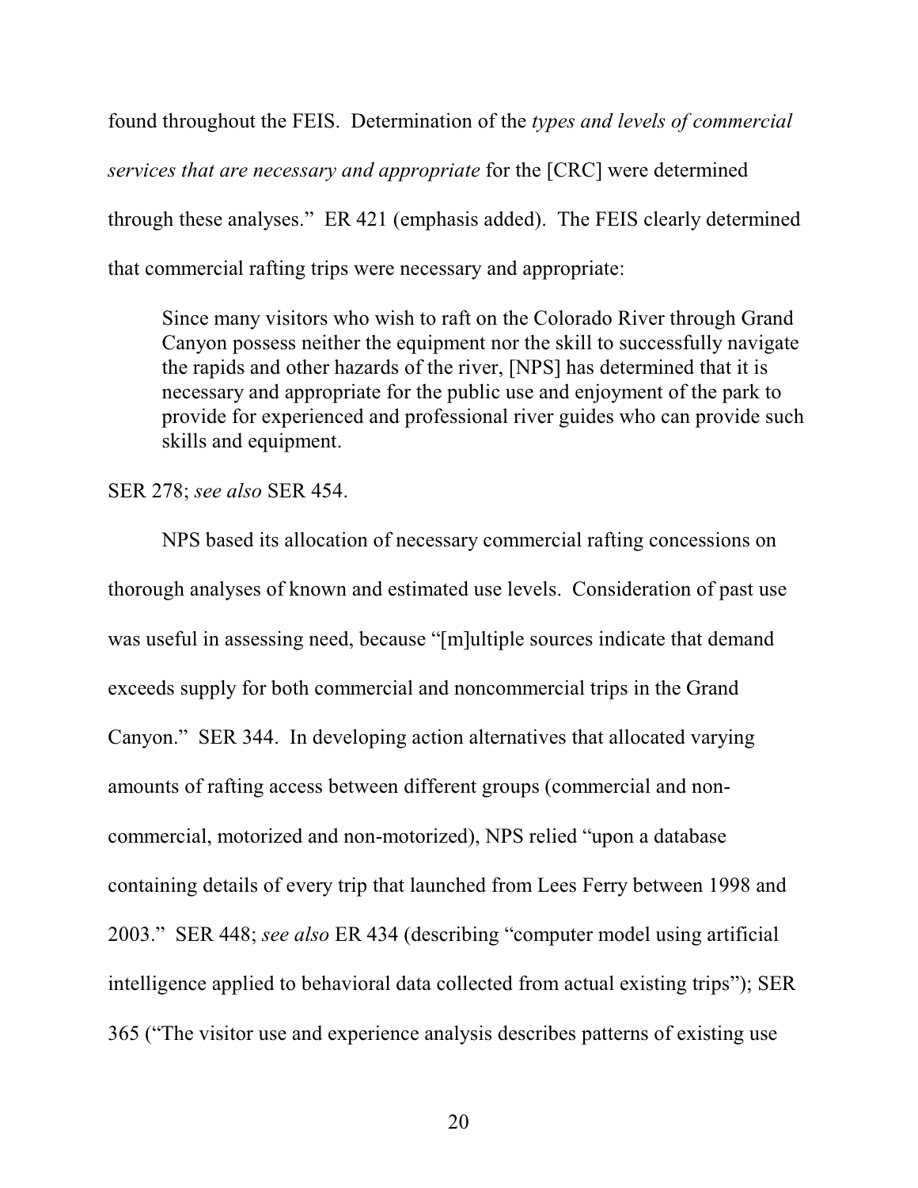found throughout the FEIS. Determination of the *types and levels of commercial services that are necessary and appropriate* for the [CRC] were determined through these analyses." ER 421 (emphasis added). The FEIS clearly determined that commercial rafting trips were necessary and appropriate:

> Since many visitors who wish to raft on the Colorado River through Grand Canyon possess neither the equipment nor the skill to successfully navigate the rapids and other hazards of the river, [NPS] has determined that it is necessary and appropriate for the public use and enjoyment of the park to provide for experienced and professional river guides who can provide such skills and equipment.

SER 278; *see also* SER 454.

NPS based its allocation of necessary commercial rafting concessions on thorough analyses of known and estimated use levels. Consideration of past use was useful in assessing need, because "[m]ultiple sources indicate that demand exceeds supply for both commercial and noncommercial trips in the Grand Canyon." SER 344. In developing action alternatives that allocated varying amounts of rafting access between different groups (commercial and non-commercial, motorized and non-motorized), NPS relied "upon a database containing details of every trip that launched from Lees Ferry between 1998 and 2003." SER 448; *see also* ER 434 (describing "computer model using artificial intelligence applied to behavioral data collected from actual existing trips"); SER 365 ("The visitor use and experience analysis describes patterns of existing use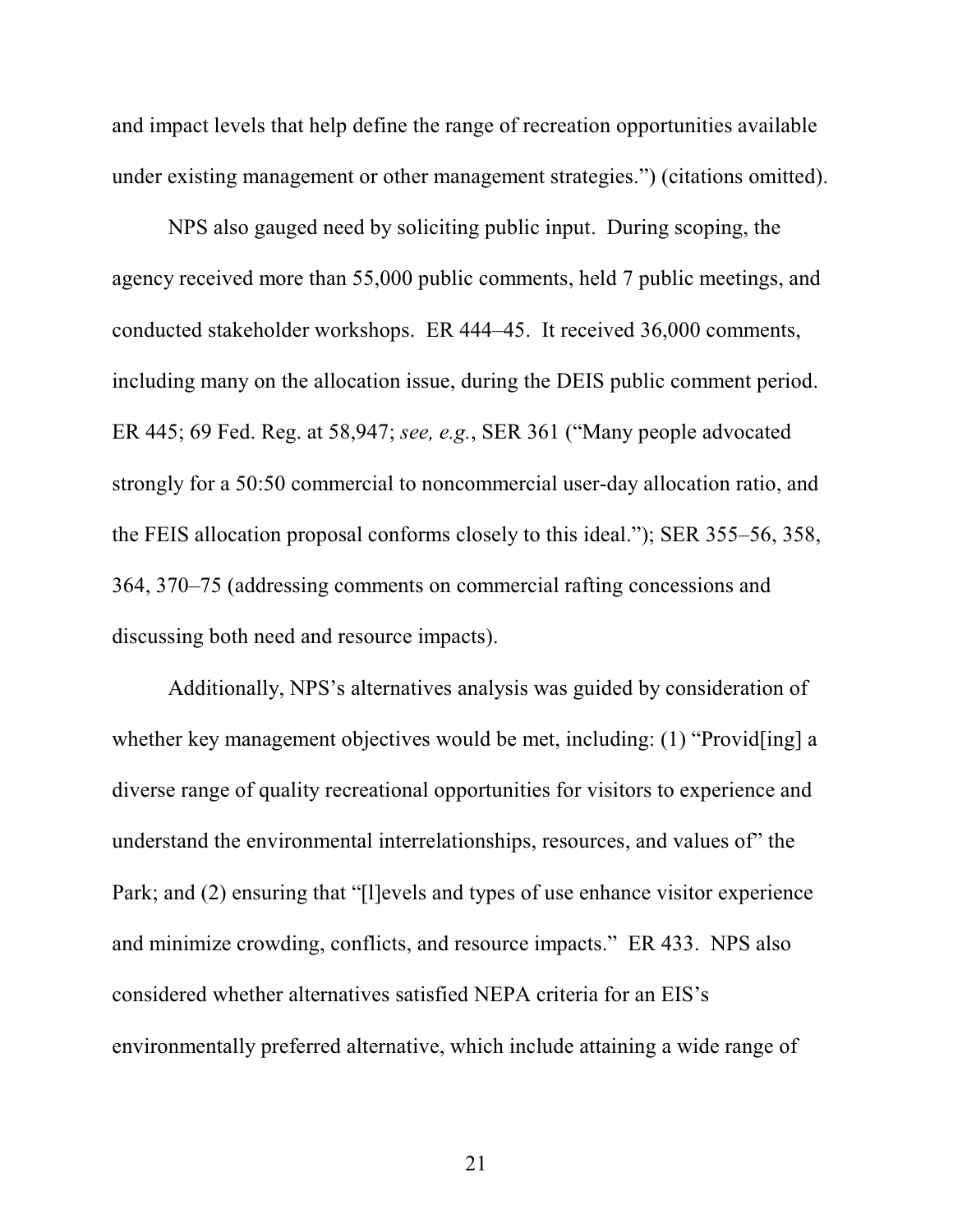and impact levels that help define the range of recreation opportunities available under existing management or other management strategies.") (citations omitted).

NPS also gauged need by soliciting public input. During scoping, the agency received more than 55,000 public comments, held 7 public meetings, and conducted stakeholder workshops. ER 444–45. It received 36,000 comments, including many on the allocation issue, during the DEIS public comment period. ER 445; 69 Fed. Reg. at 58,947; *see, e.g.*, SER 361 ("Many people advocated strongly for a 50:50 commercial to noncommercial user-day allocation ratio, and the FEIS allocation proposal conforms closely to this ideal."); SER 355–56, 358, 364, 370–75 (addressing comments on commercial rafting concessions and discussing both need and resource impacts).

Additionally, NPS's alternatives analysis was guided by consideration of whether key management objectives would be met, including: (1) "Provid[ing] a diverse range of quality recreational opportunities for visitors to experience and understand the environmental interrelationships, resources, and values of" the Park; and (2) ensuring that "[l]evels and types of use enhance visitor experience and minimize crowding, conflicts, and resource impacts." ER 433. NPS also considered whether alternatives satisfied NEPA criteria for an EIS's environmentally preferred alternative, which include attaining a wide range of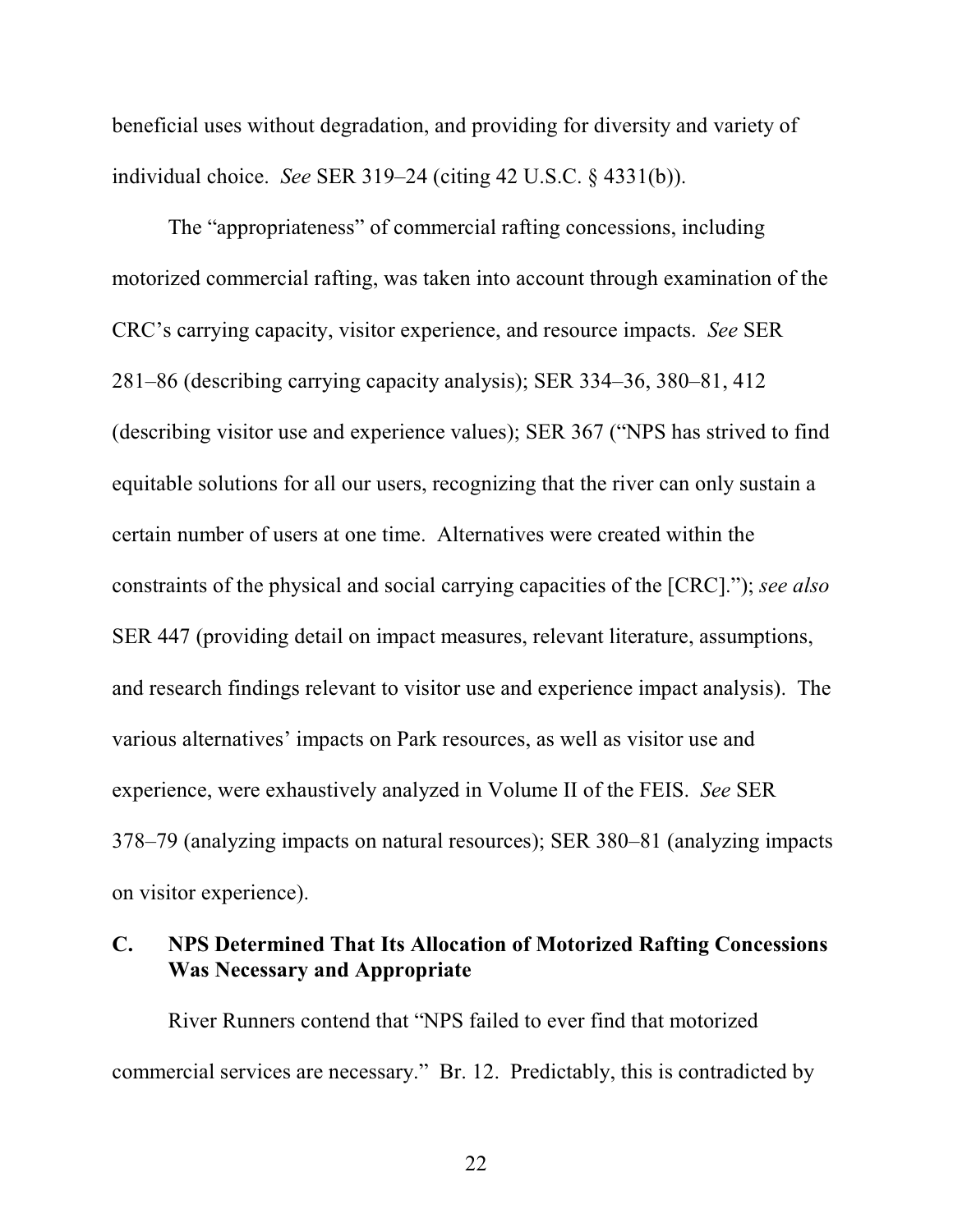beneficial uses without degradation, and providing for diversity and variety of individual choice. *See* SER 319–24 (citing 42 U.S.C. § 4331(b)).

The "appropriateness" of commercial rafting concessions, including motorized commercial rafting, was taken into account through examination of the CRC's carrying capacity, visitor experience, and resource impacts. *See* SER 281–86 (describing carrying capacity analysis); SER 334–36, 380–81, 412 (describing visitor use and experience values); SER 367 ("NPS has strived to find equitable solutions for all our users, recognizing that the river can only sustain a certain number of users at one time. Alternatives were created within the constraints of the physical and social carrying capacities of the [CRC]."); *see also* SER 447 (providing detail on impact measures, relevant literature, assumptions, and research findings relevant to visitor use and experience impact analysis). The various alternatives' impacts on Park resources, as well as visitor use and experience, were exhaustively analyzed in Volume II of the FEIS. *See* SER 378–79 (analyzing impacts on natural resources); SER 380–81 (analyzing impacts on visitor experience).

### C. NPS Determined That Its Allocation of Motorized Rafting Concessions Was Necessary and Appropriate

River Runners contend that "NPS failed to ever find that motorized commercial services are necessary." Br. 12. Predictably, this is contradicted by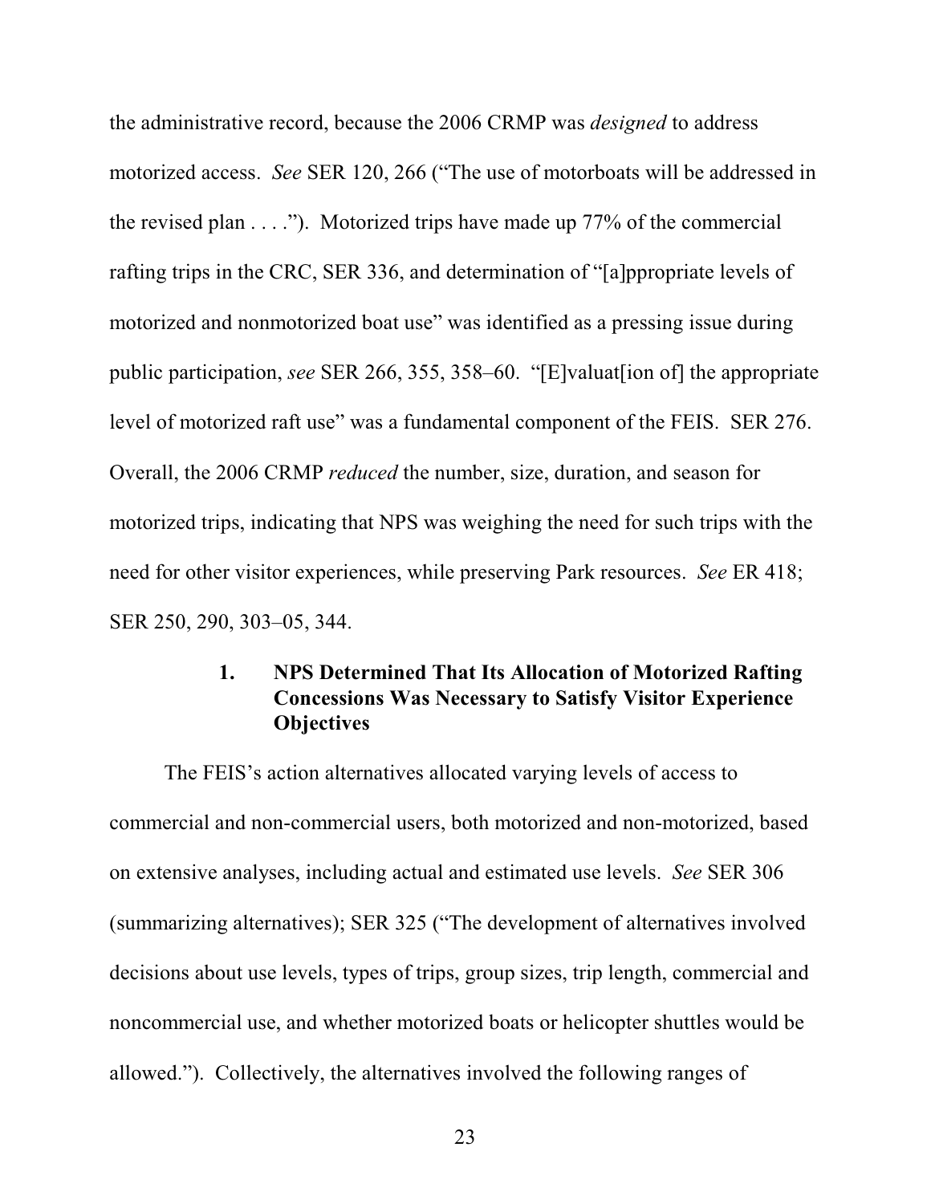the administrative record, because the 2006 CRMP was *designed* to address motorized access. *See* SER 120, 266 ("The use of motorboats will be addressed in the revised plan . . . ."). Motorized trips have made up 77% of the commercial rafting trips in the CRC, SER 336, and determination of "[a]ppropriate levels of motorized and nonmotorized boat use" was identified as a pressing issue during public participation, *see* SER 266, 355, 358–60. "[E]valuat[ion of] the appropriate level of motorized raft use" was a fundamental component of the FEIS. SER 276. Overall, the 2006 CRMP *reduced* the number, size, duration, and season for motorized trips, indicating that NPS was weighing the need for such trips with the need for other visitor experiences, while preserving Park resources. *See* ER 418; SER 250, 290, 303–05, 344.

### 1. NPS Determined That Its Allocation of Motorized Rafting Concessions Was Necessary to Satisfy Visitor Experience Objectives

The FEIS's action alternatives allocated varying levels of access to commercial and non-commercial users, both motorized and non-motorized, based on extensive analyses, including actual and estimated use levels. *See* SER 306 (summarizing alternatives); SER 325 ("The development of alternatives involved decisions about use levels, types of trips, group sizes, trip length, commercial and noncommercial use, and whether motorized boats or helicopter shuttles would be allowed."). Collectively, the alternatives involved the following ranges of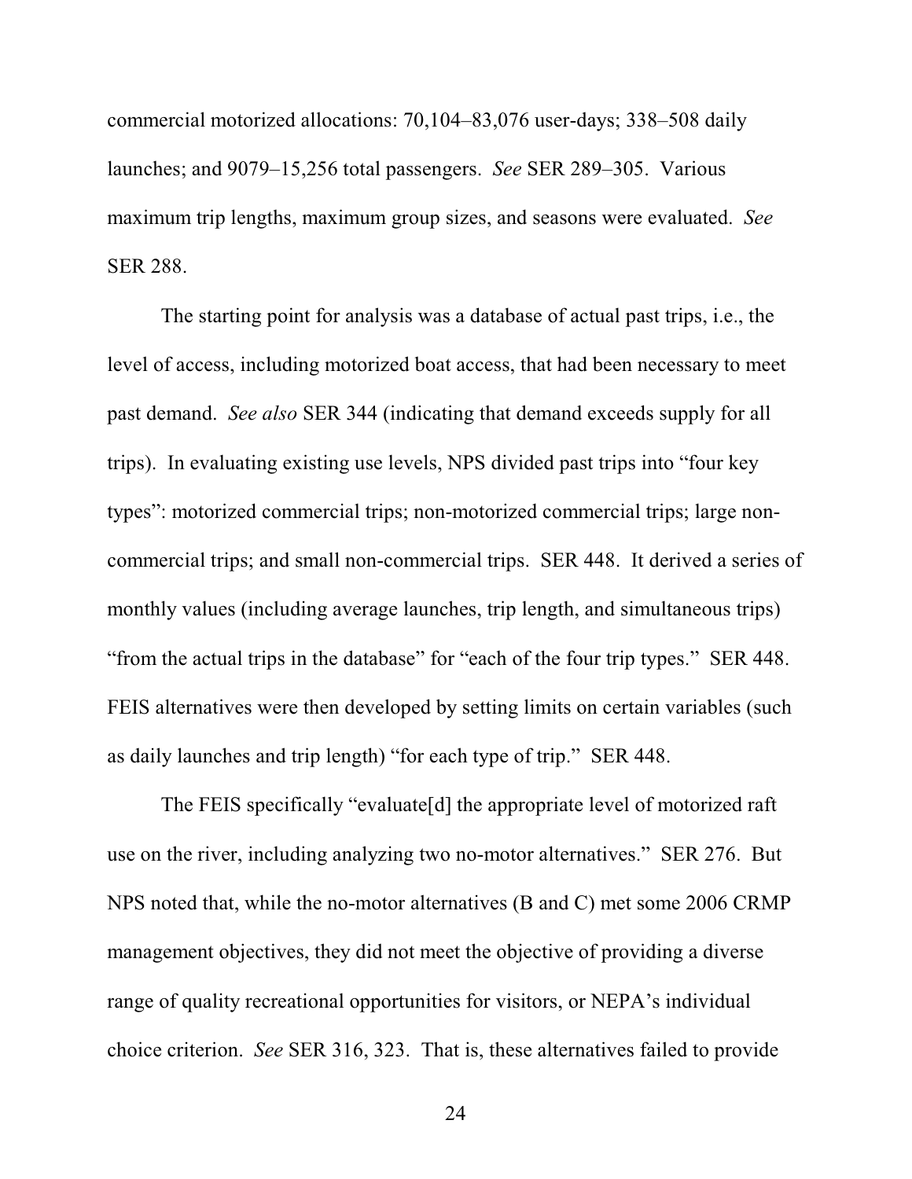commercial motorized allocations: 70,104–83,076 user-days; 338–508 daily launches; and 9079–15,256 total passengers. *See* SER 289–305. Various maximum trip lengths, maximum group sizes, and seasons were evaluated. *See* SER 288.

The starting point for analysis was a database of actual past trips, i.e., the level of access, including motorized boat access, that had been necessary to meet past demand. *See also* SER 344 (indicating that demand exceeds supply for all trips). In evaluating existing use levels, NPS divided past trips into "four key types": motorized commercial trips; non-motorized commercial trips; large non-commercial trips; and small non-commercial trips. SER 448. It derived a series of monthly values (including average launches, trip length, and simultaneous trips) "from the actual trips in the database" for "each of the four trip types." SER 448. FEIS alternatives were then developed by setting limits on certain variables (such as daily launches and trip length) "for each type of trip." SER 448.

The FEIS specifically "evaluate[d] the appropriate level of motorized raft use on the river, including analyzing two no-motor alternatives." SER 276. But NPS noted that, while the no-motor alternatives (B and C) met some 2006 CRMP management objectives, they did not meet the objective of providing a diverse range of quality recreational opportunities for visitors, or NEPA's individual choice criterion. *See* SER 316, 323. That is, these alternatives failed to provide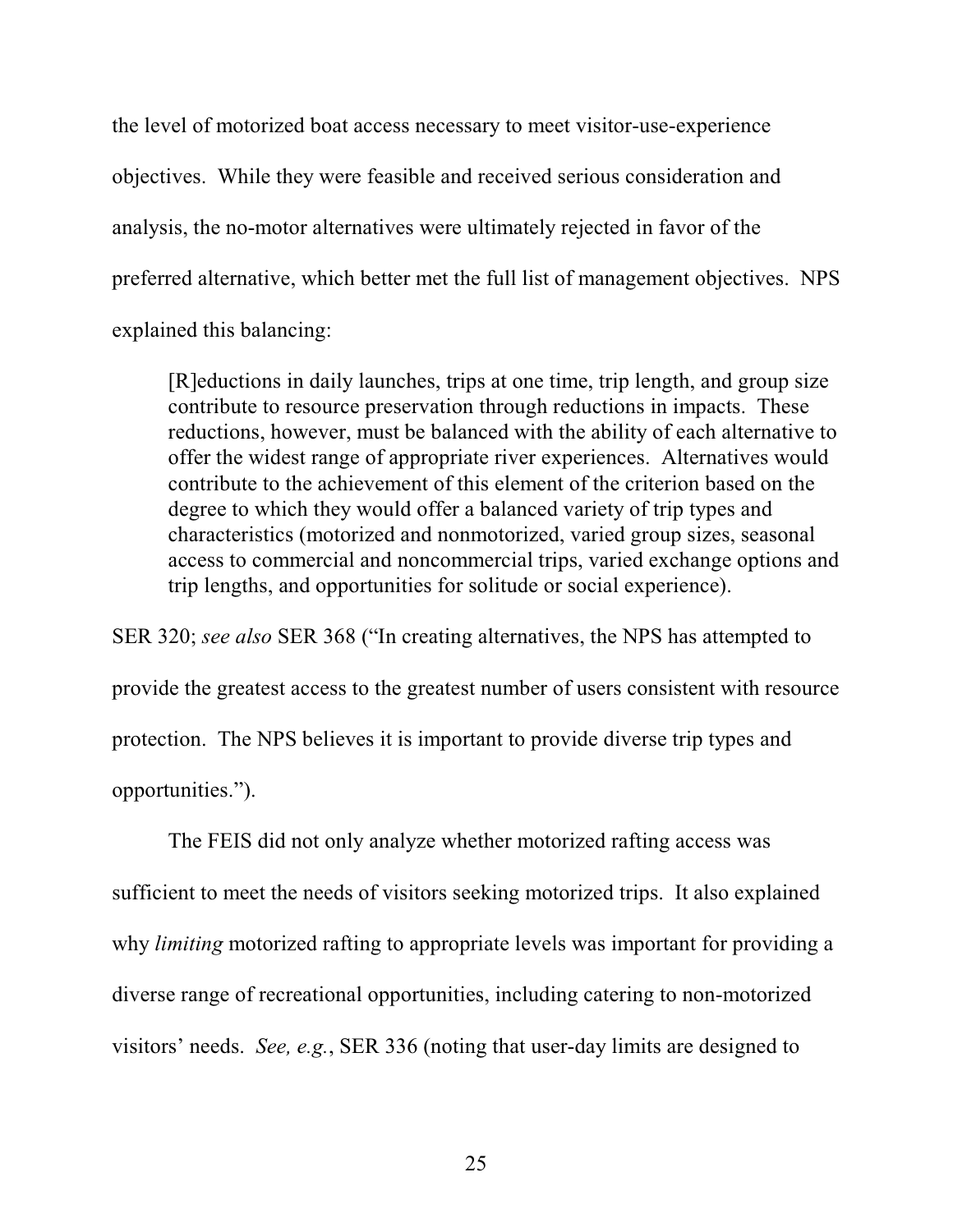the level of motorized boat access necessary to meet visitor-use-experience objectives. While they were feasible and received serious consideration and analysis, the no-motor alternatives were ultimately rejected in favor of the preferred alternative, which better met the full list of management objectives. NPS explained this balancing:

> [R]eductions in daily launches, trips at one time, trip length, and group size contribute to resource preservation through reductions in impacts. These reductions, however, must be balanced with the ability of each alternative to offer the widest range of appropriate river experiences. Alternatives would contribute to the achievement of this element of the criterion based on the degree to which they would offer a balanced variety of trip types and characteristics (motorized and nonmotorized, varied group sizes, seasonal access to commercial and noncommercial trips, varied exchange options and trip lengths, and opportunities for solitude or social experience).

SER 320; *see also* SER 368 ("In creating alternatives, the NPS has attempted to provide the greatest access to the greatest number of users consistent with resource protection. The NPS believes it is important to provide diverse trip types and opportunities.").

The FEIS did not only analyze whether motorized rafting access was sufficient to meet the needs of visitors seeking motorized trips. It also explained why *limiting* motorized rafting to appropriate levels was important for providing a diverse range of recreational opportunities, including catering to non-motorized visitors' needs. *See, e.g.*, SER 336 (noting that user-day limits are designed to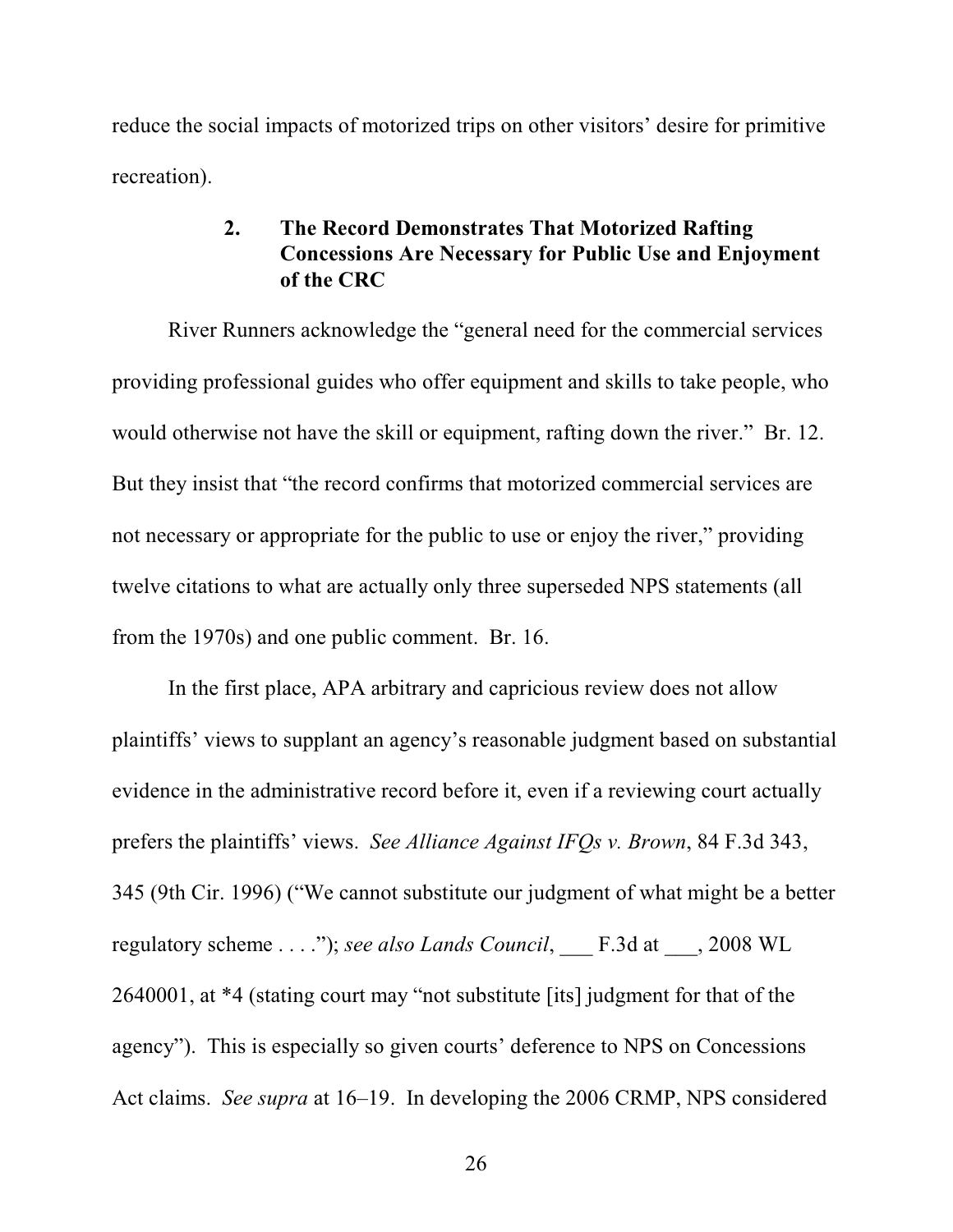reduce the social impacts of motorized trips on other visitors' desire for primitive recreation).

### 2. The Record Demonstrates That Motorized Rafting Concessions Are Necessary for Public Use and Enjoyment of the CRC

River Runners acknowledge the "general need for the commercial services providing professional guides who offer equipment and skills to take people, who would otherwise not have the skill or equipment, rafting down the river." Br. 12. But they insist that "the record confirms that motorized commercial services are not necessary or appropriate for the public to use or enjoy the river," providing twelve citations to what are actually only three superseded NPS statements (all from the 1970s) and one public comment. Br. 16.

In the first place, APA arbitrary and capricious review does not allow plaintiffs' views to supplant an agency's reasonable judgment based on substantial evidence in the administrative record before it, even if a reviewing court actually prefers the plaintiffs' views. *See Alliance Against IFQs v. Brown*, 84 F.3d 343, 345 (9th Cir. 1996) ("We cannot substitute our judgment of what might be a better regulatory scheme . . . ."); *see also Lands Council*, ___ F.3d at ___, 2008 WL 2640001, at *4 (stating court may "not substitute [its] judgment for that of the agency"). This is especially so given courts' deference to NPS on Concessions Act claims. *See supra* at 16–19. In developing the 2006 CRMP, NPS considered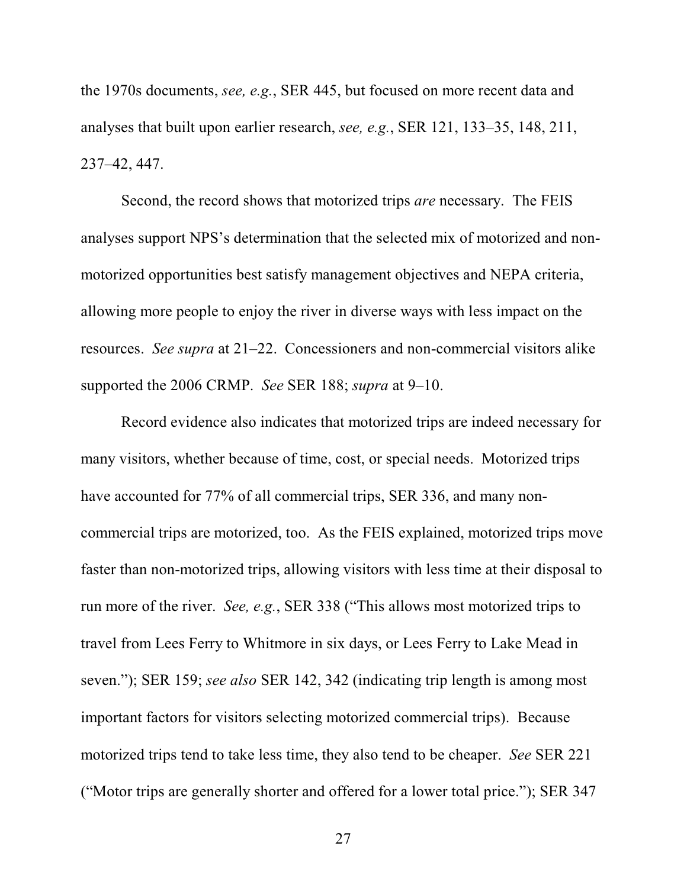the 1970s documents, *see, e.g.*, SER 445, but focused on more recent data and analyses that built upon earlier research, *see, e.g.*, SER 121, 133–35, 148, 211, 237–42, 447.

Second, the record shows that motorized trips *are* necessary. The FEIS analyses support NPS's determination that the selected mix of motorized and non-motorized opportunities best satisfy management objectives and NEPA criteria, allowing more people to enjoy the river in diverse ways with less impact on the resources. *See supra* at 21–22. Concessioners and non-commercial visitors alike supported the 2006 CRMP. *See* SER 188; *supra* at 9–10.

Record evidence also indicates that motorized trips are indeed necessary for many visitors, whether because of time, cost, or special needs. Motorized trips have accounted for 77% of all commercial trips, SER 336, and many non-commercial trips are motorized, too. As the FEIS explained, motorized trips move faster than non-motorized trips, allowing visitors with less time at their disposal to run more of the river. *See, e.g.*, SER 338 ("This allows most motorized trips to travel from Lees Ferry to Whitmore in six days, or Lees Ferry to Lake Mead in seven."); SER 159; *see also* SER 142, 342 (indicating trip length is among most important factors for visitors selecting motorized commercial trips). Because motorized trips tend to take less time, they also tend to be cheaper. *See* SER 221 ("Motor trips are generally shorter and offered for a lower total price."); SER 347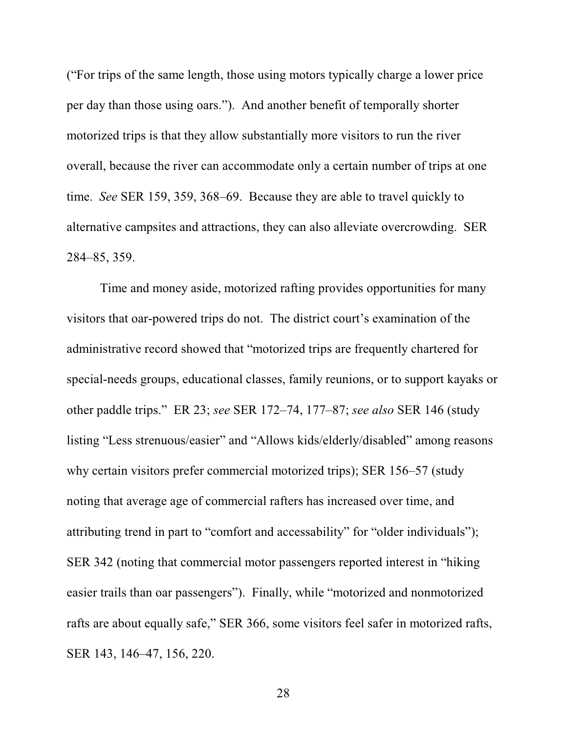("For trips of the same length, those using motors typically charge a lower price per day than those using oars."). And another benefit of temporally shorter motorized trips is that they allow substantially more visitors to run the river overall, because the river can accommodate only a certain number of trips at one time. *See* SER 159, 359, 368–69. Because they are able to travel quickly to alternative campsites and attractions, they can also alleviate overcrowding. SER 284–85, 359.

Time and money aside, motorized rafting provides opportunities for many visitors that oar-powered trips do not. The district court's examination of the administrative record showed that "motorized trips are frequently chartered for special-needs groups, educational classes, family reunions, or to support kayaks or other paddle trips." ER 23; *see* SER 172–74, 177–87; *see also* SER 146 (study listing "Less strenuous/easier" and "Allows kids/elderly/disabled" among reasons why certain visitors prefer commercial motorized trips); SER 156–57 (study noting that average age of commercial rafters has increased over time, and attributing trend in part to "comfort and accessability" for "older individuals"); SER 342 (noting that commercial motor passengers reported interest in "hiking easier trails than oar passengers"). Finally, while "motorized and nonmotorized rafts are about equally safe," SER 366, some visitors feel safer in motorized rafts, SER 143, 146–47, 156, 220.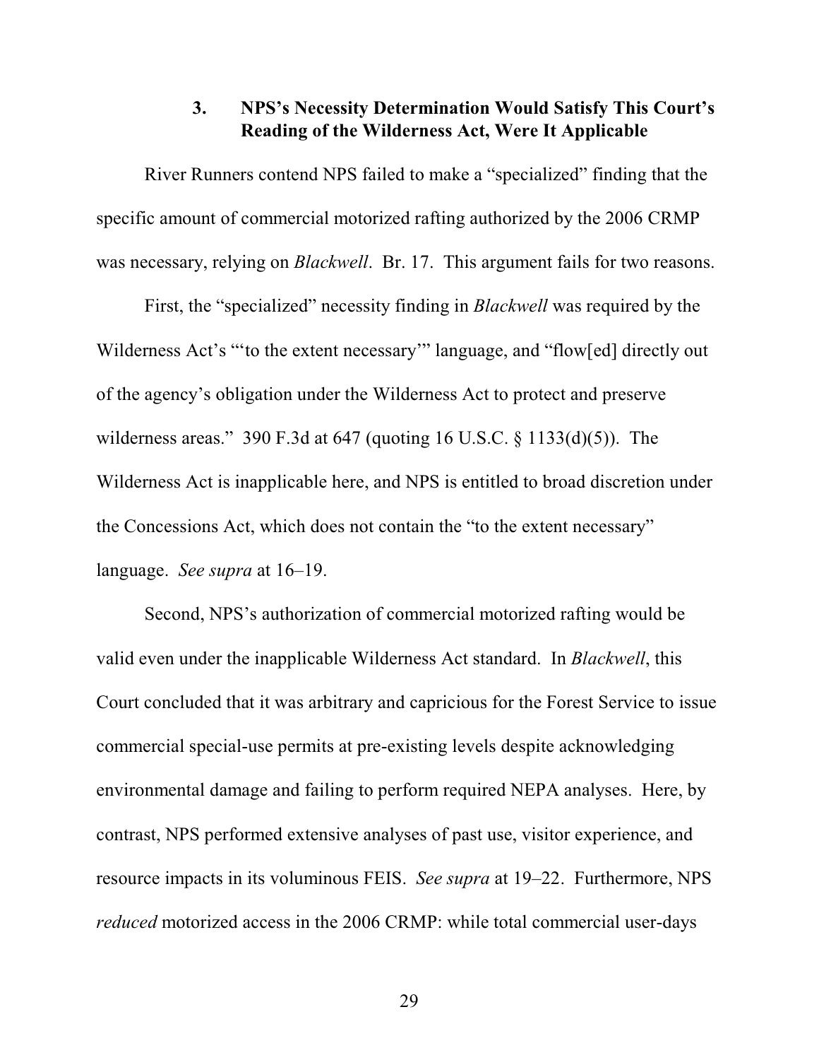### 3. NPS's Necessity Determination Would Satisfy This Court's Reading of the Wilderness Act, Were It Applicable

River Runners contend NPS failed to make a "specialized" finding that the specific amount of commercial motorized rafting authorized by the 2006 CRMP was necessary, relying on *Blackwell*. Br. 17. This argument fails for two reasons.

First, the "specialized" necessity finding in *Blackwell* was required by the Wilderness Act's "'to the extent necessary'" language, and "flow[ed] directly out of the agency's obligation under the Wilderness Act to protect and preserve wilderness areas." 390 F.3d at 647 (quoting 16 U.S.C. § 1133(d)(5)). The Wilderness Act is inapplicable here, and NPS is entitled to broad discretion under the Concessions Act, which does not contain the "to the extent necessary" language. *See supra* at 16–19.

Second, NPS's authorization of commercial motorized rafting would be valid even under the inapplicable Wilderness Act standard. In *Blackwell*, this Court concluded that it was arbitrary and capricious for the Forest Service to issue commercial special-use permits at pre-existing levels despite acknowledging environmental damage and failing to perform required NEPA analyses. Here, by contrast, NPS performed extensive analyses of past use, visitor experience, and resource impacts in its voluminous FEIS. *See supra* at 19–22. Furthermore, NPS *reduced* motorized access in the 2006 CRMP: while total commercial user-days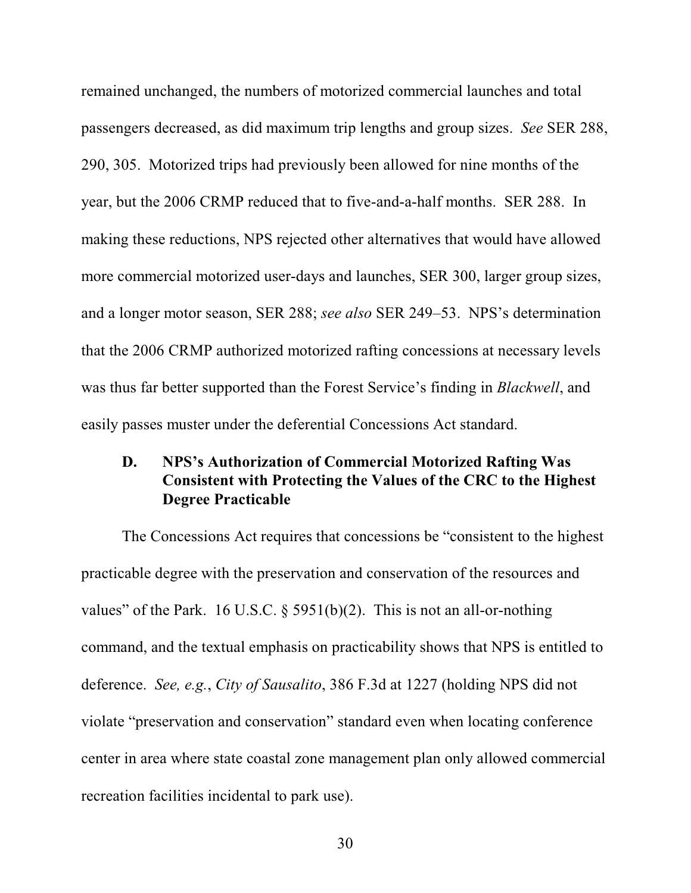remained unchanged, the numbers of motorized commercial launches and total passengers decreased, as did maximum trip lengths and group sizes. *See* SER 288, 290, 305. Motorized trips had previously been allowed for nine months of the year, but the 2006 CRMP reduced that to five-and-a-half months. SER 288. In making these reductions, NPS rejected other alternatives that would have allowed more commercial motorized user-days and launches, SER 300, larger group sizes, and a longer motor season, SER 288; *see also* SER 249–53. NPS's determination that the 2006 CRMP authorized motorized rafting concessions at necessary levels was thus far better supported than the Forest Service's finding in *Blackwell*, and easily passes muster under the deferential Concessions Act standard.

### D. NPS's Authorization of Commercial Motorized Rafting Was Consistent with Protecting the Values of the CRC to the Highest Degree Practicable

The Concessions Act requires that concessions be "consistent to the highest practicable degree with the preservation and conservation of the resources and values" of the Park. 16 U.S.C. § 5951(b)(2). This is not an all-or-nothing command, and the textual emphasis on practicability shows that NPS is entitled to deference. *See, e.g.*, *City of Sausalito*, 386 F.3d at 1227 (holding NPS did not violate "preservation and conservation" standard even when locating conference center in area where state coastal zone management plan only allowed commercial recreation facilities incidental to park use).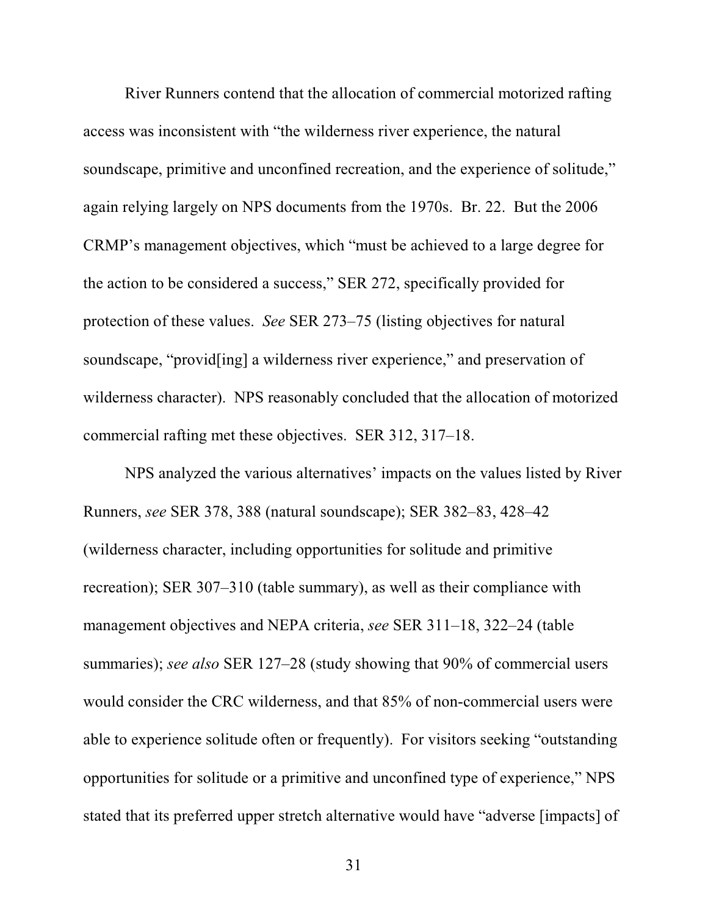River Runners contend that the allocation of commercial motorized rafting access was inconsistent with "the wilderness river experience, the natural soundscape, primitive and unconfined recreation, and the experience of solitude," again relying largely on NPS documents from the 1970s. Br. 22. But the 2006 CRMP's management objectives, which "must be achieved to a large degree for the action to be considered a success," SER 272, specifically provided for protection of these values. *See* SER 273–75 (listing objectives for natural soundscape, "provid[ing] a wilderness river experience," and preservation of wilderness character). NPS reasonably concluded that the allocation of motorized commercial rafting met these objectives. SER 312, 317–18.

NPS analyzed the various alternatives' impacts on the values listed by River Runners, *see* SER 378, 388 (natural soundscape); SER 382–83, 428–42 (wilderness character, including opportunities for solitude and primitive recreation); SER 307–310 (table summary), as well as their compliance with management objectives and NEPA criteria, *see* SER 311–18, 322–24 (table summaries); *see also* SER 127–28 (study showing that 90% of commercial users would consider the CRC wilderness, and that 85% of non-commercial users were able to experience solitude often or frequently). For visitors seeking "outstanding opportunities for solitude or a primitive and unconfined type of experience," NPS stated that its preferred upper stretch alternative would have "adverse [impacts] of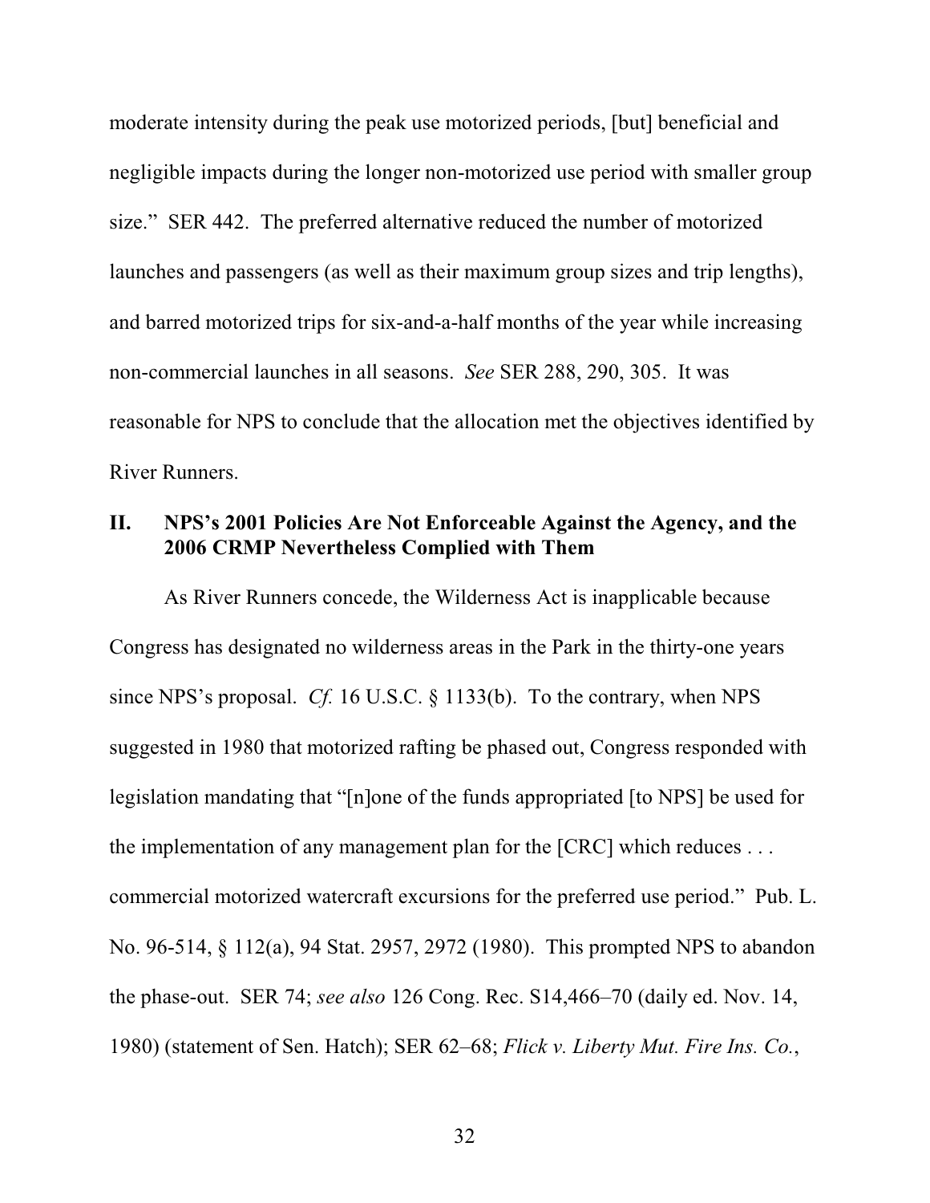moderate intensity during the peak use motorized periods, [but] beneficial and negligible impacts during the longer non-motorized use period with smaller group size." SER 442. The preferred alternative reduced the number of motorized launches and passengers (as well as their maximum group sizes and trip lengths), and barred motorized trips for six-and-a-half months of the year while increasing non-commercial launches in all seasons. *See* SER 288, 290, 305. It was reasonable for NPS to conclude that the allocation met the objectives identified by River Runners.

## II. NPS's 2001 Policies Are Not Enforceable Against the Agency, and the 2006 CRMP Nevertheless Complied with Them

As River Runners concede, the Wilderness Act is inapplicable because Congress has designated no wilderness areas in the Park in the thirty-one years since NPS's proposal. *Cf.* 16 U.S.C. § 1133(b). To the contrary, when NPS suggested in 1980 that motorized rafting be phased out, Congress responded with legislation mandating that "[n]one of the funds appropriated [to NPS] be used for the implementation of any management plan for the [CRC] which reduces . . . commercial motorized watercraft excursions for the preferred use period." Pub. L. No. 96-514, § 112(a), 94 Stat. 2957, 2972 (1980). This prompted NPS to abandon the phase-out. SER 74; *see also* 126 Cong. Rec. S14,466–70 (daily ed. Nov. 14, 1980) (statement of Sen. Hatch); SER 62–68; *Flick v. Liberty Mut. Fire Ins. Co.*,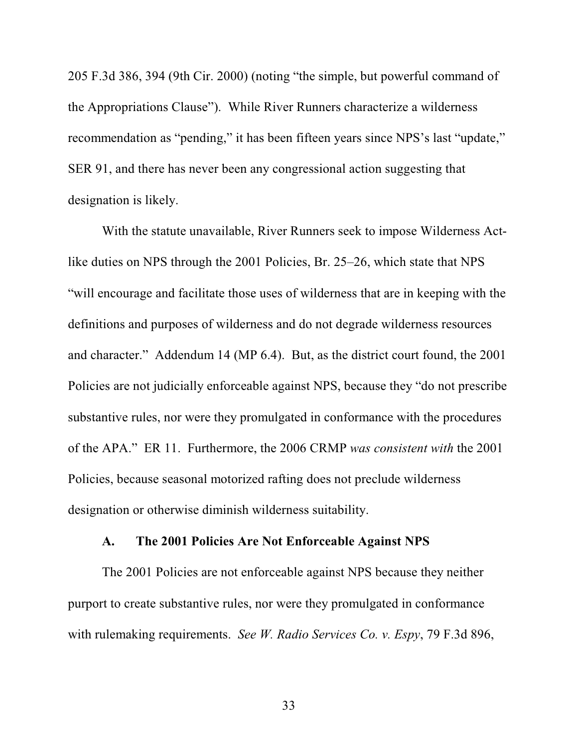205 F.3d 386, 394 (9th Cir. 2000) (noting "the simple, but powerful command of the Appropriations Clause"). While River Runners characterize a wilderness recommendation as "pending," it has been fifteen years since NPS's last "update," SER 91, and there has never been any congressional action suggesting that designation is likely.

With the statute unavailable, River Runners seek to impose Wilderness Act-like duties on NPS through the 2001 Policies, Br. 25–26, which state that NPS "will encourage and facilitate those uses of wilderness that are in keeping with the definitions and purposes of wilderness and do not degrade wilderness resources and character." Addendum 14 (MP 6.4). But, as the district court found, the 2001 Policies are not judicially enforceable against NPS, because they "do not prescribe substantive rules, nor were they promulgated in conformance with the procedures of the APA." ER 11. Furthermore, the 2006 CRMP *was consistent with* the 2001 Policies, because seasonal motorized rafting does not preclude wilderness designation or otherwise diminish wilderness suitability.

### A. The 2001 Policies Are Not Enforceable Against NPS

The 2001 Policies are not enforceable against NPS because they neither purport to create substantive rules, nor were they promulgated in conformance with rulemaking requirements. *See W. Radio Services Co. v. Espy*, 79 F.3d 896,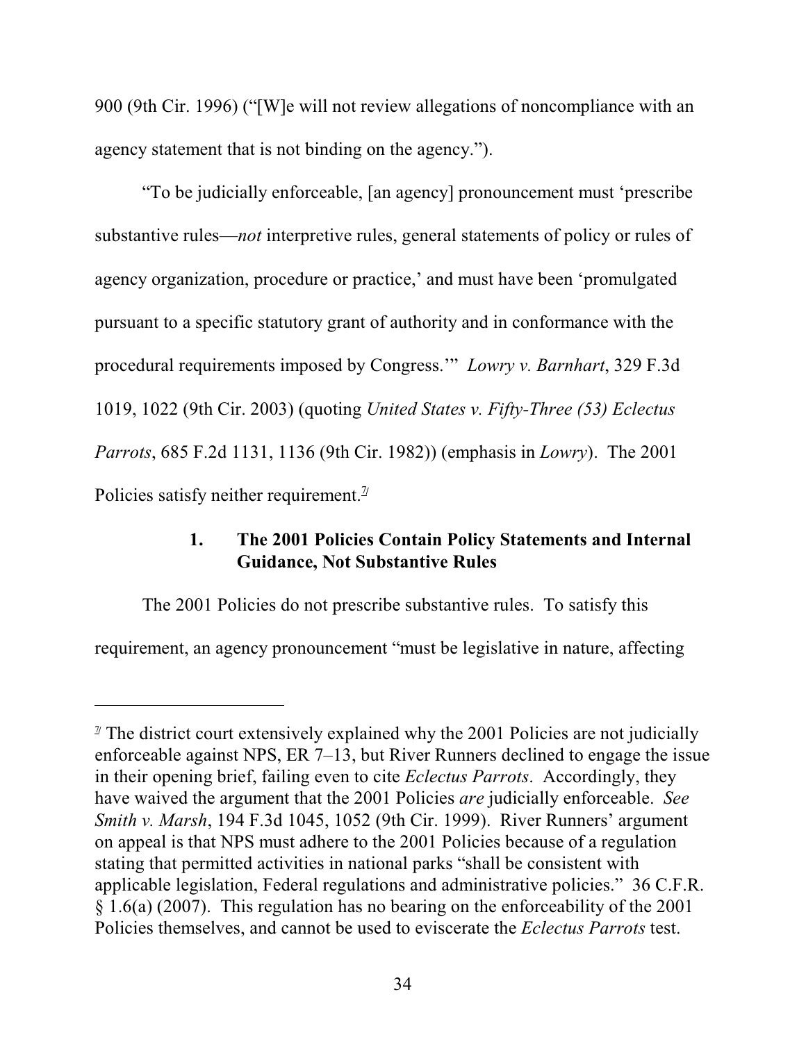900 (9th Cir. 1996) ("[W]e will not review allegations of noncompliance with an agency statement that is not binding on the agency.").

"To be judicially enforceable, [an agency] pronouncement must 'prescribe substantive rules—*not* interpretive rules, general statements of policy or rules of agency organization, procedure or practice,' and must have been 'promulgated pursuant to a specific statutory grant of authority and in conformance with the procedural requirements imposed by Congress.'" *Lowry v. Barnhart*, 329 F.3d 1019, 1022 (9th Cir. 2003) (quoting *United States v. Fifty-Three (53) Eclectus Parrots*, 685 F.2d 1131, 1136 (9th Cir. 1982)) (emphasis in *Lowry*). The 2001 Policies satisfy neither requirement.[7]

### 1. The 2001 Policies Contain Policy Statements and Internal Guidance, Not Substantive Rules

The 2001 Policies do not prescribe substantive rules. To satisfy this requirement, an agency pronouncement "must be legislative in nature, affecting

---

[7] The district court extensively explained why the 2001 Policies are not judicially enforceable against NPS, ER 7–13, but River Runners declined to engage the issue in their opening brief, failing even to cite *Eclectus Parrots*. Accordingly, they have waived the argument that the 2001 Policies *are* judicially enforceable. *See Smith v. Marsh*, 194 F.3d 1045, 1052 (9th Cir. 1999). River Runners' argument on appeal is that NPS must adhere to the 2001 Policies because of a regulation stating that permitted activities in national parks "shall be consistent with applicable legislation, Federal regulations and administrative policies." 36 C.F.R. § 1.6(a) (2007). This regulation has no bearing on the enforceability of the 2001 Policies themselves, and cannot be used to eviscerate the *Eclectus Parrots* test.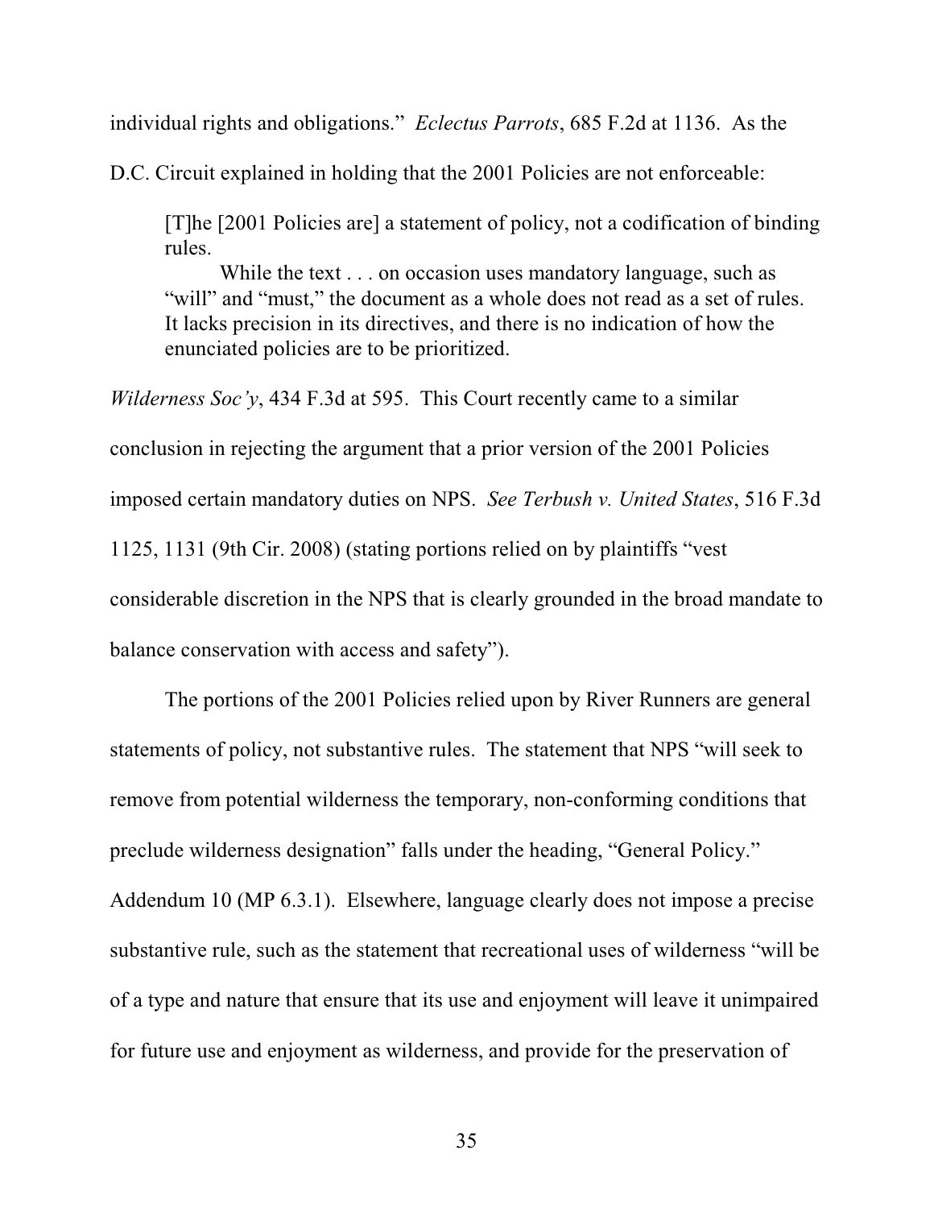individual rights and obligations." *Eclectus Parrots*, 685 F.2d at 1136. As the D.C. Circuit explained in holding that the 2001 Policies are not enforceable:

> [T]he [2001 Policies are] a statement of policy, not a codification of binding rules.
>
> While the text . . . on occasion uses mandatory language, such as "will" and "must," the document as a whole does not read as a set of rules. It lacks precision in its directives, and there is no indication of how the enunciated policies are to be prioritized.

*Wilderness Soc'y*, 434 F.3d at 595. This Court recently came to a similar conclusion in rejecting the argument that a prior version of the 2001 Policies imposed certain mandatory duties on NPS. *See Terbush v. United States*, 516 F.3d 1125, 1131 (9th Cir. 2008) (stating portions relied on by plaintiffs "vest considerable discretion in the NPS that is clearly grounded in the broad mandate to balance conservation with access and safety").

The portions of the 2001 Policies relied upon by River Runners are general statements of policy, not substantive rules. The statement that NPS "will seek to remove from potential wilderness the temporary, non-conforming conditions that preclude wilderness designation" falls under the heading, "General Policy." Addendum 10 (MP 6.3.1). Elsewhere, language clearly does not impose a precise substantive rule, such as the statement that recreational uses of wilderness "will be of a type and nature that ensure that its use and enjoyment will leave it unimpaired for future use and enjoyment as wilderness, and provide for the preservation of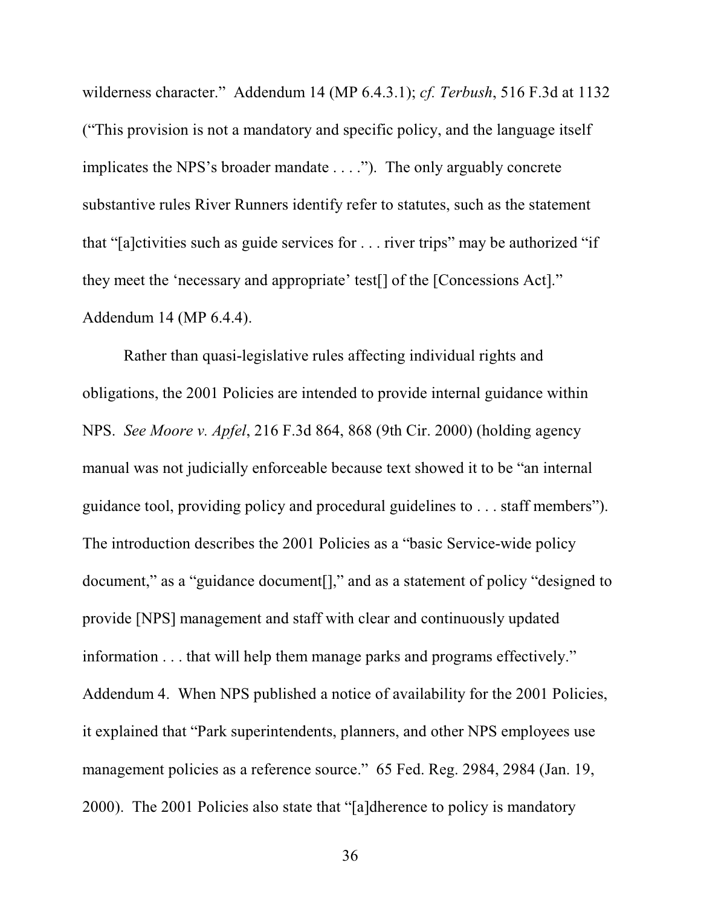wilderness character." Addendum 14 (MP 6.4.3.1); *cf. Terbush*, 516 F.3d at 1132 ("This provision is not a mandatory and specific policy, and the language itself implicates the NPS's broader mandate . . . ."). The only arguably concrete substantive rules River Runners identify refer to statutes, such as the statement that "[a]ctivities such as guide services for . . . river trips" may be authorized "if they meet the 'necessary and appropriate' test[] of the [Concessions Act]." Addendum 14 (MP 6.4.4).

Rather than quasi-legislative rules affecting individual rights and obligations, the 2001 Policies are intended to provide internal guidance within NPS. *See Moore v. Apfel*, 216 F.3d 864, 868 (9th Cir. 2000) (holding agency manual was not judicially enforceable because text showed it to be "an internal guidance tool, providing policy and procedural guidelines to . . . staff members"). The introduction describes the 2001 Policies as a "basic Service-wide policy document," as a "guidance document[]," and as a statement of policy "designed to provide [NPS] management and staff with clear and continuously updated information . . . that will help them manage parks and programs effectively." Addendum 4. When NPS published a notice of availability for the 2001 Policies, it explained that "Park superintendents, planners, and other NPS employees use management policies as a reference source." 65 Fed. Reg. 2984, 2984 (Jan. 19, 2000). The 2001 Policies also state that "[a]dherence to policy is mandatory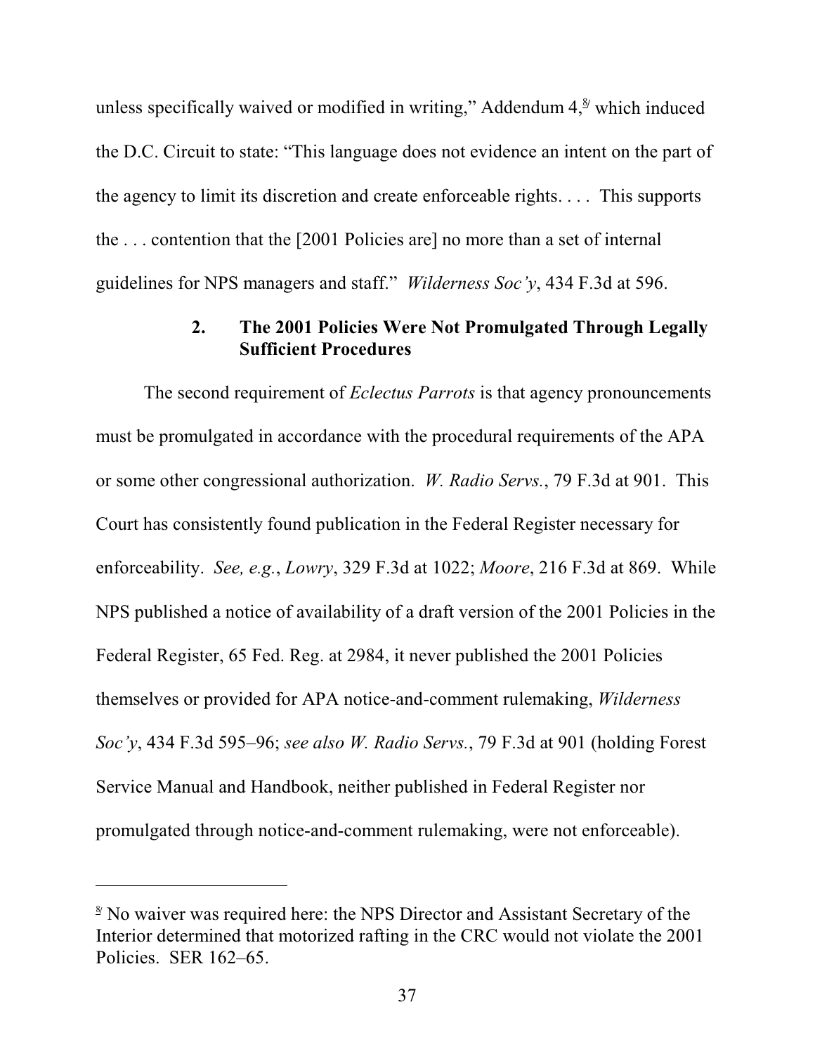unless specifically waived or modified in writing," Addendum 4,[8] which induced the D.C. Circuit to state: "This language does not evidence an intent on the part of the agency to limit its discretion and create enforceable rights. . . . This supports the . . . contention that the [2001 Policies are] no more than a set of internal guidelines for NPS managers and staff." *Wilderness Soc'y*, 434 F.3d at 596.

### 2. The 2001 Policies Were Not Promulgated Through Legally Sufficient Procedures

The second requirement of *Eclectus Parrots* is that agency pronouncements must be promulgated in accordance with the procedural requirements of the APA or some other congressional authorization. *W. Radio Servs.*, 79 F.3d at 901. This Court has consistently found publication in the Federal Register necessary for enforceability. *See, e.g.*, *Lowry*, 329 F.3d at 1022; *Moore*, 216 F.3d at 869. While NPS published a notice of availability of a draft version of the 2001 Policies in the Federal Register, 65 Fed. Reg. at 2984, it never published the 2001 Policies themselves or provided for APA notice-and-comment rulemaking, *Wilderness Soc'y*, 434 F.3d 595–96; *see also W. Radio Servs.*, 79 F.3d at 901 (holding Forest Service Manual and Handbook, neither published in Federal Register nor promulgated through notice-and-comment rulemaking, were not enforceable).

---

[8] No waiver was required here: the NPS Director and Assistant Secretary of the Interior determined that motorized rafting in the CRC would not violate the 2001 Policies. SER 162–65.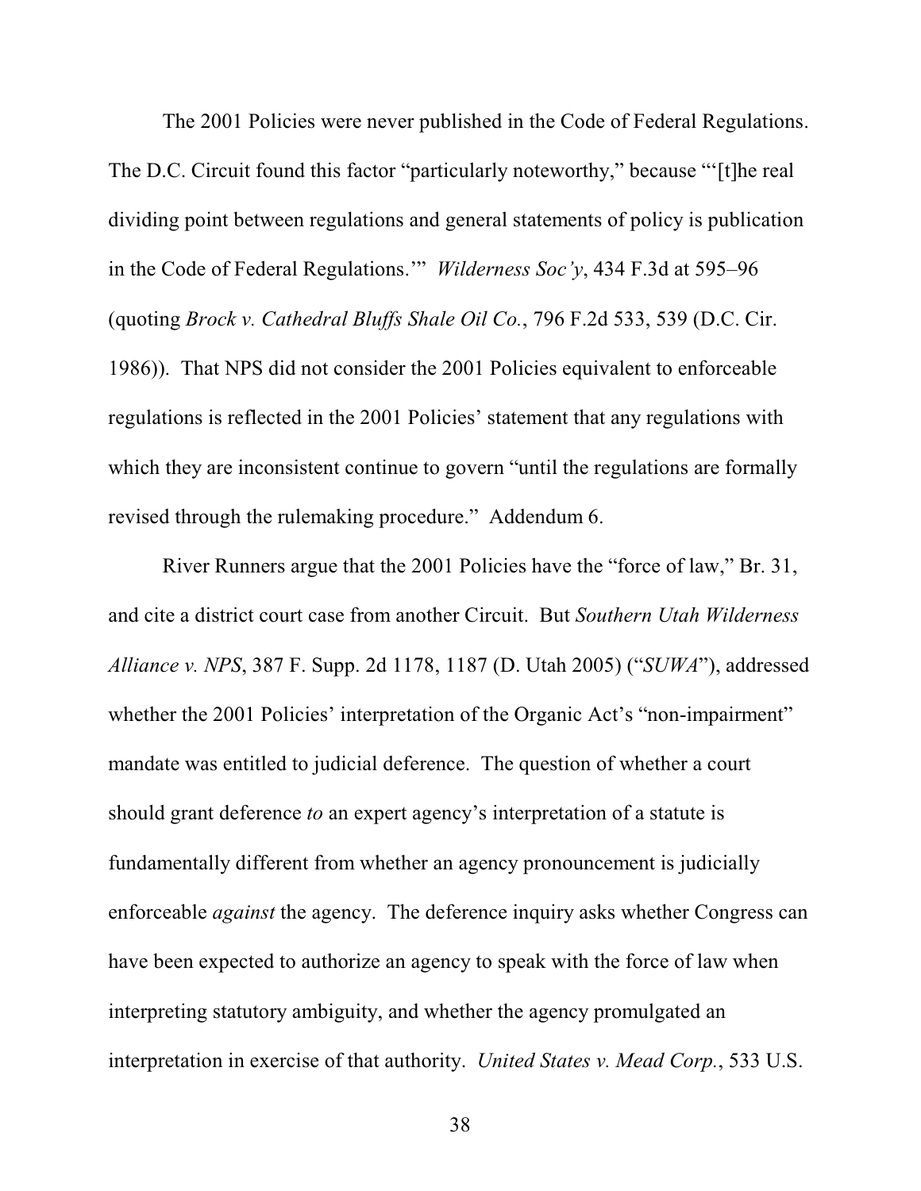The 2001 Policies were never published in the Code of Federal Regulations. The D.C. Circuit found this factor "particularly noteworthy," because "'[t]he real dividing point between regulations and general statements of policy is publication in the Code of Federal Regulations.'" *Wilderness Soc'y*, 434 F.3d at 595–96 (quoting *Brock v. Cathedral Bluffs Shale Oil Co.*, 796 F.2d 533, 539 (D.C. Cir. 1986)). That NPS did not consider the 2001 Policies equivalent to enforceable regulations is reflected in the 2001 Policies' statement that any regulations with which they are inconsistent continue to govern "until the regulations are formally revised through the rulemaking procedure." Addendum 6.

River Runners argue that the 2001 Policies have the "force of law," Br. 31, and cite a district court case from another Circuit. But *Southern Utah Wilderness Alliance v. NPS*, 387 F. Supp. 2d 1178, 1187 (D. Utah 2005) ("*SUWA*"), addressed whether the 2001 Policies' interpretation of the Organic Act's "non-impairment" mandate was entitled to judicial deference. The question of whether a court should grant deference *to* an expert agency's interpretation of a statute is fundamentally different from whether an agency pronouncement is judicially enforceable *against* the agency. The deference inquiry asks whether Congress can have been expected to authorize an agency to speak with the force of law when interpreting statutory ambiguity, and whether the agency promulgated an interpretation in exercise of that authority. *United States v. Mead Corp.*, 533 U.S.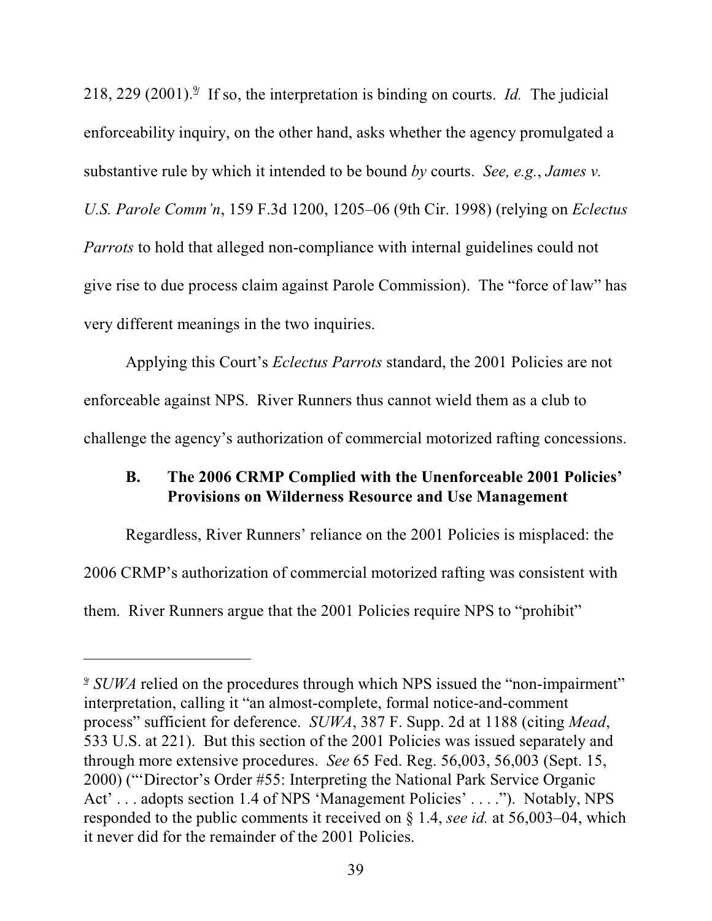218, 229 (2001).[9] If so, the interpretation is binding on courts. *Id.* The judicial enforceability inquiry, on the other hand, asks whether the agency promulgated a substantive rule by which it intended to be bound *by* courts. *See, e.g.*, *James v. U.S. Parole Comm'n*, 159 F.3d 1200, 1205–06 (9th Cir. 1998) (relying on *Eclectus Parrots* to hold that alleged non-compliance with internal guidelines could not give rise to due process claim against Parole Commission). The "force of law" has very different meanings in the two inquiries.

Applying this Court's *Eclectus Parrots* standard, the 2001 Policies are not enforceable against NPS. River Runners thus cannot wield them as a club to challenge the agency's authorization of commercial motorized rafting concessions.

### B. The 2006 CRMP Complied with the Unenforceable 2001 Policies' Provisions on Wilderness Resource and Use Management

Regardless, River Runners' reliance on the 2001 Policies is misplaced: the 2006 CRMP's authorization of commercial motorized rafting was consistent with them. River Runners argue that the 2001 Policies require NPS to "prohibit"

---

[9] *SUWA* relied on the procedures through which NPS issued the "non-impairment" interpretation, calling it "an almost-complete, formal notice-and-comment process" sufficient for deference. *SUWA*, 387 F. Supp. 2d at 1188 (citing *Mead*, 533 U.S. at 221). But this section of the 2001 Policies was issued separately and through more extensive procedures. *See* 65 Fed. Reg. 56,003, 56,003 (Sept. 15, 2000) ("'Director's Order #55: Interpreting the National Park Service Organic Act' . . . adopts section 1.4 of NPS 'Management Policies' . . . ."). Notably, NPS responded to the public comments it received on § 1.4, *see id.* at 56,003–04, which it never did for the remainder of the 2001 Policies.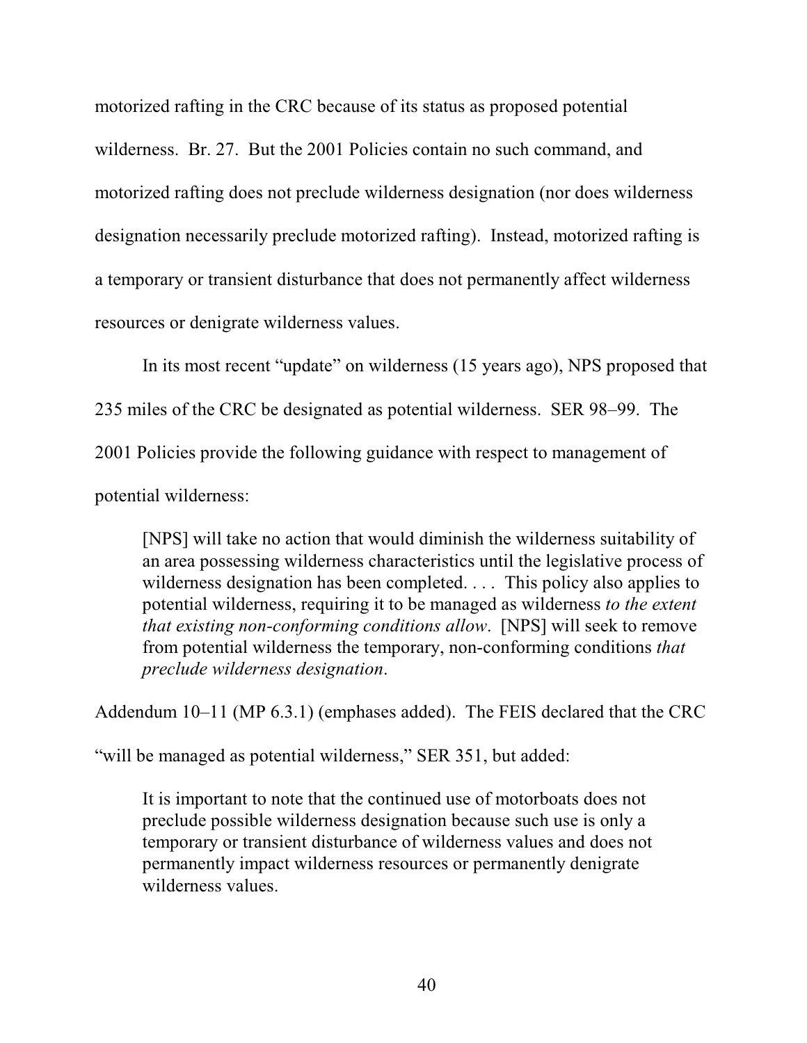motorized rafting in the CRC because of its status as proposed potential wilderness. Br. 27. But the 2001 Policies contain no such command, and motorized rafting does not preclude wilderness designation (nor does wilderness designation necessarily preclude motorized rafting). Instead, motorized rafting is a temporary or transient disturbance that does not permanently affect wilderness resources or denigrate wilderness values.

In its most recent "update" on wilderness (15 years ago), NPS proposed that 235 miles of the CRC be designated as potential wilderness. SER 98–99. The 2001 Policies provide the following guidance with respect to management of potential wilderness:

> [NPS] will take no action that would diminish the wilderness suitability of an area possessing wilderness characteristics until the legislative process of wilderness designation has been completed. . . . This policy also applies to potential wilderness, requiring it to be managed as wilderness *to the extent that existing non-conforming conditions allow*. [NPS] will seek to remove from potential wilderness the temporary, non-conforming conditions *that preclude wilderness designation*.

Addendum 10–11 (MP 6.3.1) (emphases added). The FEIS declared that the CRC "will be managed as potential wilderness," SER 351, but added:

> It is important to note that the continued use of motorboats does not preclude possible wilderness designation because such use is only a temporary or transient disturbance of wilderness values and does not permanently impact wilderness resources or permanently denigrate wilderness values.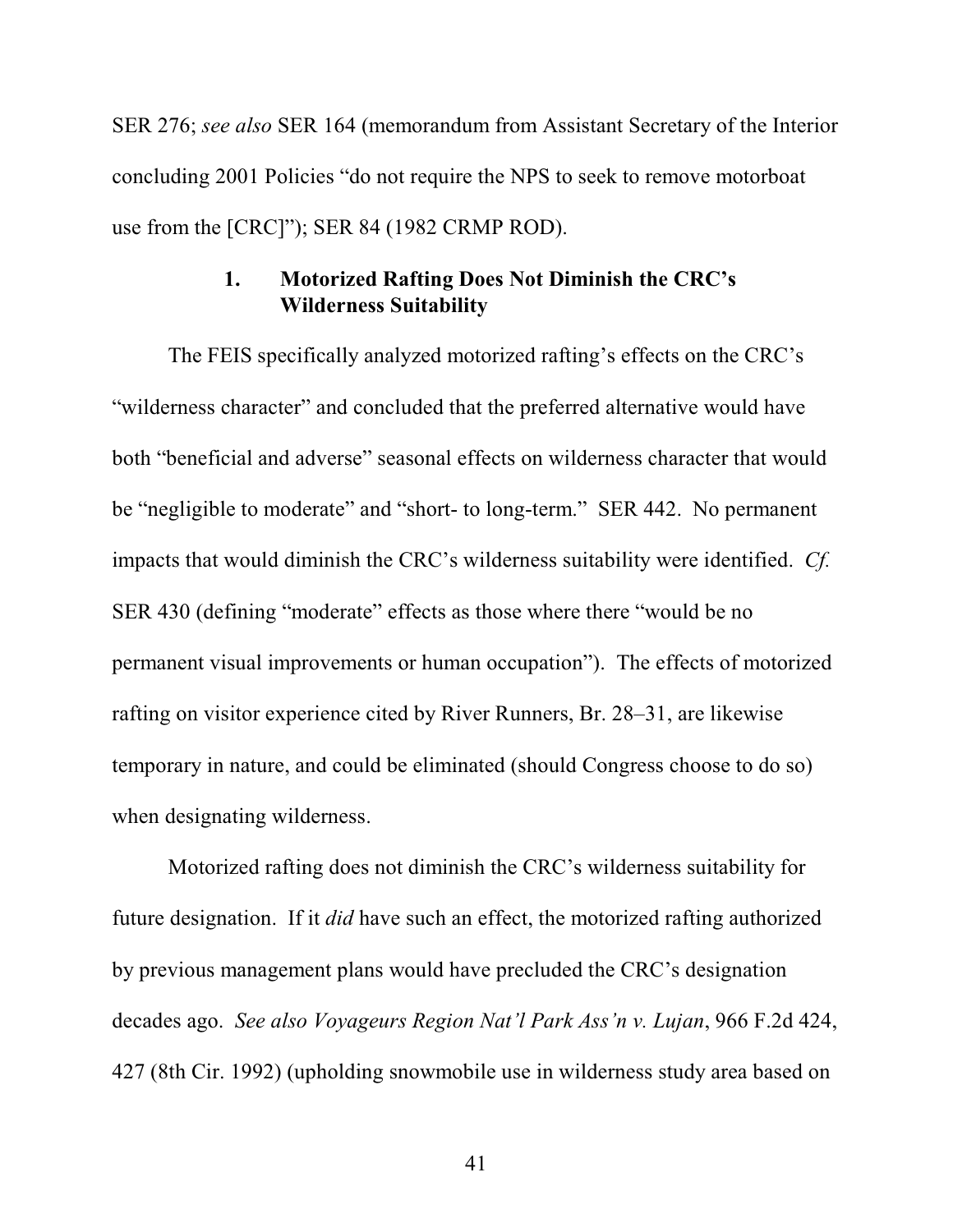SER 276; *see also* SER 164 (memorandum from Assistant Secretary of the Interior concluding 2001 Policies "do not require the NPS to seek to remove motorboat use from the [CRC]"); SER 84 (1982 CRMP ROD).

### 1. Motorized Rafting Does Not Diminish the CRC's Wilderness Suitability

The FEIS specifically analyzed motorized rafting's effects on the CRC's "wilderness character" and concluded that the preferred alternative would have both "beneficial and adverse" seasonal effects on wilderness character that would be "negligible to moderate" and "short- to long-term." SER 442. No permanent impacts that would diminish the CRC's wilderness suitability were identified. *Cf.* SER 430 (defining "moderate" effects as those where there "would be no permanent visual improvements or human occupation"). The effects of motorized rafting on visitor experience cited by River Runners, Br. 28–31, are likewise temporary in nature, and could be eliminated (should Congress choose to do so) when designating wilderness.

Motorized rafting does not diminish the CRC's wilderness suitability for future designation. If it *did* have such an effect, the motorized rafting authorized by previous management plans would have precluded the CRC's designation decades ago. *See also Voyageurs Region Nat'l Park Ass'n v. Lujan*, 966 F.2d 424, 427 (8th Cir. 1992) (upholding snowmobile use in wilderness study area based on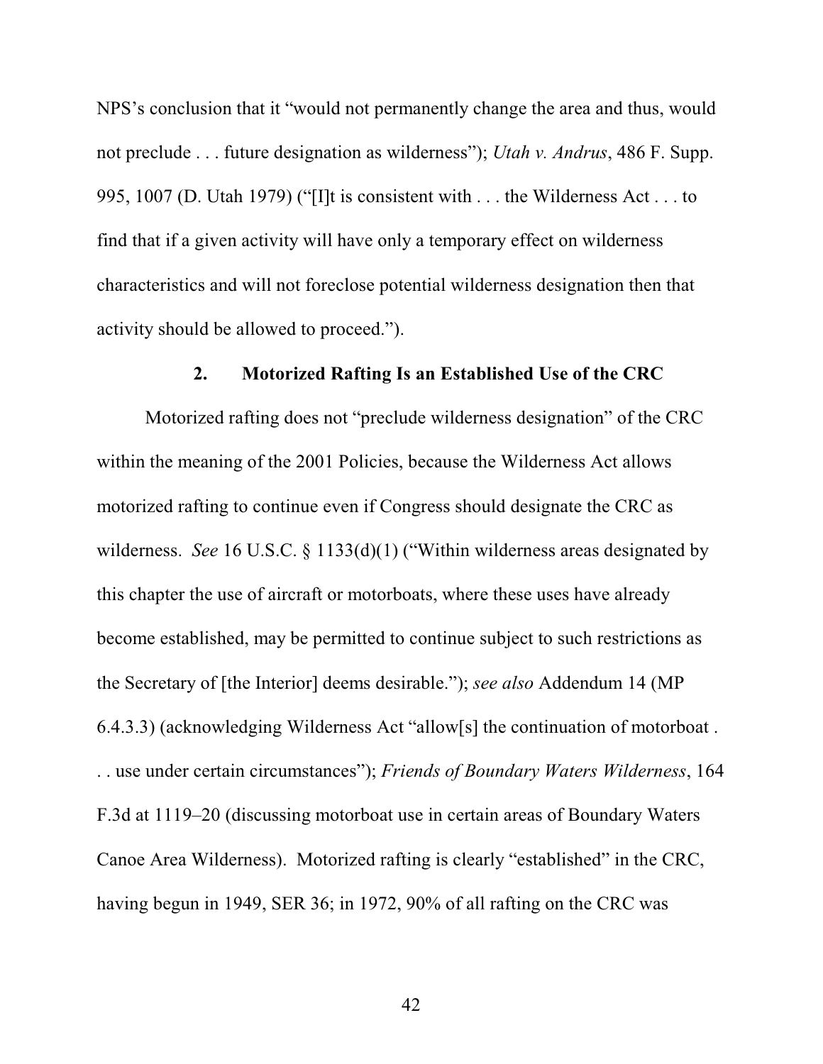NPS's conclusion that it "would not permanently change the area and thus, would not preclude . . . future designation as wilderness"); *Utah v. Andrus*, 486 F. Supp. 995, 1007 (D. Utah 1979) ("[I]t is consistent with . . . the Wilderness Act . . . to find that if a given activity will have only a temporary effect on wilderness characteristics and will not foreclose potential wilderness designation then that activity should be allowed to proceed.").

### 2. Motorized Rafting Is an Established Use of the CRC

Motorized rafting does not "preclude wilderness designation" of the CRC within the meaning of the 2001 Policies, because the Wilderness Act allows motorized rafting to continue even if Congress should designate the CRC as wilderness. *See* 16 U.S.C. § 1133(d)(1) ("Within wilderness areas designated by this chapter the use of aircraft or motorboats, where these uses have already become established, may be permitted to continue subject to such restrictions as the Secretary of [the Interior] deems desirable."); *see also* Addendum 14 (MP 6.4.3.3) (acknowledging Wilderness Act "allow[s] the continuation of motorboat . . . use under certain circumstances"); *Friends of Boundary Waters Wilderness*, 164 F.3d at 1119–20 (discussing motorboat use in certain areas of Boundary Waters Canoe Area Wilderness). Motorized rafting is clearly "established" in the CRC, having begun in 1949, SER 36; in 1972, 90% of all rafting on the CRC was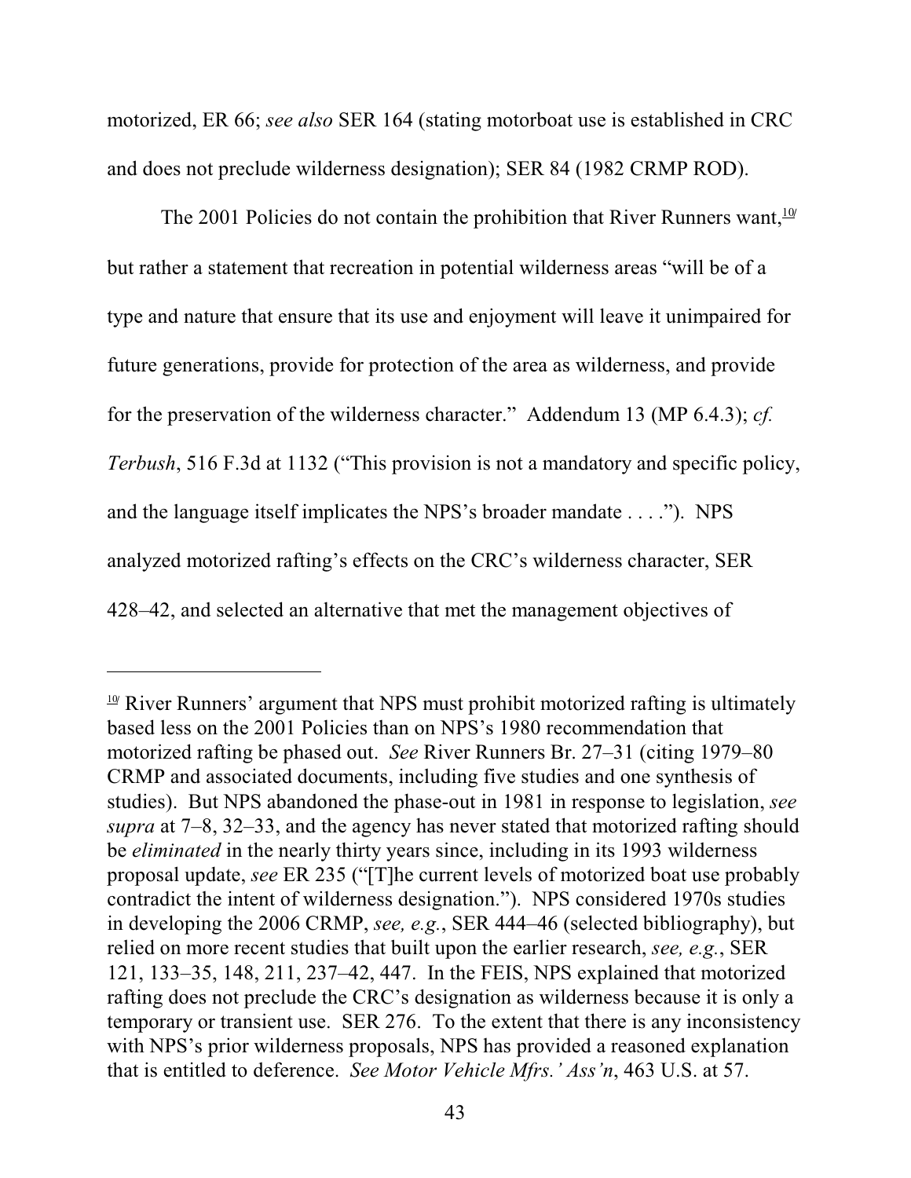motorized, ER 66; *see also* SER 164 (stating motorboat use is established in CRC and does not preclude wilderness designation); SER 84 (1982 CRMP ROD).

The 2001 Policies do not contain the prohibition that River Runners want,[10] but rather a statement that recreation in potential wilderness areas "will be of a type and nature that ensure that its use and enjoyment will leave it unimpaired for future generations, provide for protection of the area as wilderness, and provide for the preservation of the wilderness character." Addendum 13 (MP 6.4.3); *cf. Terbush*, 516 F.3d at 1132 ("This provision is not a mandatory and specific policy, and the language itself implicates the NPS's broader mandate . . . ."). NPS analyzed motorized rafting's effects on the CRC's wilderness character, SER 428–42, and selected an alternative that met the management objectives of

---

[10] River Runners' argument that NPS must prohibit motorized rafting is ultimately based less on the 2001 Policies than on NPS's 1980 recommendation that motorized rafting be phased out. *See* River Runners Br. 27–31 (citing 1979–80 CRMP and associated documents, including five studies and one synthesis of studies). But NPS abandoned the phase-out in 1981 in response to legislation, *see supra* at 7–8, 32–33, and the agency has never stated that motorized rafting should be *eliminated* in the nearly thirty years since, including in its 1993 wilderness proposal update, *see* ER 235 ("[T]he current levels of motorized boat use probably contradict the intent of wilderness designation."). NPS considered 1970s studies in developing the 2006 CRMP, *see, e.g.*, SER 444–46 (selected bibliography), but relied on more recent studies that built upon the earlier research, *see, e.g.*, SER 121, 133–35, 148, 211, 237–42, 447. In the FEIS, NPS explained that motorized rafting does not preclude the CRC's designation as wilderness because it is only a temporary or transient use. SER 276. To the extent that there is any inconsistency with NPS's prior wilderness proposals, NPS has provided a reasoned explanation that is entitled to deference. *See Motor Vehicle Mfrs.' Ass'n*, 463 U.S. at 57.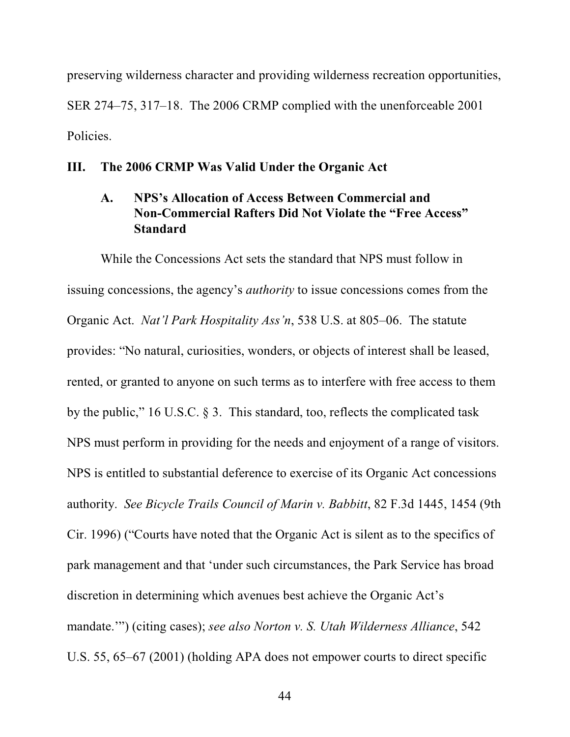preserving wilderness character and providing wilderness recreation opportunities, SER 274–75, 317–18. The 2006 CRMP complied with the unenforceable 2001 Policies.

## III. The 2006 CRMP Was Valid Under the Organic Act

### A. NPS's Allocation of Access Between Commercial and Non-Commercial Rafters Did Not Violate the "Free Access" Standard

While the Concessions Act sets the standard that NPS must follow in issuing concessions, the agency's *authority* to issue concessions comes from the Organic Act. *Nat'l Park Hospitality Ass'n*, 538 U.S. at 805–06. The statute provides: "No natural, curiosities, wonders, or objects of interest shall be leased, rented, or granted to anyone on such terms as to interfere with free access to them by the public," 16 U.S.C. § 3. This standard, too, reflects the complicated task NPS must perform in providing for the needs and enjoyment of a range of visitors. NPS is entitled to substantial deference to exercise of its Organic Act concessions authority. *See Bicycle Trails Council of Marin v. Babbitt*, 82 F.3d 1445, 1454 (9th Cir. 1996) ("Courts have noted that the Organic Act is silent as to the specifics of park management and that 'under such circumstances, the Park Service has broad discretion in determining which avenues best achieve the Organic Act's mandate.'") (citing cases); *see also Norton v. S. Utah Wilderness Alliance*, 542 U.S. 55, 65–67 (2001) (holding APA does not empower courts to direct specific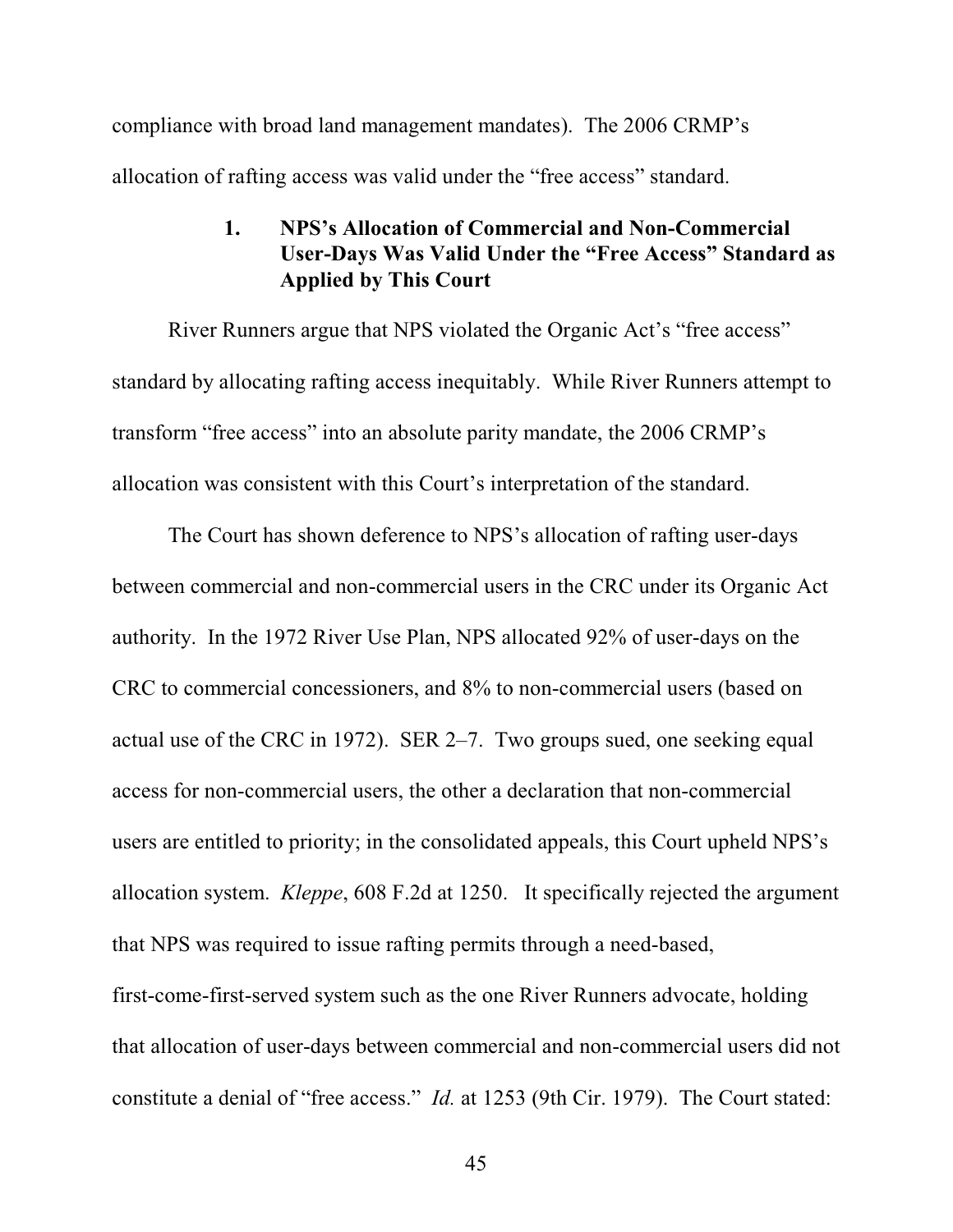compliance with broad land management mandates). The 2006 CRMP's allocation of rafting access was valid under the "free access" standard.

### 1. NPS's Allocation of Commercial and Non-Commercial User-Days Was Valid Under the "Free Access" Standard as Applied by This Court

River Runners argue that NPS violated the Organic Act's "free access" standard by allocating rafting access inequitably. While River Runners attempt to transform "free access" into an absolute parity mandate, the 2006 CRMP's allocation was consistent with this Court's interpretation of the standard.

The Court has shown deference to NPS's allocation of rafting user-days between commercial and non-commercial users in the CRC under its Organic Act authority. In the 1972 River Use Plan, NPS allocated 92% of user-days on the CRC to commercial concessioners, and 8% to non-commercial users (based on actual use of the CRC in 1972). SER 2–7. Two groups sued, one seeking equal access for non-commercial users, the other a declaration that non-commercial users are entitled to priority; in the consolidated appeals, this Court upheld NPS's allocation system. *Kleppe*, 608 F.2d at 1250. It specifically rejected the argument that NPS was required to issue rafting permits through a need-based, first-come-first-served system such as the one River Runners advocate, holding that allocation of user-days between commercial and non-commercial users did not constitute a denial of "free access." *Id.* at 1253 (9th Cir. 1979). The Court stated: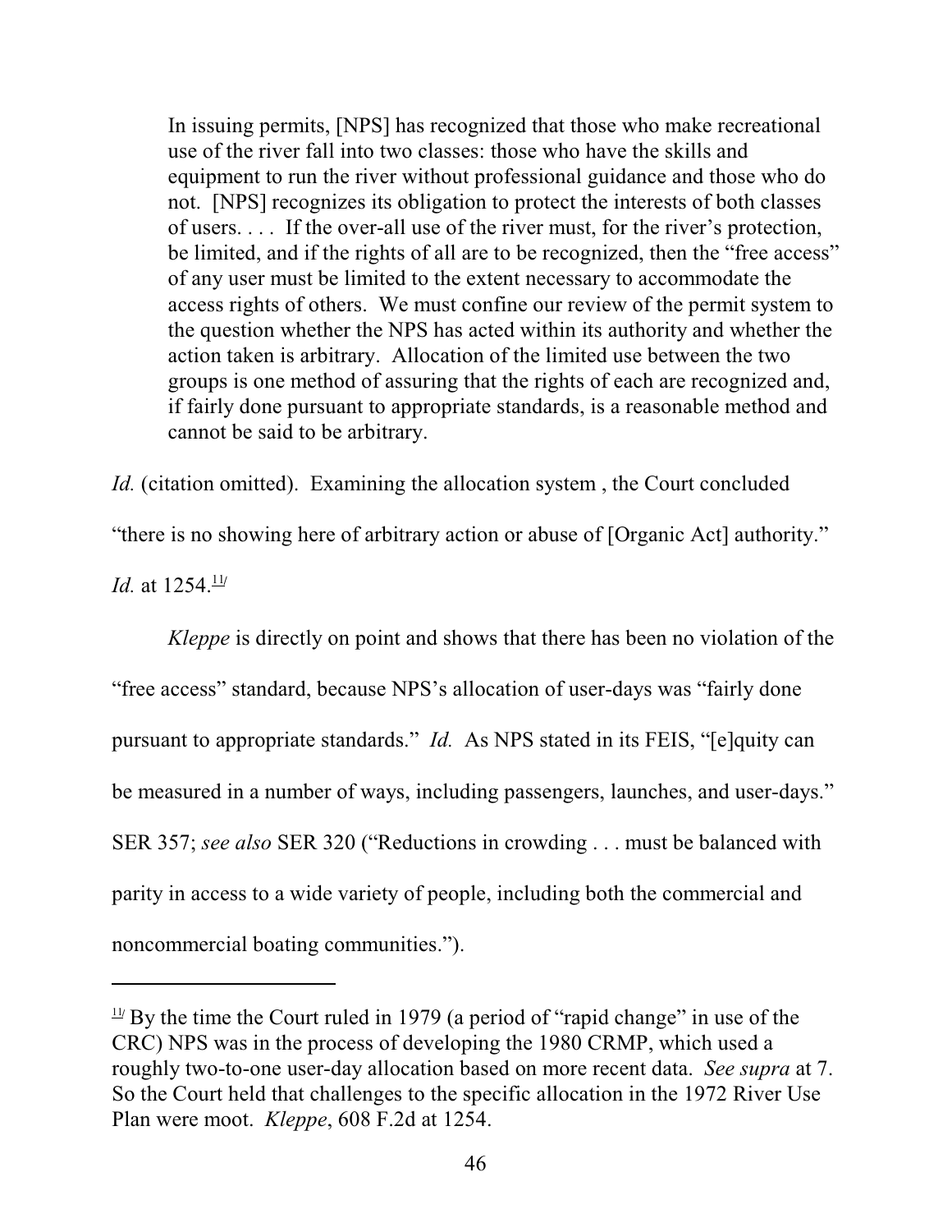> In issuing permits, [NPS] has recognized that those who make recreational use of the river fall into two classes: those who have the skills and equipment to run the river without professional guidance and those who do not. [NPS] recognizes its obligation to protect the interests of both classes of users. . . . If the over-all use of the river must, for the river's protection, be limited, and if the rights of all are to be recognized, then the "free access" of any user must be limited to the extent necessary to accommodate the access rights of others. We must confine our review of the permit system to the question whether the NPS has acted within its authority and whether the action taken is arbitrary. Allocation of the limited use between the two groups is one method of assuring that the rights of each are recognized and, if fairly done pursuant to appropriate standards, is a reasonable method and cannot be said to be arbitrary.

*Id.* (citation omitted). Examining the allocation system , the Court concluded "there is no showing here of arbitrary action or abuse of [Organic Act] authority." *Id.* at 1254.[11]

*Kleppe* is directly on point and shows that there has been no violation of the "free access" standard, because NPS's allocation of user-days was "fairly done pursuant to appropriate standards." *Id.* As NPS stated in its FEIS, "[e]quity can be measured in a number of ways, including passengers, launches, and user-days." SER 357; *see also* SER 320 ("Reductions in crowding . . . must be balanced with parity in access to a wide variety of people, including both the commercial and noncommercial boating communities.").

---

[11] By the time the Court ruled in 1979 (a period of "rapid change" in use of the CRC) NPS was in the process of developing the 1980 CRMP, which used a roughly two-to-one user-day allocation based on more recent data. *See supra* at 7. So the Court held that challenges to the specific allocation in the 1972 River Use Plan were moot. *Kleppe*, 608 F.2d at 1254.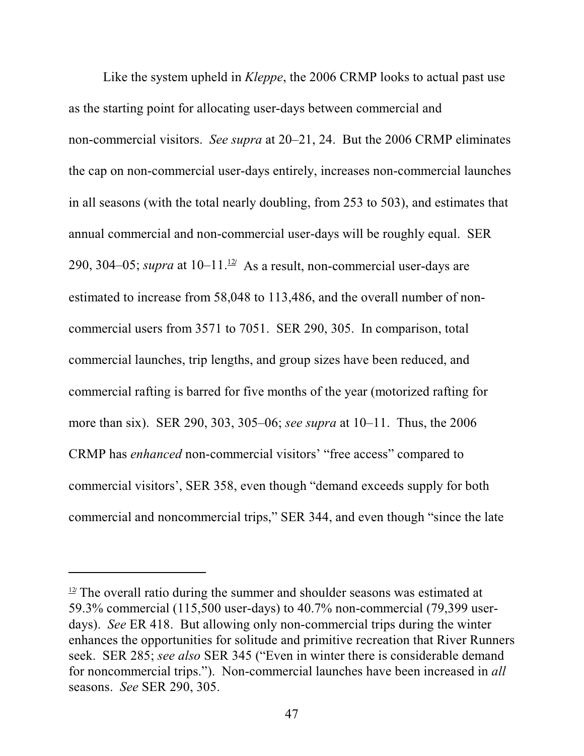Like the system upheld in *Kleppe*, the 2006 CRMP looks to actual past use as the starting point for allocating user-days between commercial and non-commercial visitors. *See supra* at 20–21, 24. But the 2006 CRMP eliminates the cap on non-commercial user-days entirely, increases non-commercial launches in all seasons (with the total nearly doubling, from 253 to 503), and estimates that annual commercial and non-commercial user-days will be roughly equal. SER 290, 304–05; *supra* at 10–11.[12] As a result, non-commercial user-days are estimated to increase from 58,048 to 113,486, and the overall number of non-commercial users from 3571 to 7051. SER 290, 305. In comparison, total commercial launches, trip lengths, and group sizes have been reduced, and commercial rafting is barred for five months of the year (motorized rafting for more than six). SER 290, 303, 305–06; *see supra* at 10–11. Thus, the 2006 CRMP has *enhanced* non-commercial visitors' "free access" compared to commercial visitors', SER 358, even though "demand exceeds supply for both commercial and noncommercial trips," SER 344, and even though "since the late

---

[12] The overall ratio during the summer and shoulder seasons was estimated at 59.3% commercial (115,500 user-days) to 40.7% non-commercial (79,399 user-days). *See* ER 418. But allowing only non-commercial trips during the winter enhances the opportunities for solitude and primitive recreation that River Runners seek. SER 285; *see also* SER 345 ("Even in winter there is considerable demand for noncommercial trips."). Non-commercial launches have been increased in *all* seasons. *See* SER 290, 305.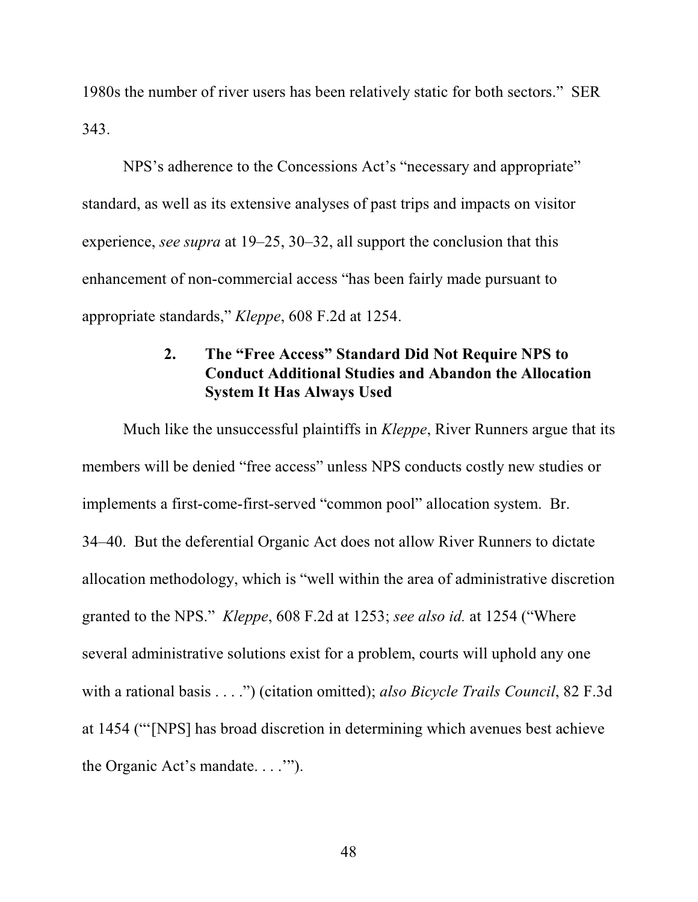1980s the number of river users has been relatively static for both sectors." SER 343.

NPS's adherence to the Concessions Act's "necessary and appropriate" standard, as well as its extensive analyses of past trips and impacts on visitor experience, *see supra* at 19–25, 30–32, all support the conclusion that this enhancement of non-commercial access "has been fairly made pursuant to appropriate standards," *Kleppe*, 608 F.2d at 1254.

### 2. The "Free Access" Standard Did Not Require NPS to Conduct Additional Studies and Abandon the Allocation System It Has Always Used

Much like the unsuccessful plaintiffs in *Kleppe*, River Runners argue that its members will be denied "free access" unless NPS conducts costly new studies or implements a first-come-first-served "common pool" allocation system. Br. 34–40. But the deferential Organic Act does not allow River Runners to dictate allocation methodology, which is "well within the area of administrative discretion granted to the NPS." *Kleppe*, 608 F.2d at 1253; *see also id.* at 1254 ("Where several administrative solutions exist for a problem, courts will uphold any one with a rational basis . . . .") (citation omitted); *also Bicycle Trails Council*, 82 F.3d at 1454 ("'[NPS] has broad discretion in determining which avenues best achieve the Organic Act's mandate. . . .'").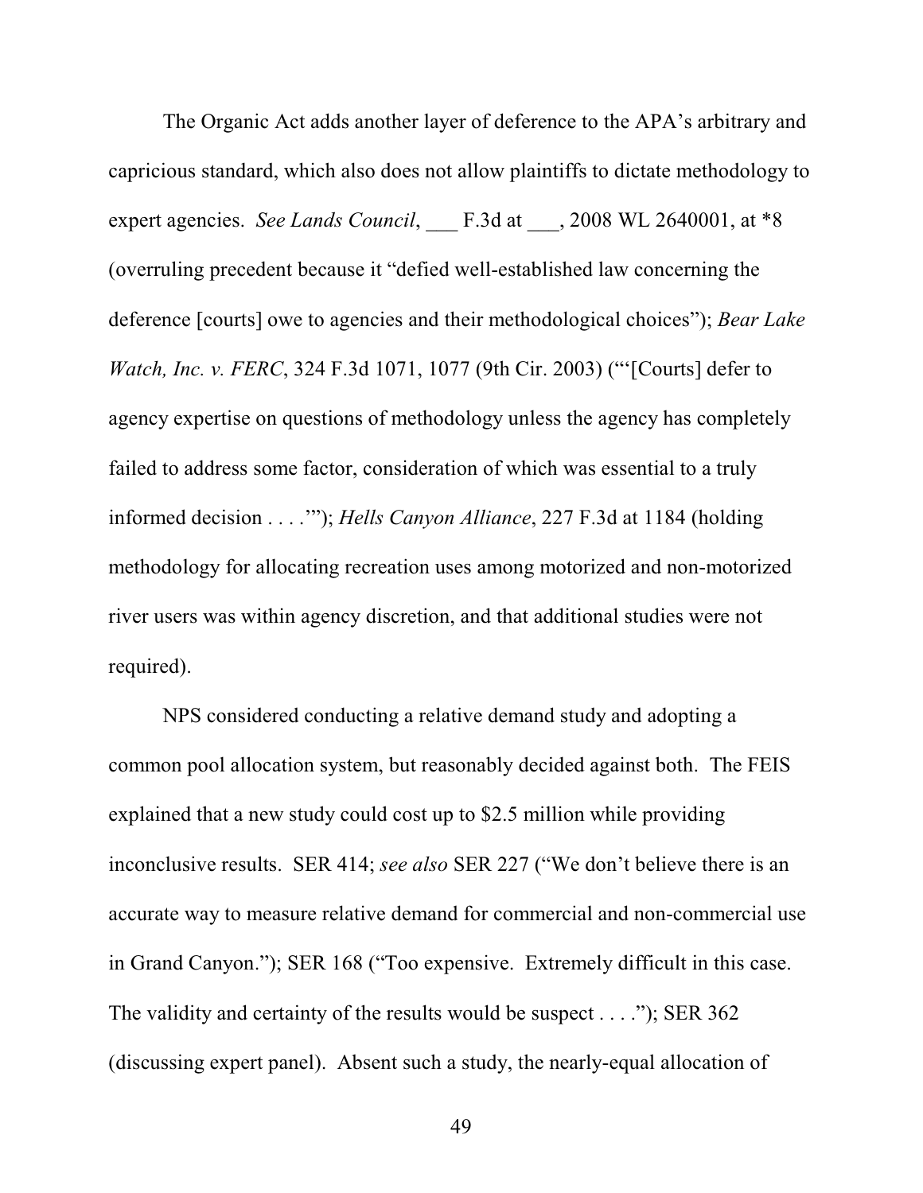The Organic Act adds another layer of deference to the APA's arbitrary and capricious standard, which also does not allow plaintiffs to dictate methodology to expert agencies. *See Lands Council*, ___ F.3d at ___, 2008 WL 2640001, at *8 (overruling precedent because it "defied well-established law concerning the deference [courts] owe to agencies and their methodological choices"); *Bear Lake Watch, Inc. v. FERC*, 324 F.3d 1071, 1077 (9th Cir. 2003) ("'[Courts] defer to agency expertise on questions of methodology unless the agency has completely failed to address some factor, consideration of which was essential to a truly informed decision . . . .'"); *Hells Canyon Alliance*, 227 F.3d at 1184 (holding methodology for allocating recreation uses among motorized and non-motorized river users was within agency discretion, and that additional studies were not required).

NPS considered conducting a relative demand study and adopting a common pool allocation system, but reasonably decided against both. The FEIS explained that a new study could cost up to $2.5 million while providing inconclusive results. SER 414; *see also* SER 227 ("We don't believe there is an accurate way to measure relative demand for commercial and non-commercial use in Grand Canyon."); SER 168 ("Too expensive. Extremely difficult in this case. The validity and certainty of the results would be suspect . . . ."); SER 362 (discussing expert panel). Absent such a study, the nearly-equal allocation of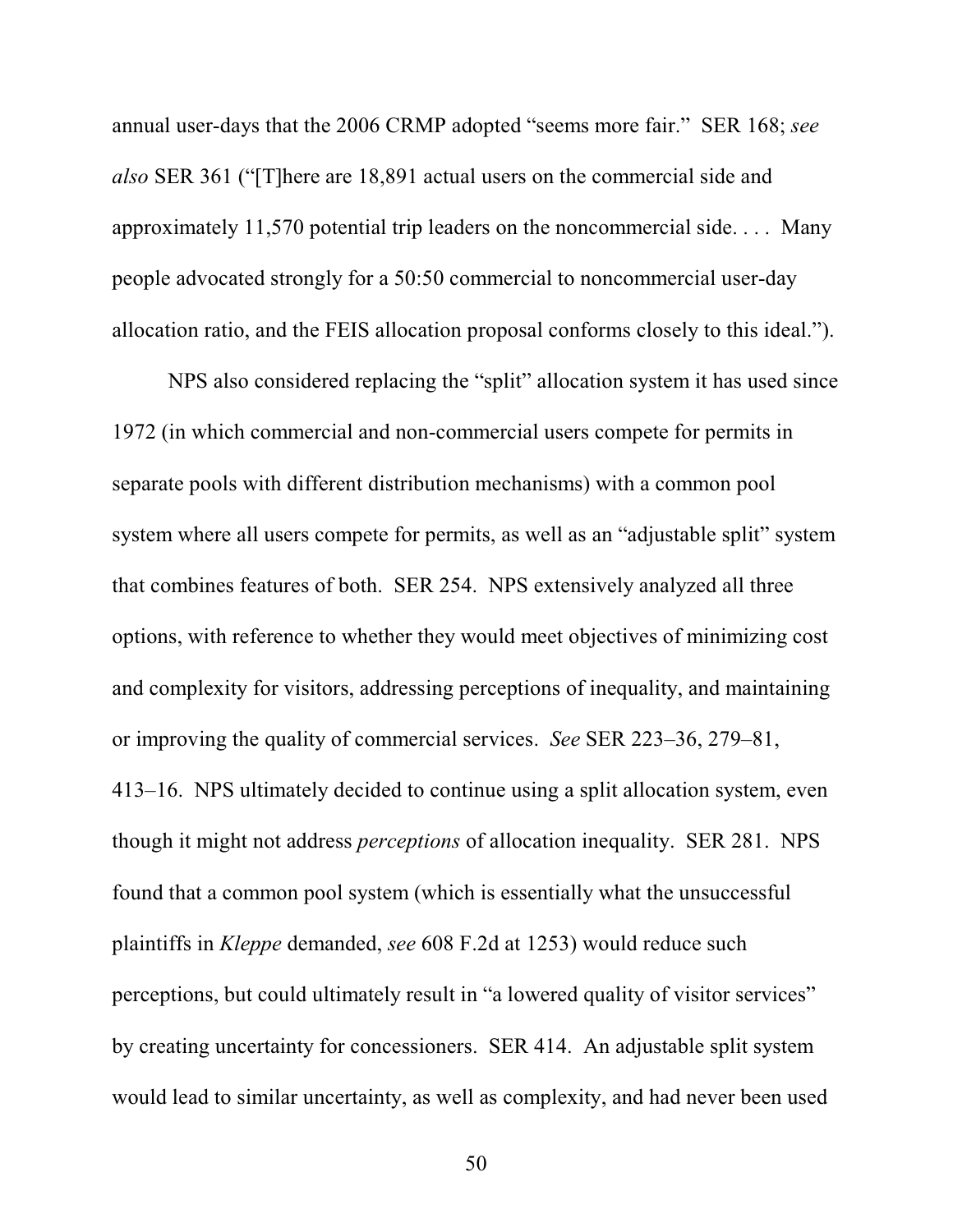annual user-days that the 2006 CRMP adopted "seems more fair." SER 168; *see also* SER 361 ("[T]here are 18,891 actual users on the commercial side and approximately 11,570 potential trip leaders on the noncommercial side. . . . Many people advocated strongly for a 50:50 commercial to noncommercial user-day allocation ratio, and the FEIS allocation proposal conforms closely to this ideal.").

NPS also considered replacing the "split" allocation system it has used since 1972 (in which commercial and non-commercial users compete for permits in separate pools with different distribution mechanisms) with a common pool system where all users compete for permits, as well as an "adjustable split" system that combines features of both. SER 254. NPS extensively analyzed all three options, with reference to whether they would meet objectives of minimizing cost and complexity for visitors, addressing perceptions of inequality, and maintaining or improving the quality of commercial services. *See* SER 223–36, 279–81, 413–16. NPS ultimately decided to continue using a split allocation system, even though it might not address *perceptions* of allocation inequality. SER 281. NPS found that a common pool system (which is essentially what the unsuccessful plaintiffs in *Kleppe* demanded, *see* 608 F.2d at 1253) would reduce such perceptions, but could ultimately result in "a lowered quality of visitor services" by creating uncertainty for concessioners. SER 414. An adjustable split system would lead to similar uncertainty, as well as complexity, and had never been used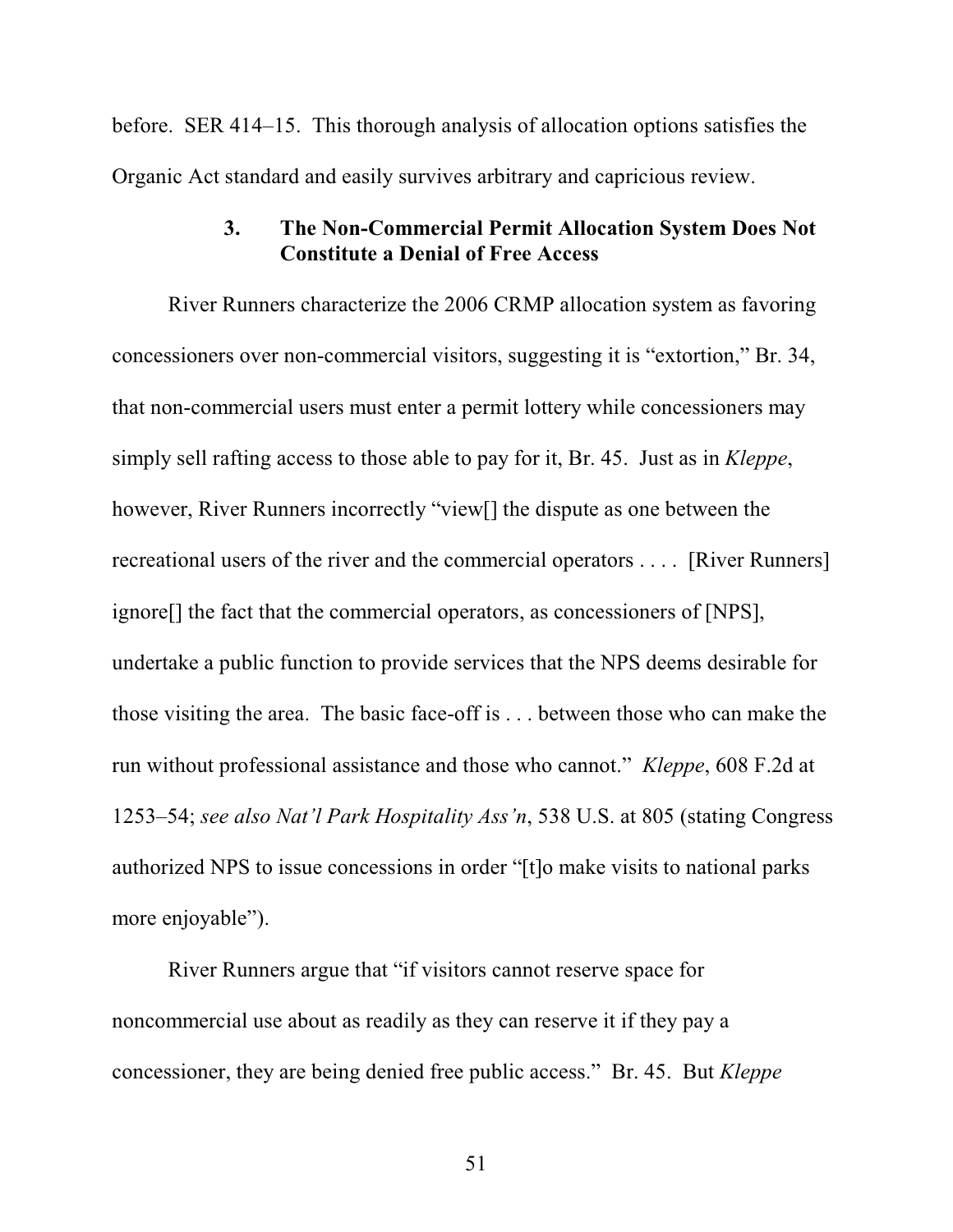before. SER 414–15. This thorough analysis of allocation options satisfies the Organic Act standard and easily survives arbitrary and capricious review.

### 3. The Non-Commercial Permit Allocation System Does Not Constitute a Denial of Free Access

River Runners characterize the 2006 CRMP allocation system as favoring concessioners over non-commercial visitors, suggesting it is "extortion," Br. 34, that non-commercial users must enter a permit lottery while concessioners may simply sell rafting access to those able to pay for it, Br. 45. Just as in *Kleppe*, however, River Runners incorrectly "view[] the dispute as one between the recreational users of the river and the commercial operators . . . . [River Runners] ignore[] the fact that the commercial operators, as concessioners of [NPS], undertake a public function to provide services that the NPS deems desirable for those visiting the area. The basic face-off is . . . between those who can make the run without professional assistance and those who cannot." *Kleppe*, 608 F.2d at 1253–54; *see also Nat'l Park Hospitality Ass'n*, 538 U.S. at 805 (stating Congress authorized NPS to issue concessions in order "[t]o make visits to national parks more enjoyable").

River Runners argue that "if visitors cannot reserve space for noncommercial use about as readily as they can reserve it if they pay a concessioner, they are being denied free public access." Br. 45. But *Kleppe*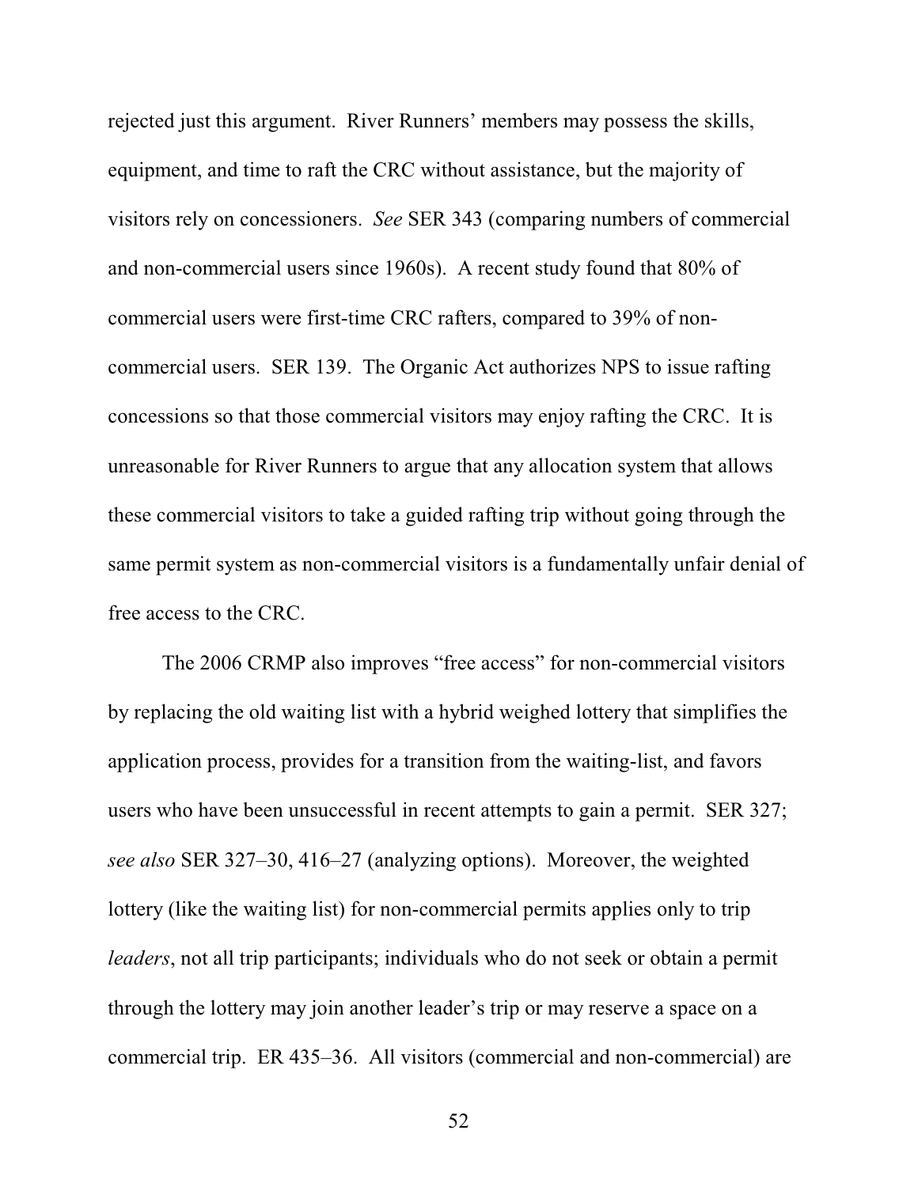rejected just this argument. River Runners' members may possess the skills, equipment, and time to raft the CRC without assistance, but the majority of visitors rely on concessioners. *See* SER 343 (comparing numbers of commercial and non-commercial users since 1960s). A recent study found that 80% of commercial users were first-time CRC rafters, compared to 39% of non-commercial users. SER 139. The Organic Act authorizes NPS to issue rafting concessions so that those commercial visitors may enjoy rafting the CRC. It is unreasonable for River Runners to argue that any allocation system that allows these commercial visitors to take a guided rafting trip without going through the same permit system as non-commercial visitors is a fundamentally unfair denial of free access to the CRC.

The 2006 CRMP also improves "free access" for non-commercial visitors by replacing the old waiting list with a hybrid weighed lottery that simplifies the application process, provides for a transition from the waiting-list, and favors users who have been unsuccessful in recent attempts to gain a permit. SER 327; *see also* SER 327–30, 416–27 (analyzing options). Moreover, the weighted lottery (like the waiting list) for non-commercial permits applies only to trip *leaders*, not all trip participants; individuals who do not seek or obtain a permit through the lottery may join another leader's trip or may reserve a space on a commercial trip. ER 435–36. All visitors (commercial and non-commercial) are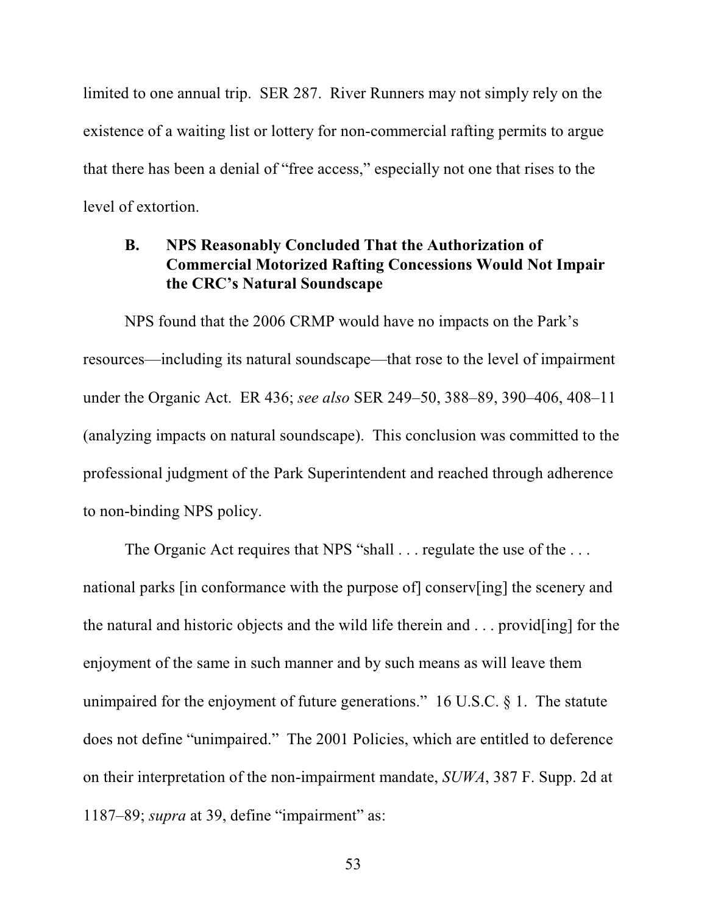limited to one annual trip. SER 287. River Runners may not simply rely on the existence of a waiting list or lottery for non-commercial rafting permits to argue that there has been a denial of "free access," especially not one that rises to the level of extortion.

### B. NPS Reasonably Concluded That the Authorization of Commercial Motorized Rafting Concessions Would Not Impair the CRC's Natural Soundscape

NPS found that the 2006 CRMP would have no impacts on the Park's resources—including its natural soundscape—that rose to the level of impairment under the Organic Act. ER 436; *see also* SER 249–50, 388–89, 390–406, 408–11 (analyzing impacts on natural soundscape). This conclusion was committed to the professional judgment of the Park Superintendent and reached through adherence to non-binding NPS policy.

The Organic Act requires that NPS "shall . . . regulate the use of the . . . national parks [in conformance with the purpose of] conserv[ing] the scenery and the natural and historic objects and the wild life therein and . . . provid[ing] for the enjoyment of the same in such manner and by such means as will leave them unimpaired for the enjoyment of future generations." 16 U.S.C. § 1. The statute does not define "unimpaired." The 2001 Policies, which are entitled to deference on their interpretation of the non-impairment mandate, *SUWA*, 387 F. Supp. 2d at 1187–89; *supra* at 39, define "impairment" as: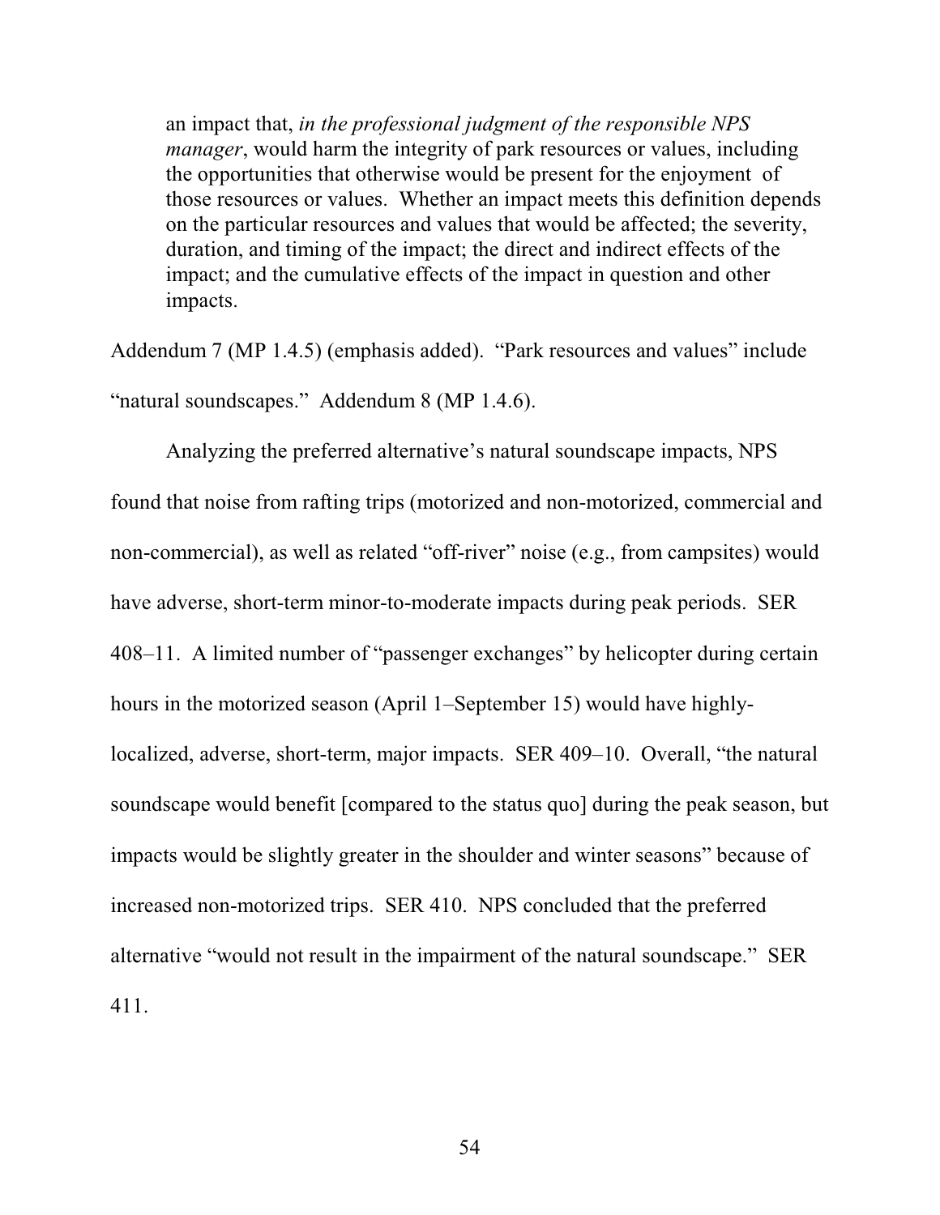> an impact that, *in the professional judgment of the responsible NPS manager*, would harm the integrity of park resources or values, including the opportunities that otherwise would be present for the enjoyment of those resources or values. Whether an impact meets this definition depends on the particular resources and values that would be affected; the severity, duration, and timing of the impact; the direct and indirect effects of the impact; and the cumulative effects of the impact in question and other impacts.

Addendum 7 (MP 1.4.5) (emphasis added). "Park resources and values" include "natural soundscapes." Addendum 8 (MP 1.4.6).

Analyzing the preferred alternative's natural soundscape impacts, NPS found that noise from rafting trips (motorized and non-motorized, commercial and non-commercial), as well as related "off-river" noise (e.g., from campsites) would have adverse, short-term minor-to-moderate impacts during peak periods. SER 408–11. A limited number of "passenger exchanges" by helicopter during certain hours in the motorized season (April 1–September 15) would have highly-localized, adverse, short-term, major impacts. SER 409–10. Overall, "the natural soundscape would benefit [compared to the status quo] during the peak season, but impacts would be slightly greater in the shoulder and winter seasons" because of increased non-motorized trips. SER 410. NPS concluded that the preferred alternative "would not result in the impairment of the natural soundscape." SER 411.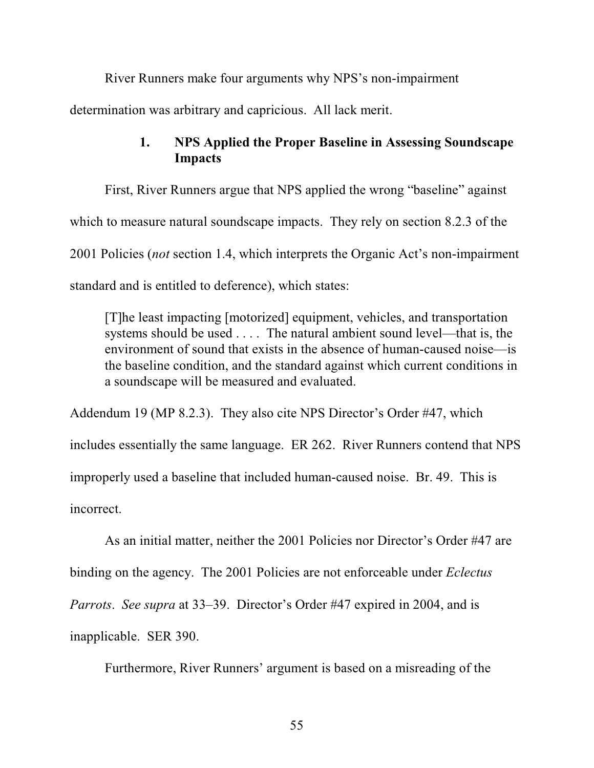River Runners make four arguments why NPS's non-impairment determination was arbitrary and capricious. All lack merit.

### 1. NPS Applied the Proper Baseline in Assessing Soundscape Impacts

First, River Runners argue that NPS applied the wrong "baseline" against which to measure natural soundscape impacts. They rely on section 8.2.3 of the 2001 Policies (*not* section 1.4, which interprets the Organic Act's non-impairment standard and is entitled to deference), which states:

> [T]he least impacting [motorized] equipment, vehicles, and transportation systems should be used . . . . The natural ambient sound level—that is, the environment of sound that exists in the absence of human-caused noise—is the baseline condition, and the standard against which current conditions in a soundscape will be measured and evaluated.

Addendum 19 (MP 8.2.3). They also cite NPS Director's Order #47, which includes essentially the same language. ER 262. River Runners contend that NPS improperly used a baseline that included human-caused noise. Br. 49. This is incorrect.

As an initial matter, neither the 2001 Policies nor Director's Order #47 are binding on the agency. The 2001 Policies are not enforceable under *Eclectus Parrots*. *See supra* at 33–39. Director's Order #47 expired in 2004, and is inapplicable. SER 390.

Furthermore, River Runners' argument is based on a misreading of the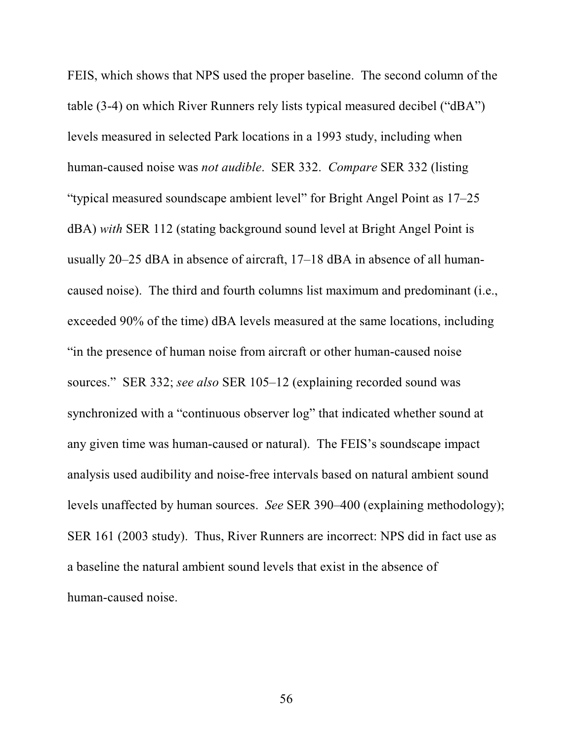FEIS, which shows that NPS used the proper baseline. The second column of the table (3-4) on which River Runners rely lists typical measured decibel ("dBA") levels measured in selected Park locations in a 1993 study, including when human-caused noise was *not audible*. SER 332. *Compare* SER 332 (listing "typical measured soundscape ambient level" for Bright Angel Point as 17–25 dBA) *with* SER 112 (stating background sound level at Bright Angel Point is usually 20–25 dBA in absence of aircraft, 17–18 dBA in absence of all human-caused noise). The third and fourth columns list maximum and predominant (i.e., exceeded 90% of the time) dBA levels measured at the same locations, including "in the presence of human noise from aircraft or other human-caused noise sources." SER 332; *see also* SER 105–12 (explaining recorded sound was synchronized with a "continuous observer log" that indicated whether sound at any given time was human-caused or natural). The FEIS's soundscape impact analysis used audibility and noise-free intervals based on natural ambient sound levels unaffected by human sources. *See* SER 390–400 (explaining methodology); SER 161 (2003 study). Thus, River Runners are incorrect: NPS did in fact use as a baseline the natural ambient sound levels that exist in the absence of human-caused noise.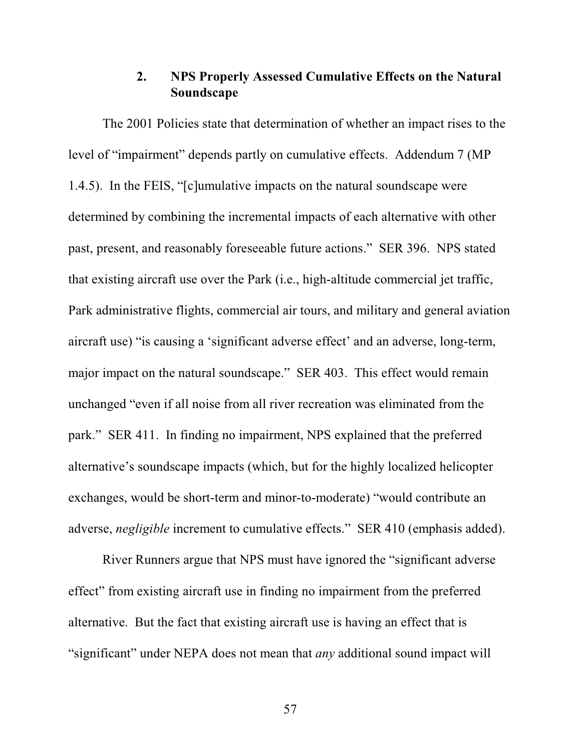### 2. NPS Properly Assessed Cumulative Effects on the Natural Soundscape

The 2001 Policies state that determination of whether an impact rises to the level of "impairment" depends partly on cumulative effects. Addendum 7 (MP 1.4.5). In the FEIS, "[c]umulative impacts on the natural soundscape were determined by combining the incremental impacts of each alternative with other past, present, and reasonably foreseeable future actions." SER 396. NPS stated that existing aircraft use over the Park (i.e., high-altitude commercial jet traffic, Park administrative flights, commercial air tours, and military and general aviation aircraft use) "is causing a 'significant adverse effect' and an adverse, long-term, major impact on the natural soundscape." SER 403. This effect would remain unchanged "even if all noise from all river recreation was eliminated from the park." SER 411. In finding no impairment, NPS explained that the preferred alternative's soundscape impacts (which, but for the highly localized helicopter exchanges, would be short-term and minor-to-moderate) "would contribute an adverse, *negligible* increment to cumulative effects." SER 410 (emphasis added).

River Runners argue that NPS must have ignored the "significant adverse effect" from existing aircraft use in finding no impairment from the preferred alternative. But the fact that existing aircraft use is having an effect that is "significant" under NEPA does not mean that *any* additional sound impact will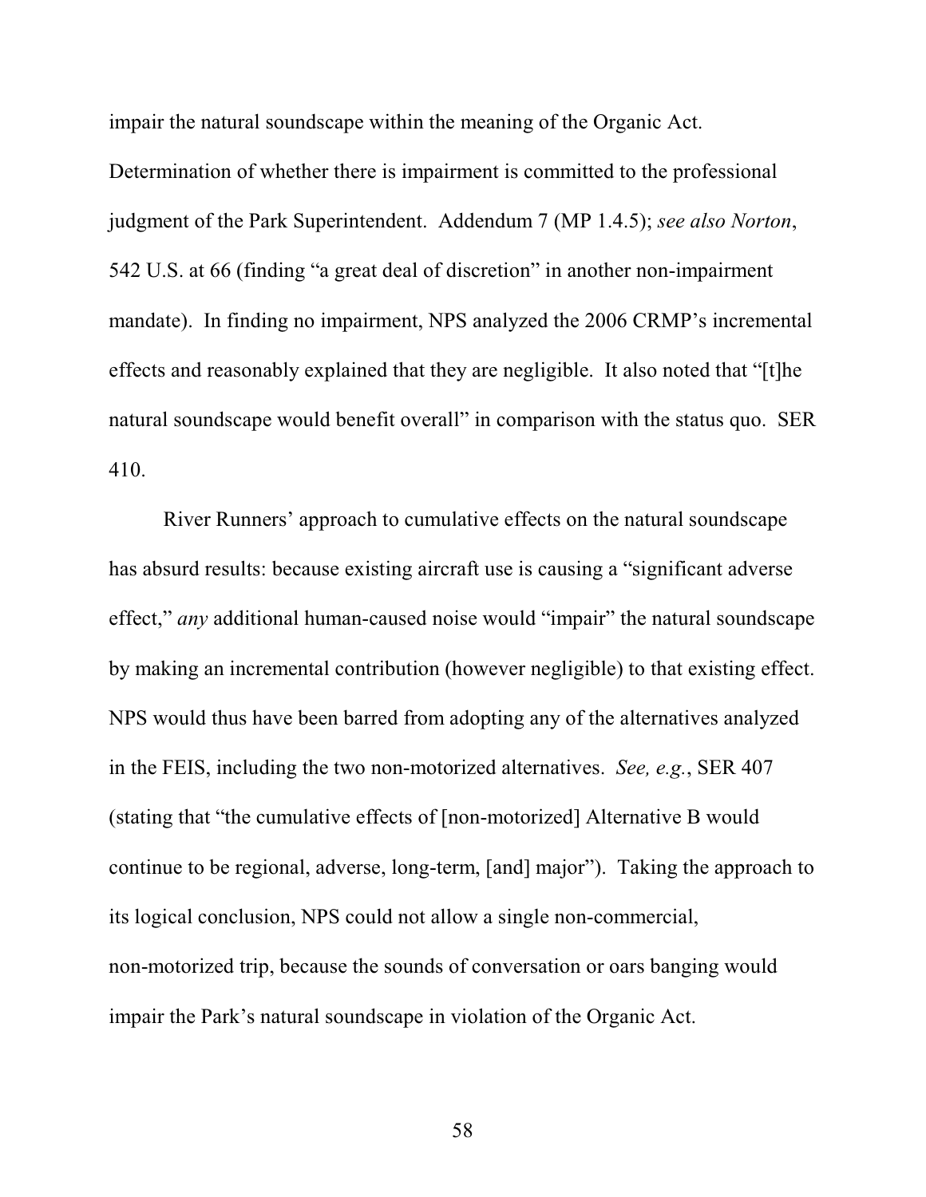impair the natural soundscape within the meaning of the Organic Act. Determination of whether there is impairment is committed to the professional judgment of the Park Superintendent. Addendum 7 (MP 1.4.5); *see also Norton*, 542 U.S. at 66 (finding "a great deal of discretion" in another non-impairment mandate). In finding no impairment, NPS analyzed the 2006 CRMP's incremental effects and reasonably explained that they are negligible. It also noted that "[t]he natural soundscape would benefit overall" in comparison with the status quo. SER 410.

River Runners' approach to cumulative effects on the natural soundscape has absurd results: because existing aircraft use is causing a "significant adverse effect," *any* additional human-caused noise would "impair" the natural soundscape by making an incremental contribution (however negligible) to that existing effect. NPS would thus have been barred from adopting any of the alternatives analyzed in the FEIS, including the two non-motorized alternatives. *See, e.g.*, SER 407 (stating that "the cumulative effects of [non-motorized] Alternative B would continue to be regional, adverse, long-term, [and] major"). Taking the approach to its logical conclusion, NPS could not allow a single non-commercial, non-motorized trip, because the sounds of conversation or oars banging would impair the Park's natural soundscape in violation of the Organic Act.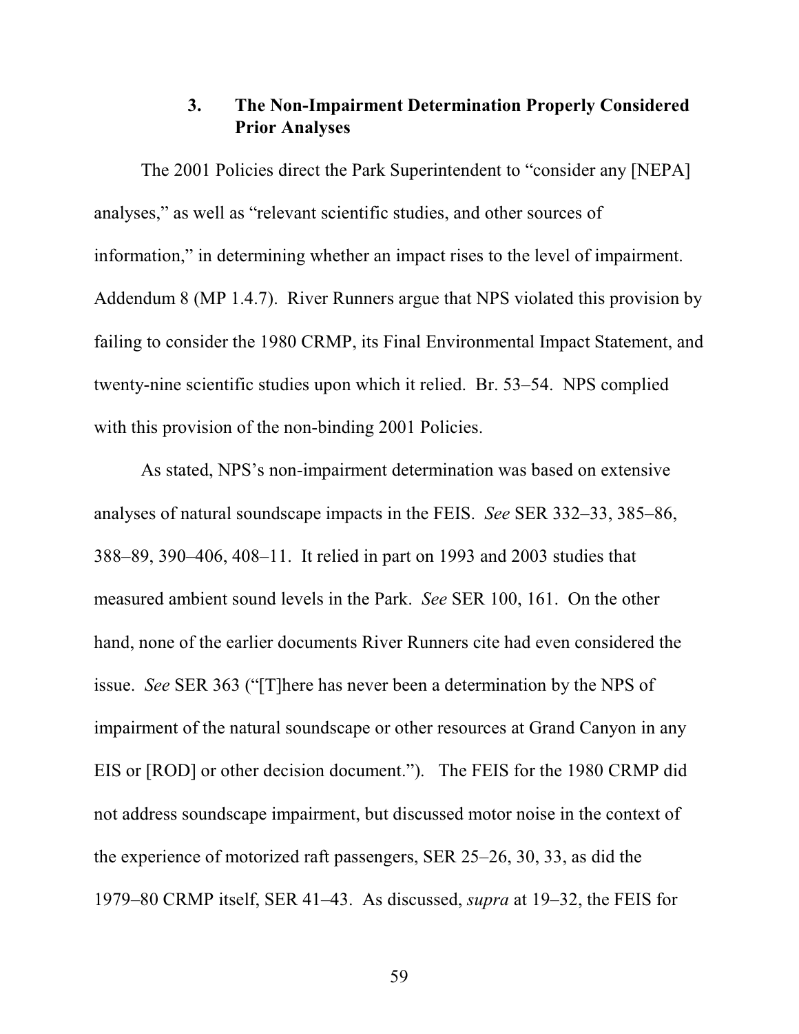### 3. The Non-Impairment Determination Properly Considered Prior Analyses

The 2001 Policies direct the Park Superintendent to "consider any [NEPA] analyses," as well as "relevant scientific studies, and other sources of information," in determining whether an impact rises to the level of impairment. Addendum 8 (MP 1.4.7). River Runners argue that NPS violated this provision by failing to consider the 1980 CRMP, its Final Environmental Impact Statement, and twenty-nine scientific studies upon which it relied. Br. 53–54. NPS complied with this provision of the non-binding 2001 Policies.

As stated, NPS's non-impairment determination was based on extensive analyses of natural soundscape impacts in the FEIS. *See* SER 332–33, 385–86, 388–89, 390–406, 408–11. It relied in part on 1993 and 2003 studies that measured ambient sound levels in the Park. *See* SER 100, 161. On the other hand, none of the earlier documents River Runners cite had even considered the issue. *See* SER 363 ("[T]here has never been a determination by the NPS of impairment of the natural soundscape or other resources at Grand Canyon in any EIS or [ROD] or other decision document."). The FEIS for the 1980 CRMP did not address soundscape impairment, but discussed motor noise in the context of the experience of motorized raft passengers, SER 25–26, 30, 33, as did the 1979–80 CRMP itself, SER 41–43. As discussed, *supra* at 19–32, the FEIS for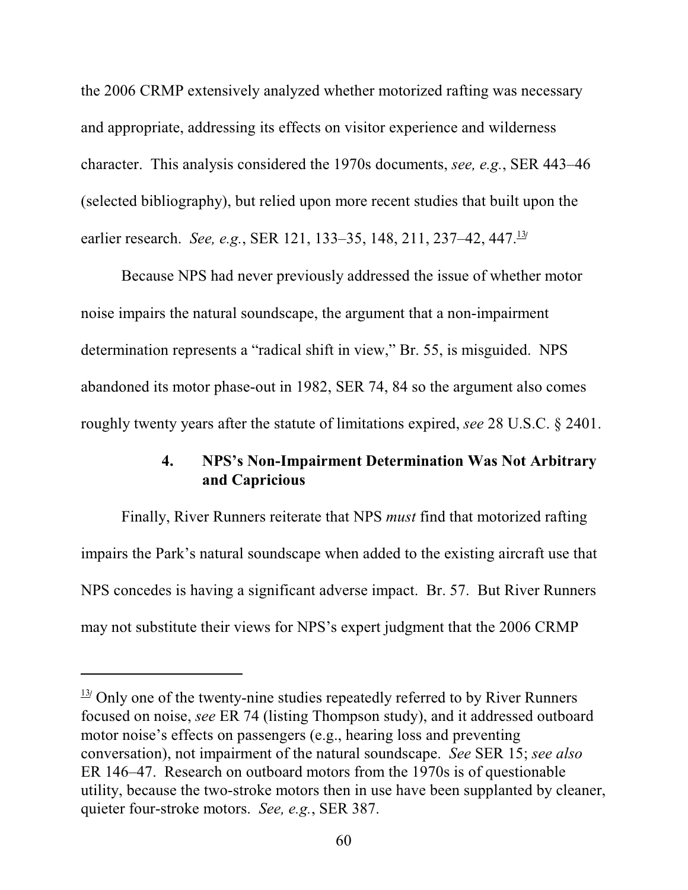the 2006 CRMP extensively analyzed whether motorized rafting was necessary and appropriate, addressing its effects on visitor experience and wilderness character. This analysis considered the 1970s documents, *see, e.g.*, SER 443–46 (selected bibliography), but relied upon more recent studies that built upon the earlier research. *See, e.g.*, SER 121, 133–35, 148, 211, 237–42, 447.[13]

Because NPS had never previously addressed the issue of whether motor noise impairs the natural soundscape, the argument that a non-impairment determination represents a "radical shift in view," Br. 55, is misguided. NPS abandoned its motor phase-out in 1982, SER 74, 84 so the argument also comes roughly twenty years after the statute of limitations expired, *see* 28 U.S.C. § 2401.

#### 4. NPS's Non-Impairment Determination Was Not Arbitrary and Capricious

Finally, River Runners reiterate that NPS *must* find that motorized rafting impairs the Park's natural soundscape when added to the existing aircraft use that NPS concedes is having a significant adverse impact. Br. 57. But River Runners may not substitute their views for NPS's expert judgment that the 2006 CRMP

---

[13] Only one of the twenty-nine studies repeatedly referred to by River Runners focused on noise, *see* ER 74 (listing Thompson study), and it addressed outboard motor noise's effects on passengers (e.g., hearing loss and preventing conversation), not impairment of the natural soundscape. *See* SER 15; *see also* ER 146–47. Research on outboard motors from the 1970s is of questionable utility, because the two-stroke motors then in use have been supplanted by cleaner, quieter four-stroke motors. *See, e.g.*, SER 387.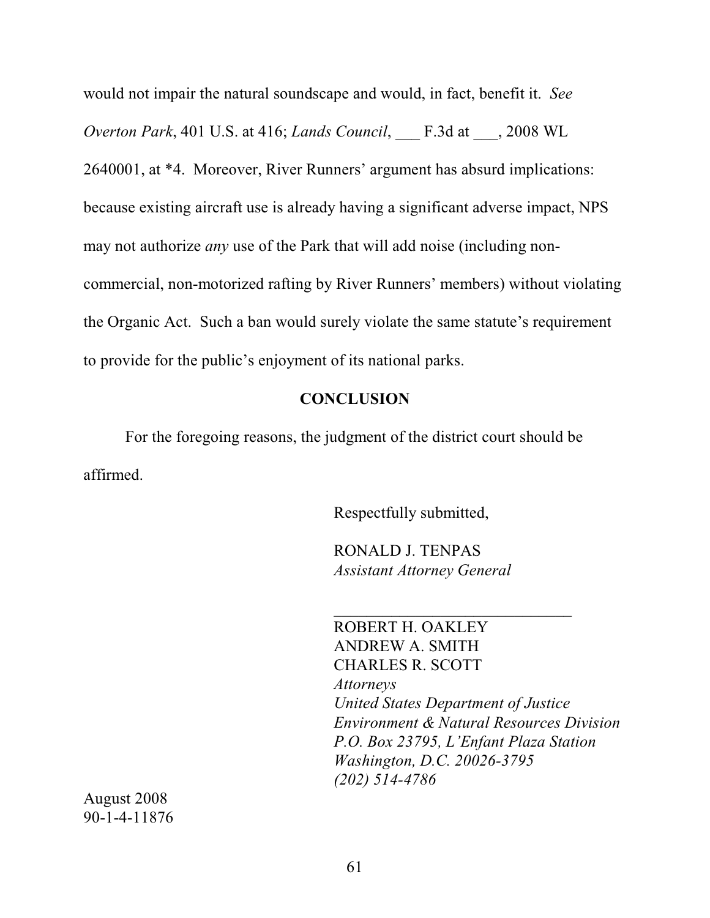would not impair the natural soundscape and would, in fact, benefit it. *See Overton Park*, 401 U.S. at 416; *Lands Council*, ___ F.3d at ___, 2008 WL 2640001, at *4. Moreover, River Runners' argument has absurd implications: because existing aircraft use is already having a significant adverse impact, NPS may not authorize *any* use of the Park that will add noise (including non-commercial, non-motorized rafting by River Runners' members) without violating the Organic Act. Such a ban would surely violate the same statute's requirement to provide for the public's enjoyment of its national parks.

## CONCLUSION

For the foregoing reasons, the judgment of the district court should be affirmed.

Respectfully submitted,

RONALD J. TENPAS
*Assistant Attorney General*

______________________________

ROBERT H. OAKLEY
ANDREW A. SMITH
CHARLES R. SCOTT
*Attorneys*
*United States Department of Justice*
*Environment & Natural Resources Division*
*P.O. Box 23795, L'Enfant Plaza Station*
*Washington, D.C. 20026-3795*
*(202) 514-4786*

August 2008
90-1-4-11876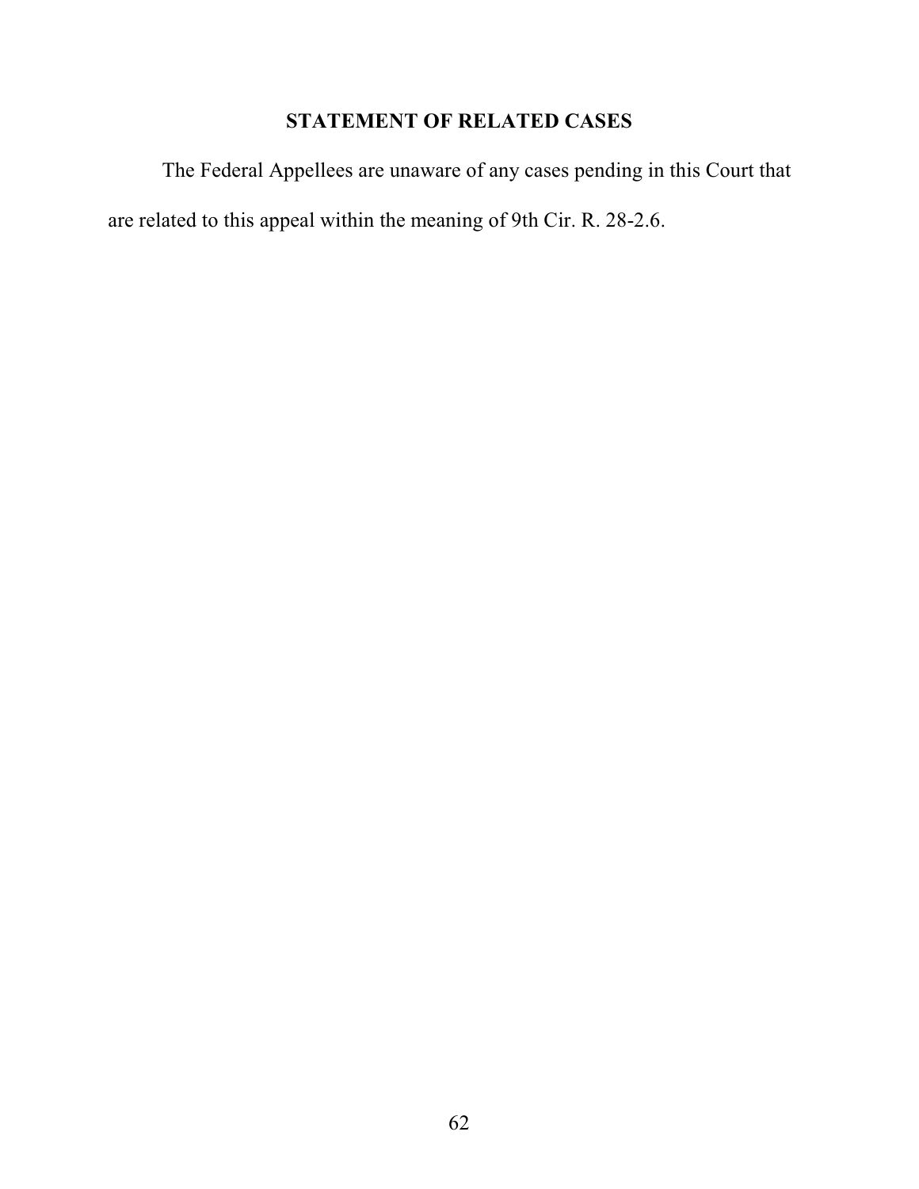## STATEMENT OF RELATED CASES

The Federal Appellees are unaware of any cases pending in this Court that are related to this appeal within the meaning of 9th Cir. R. 28-2.6.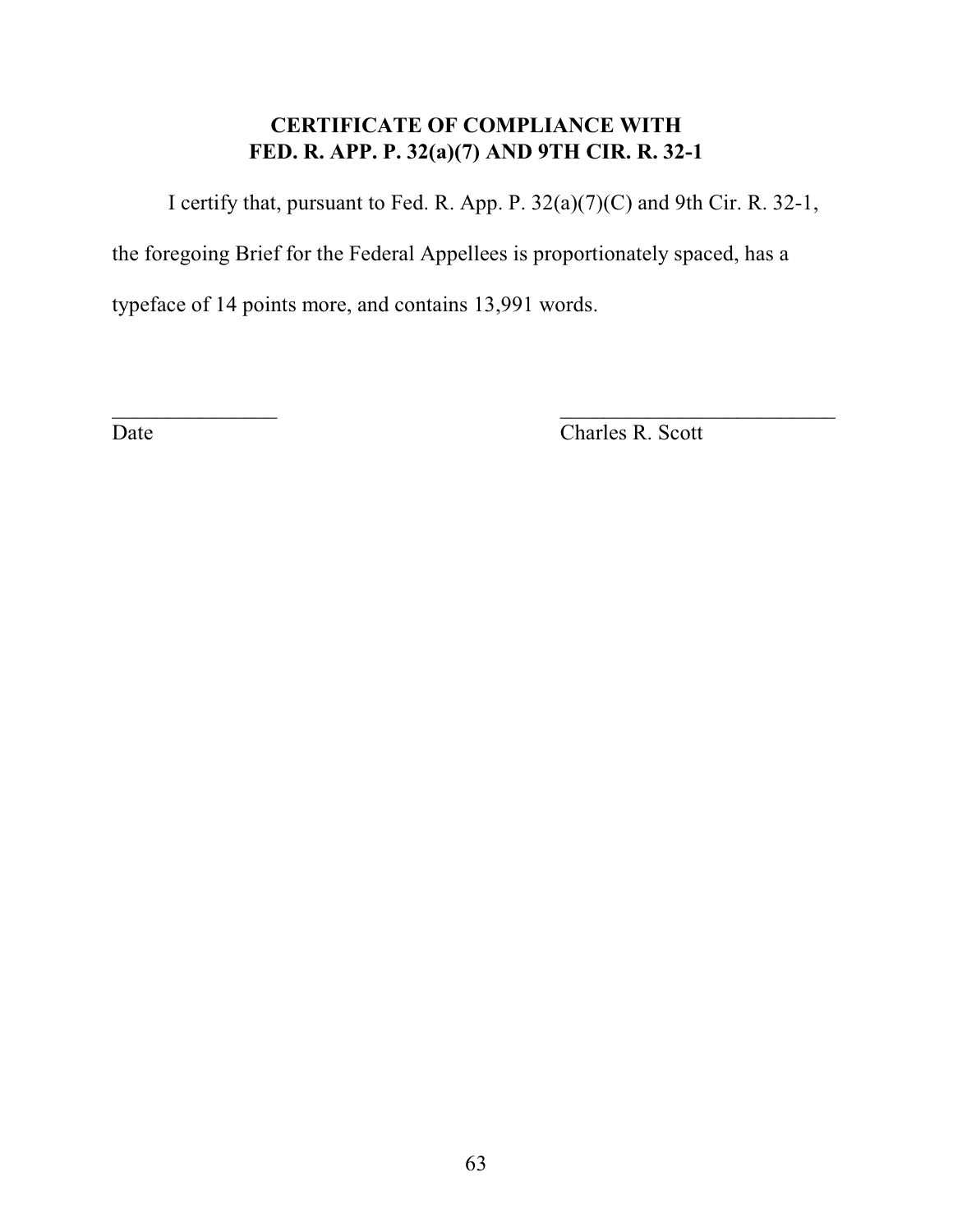**CERTIFICATE OF COMPLIANCE WITH FED. R. APP. P. 32(a)(7) AND 9TH CIR. R. 32-1**

I certify that, pursuant to Fed. R. App. P. 32(a)(7)(C) and 9th Cir. R. 32-1, the foregoing Brief for the Federal Appellees is proportionately spaced, has a typeface of 14 points more, and contains 13,991 words.

________________ ___________________________

Date Charles R. Scott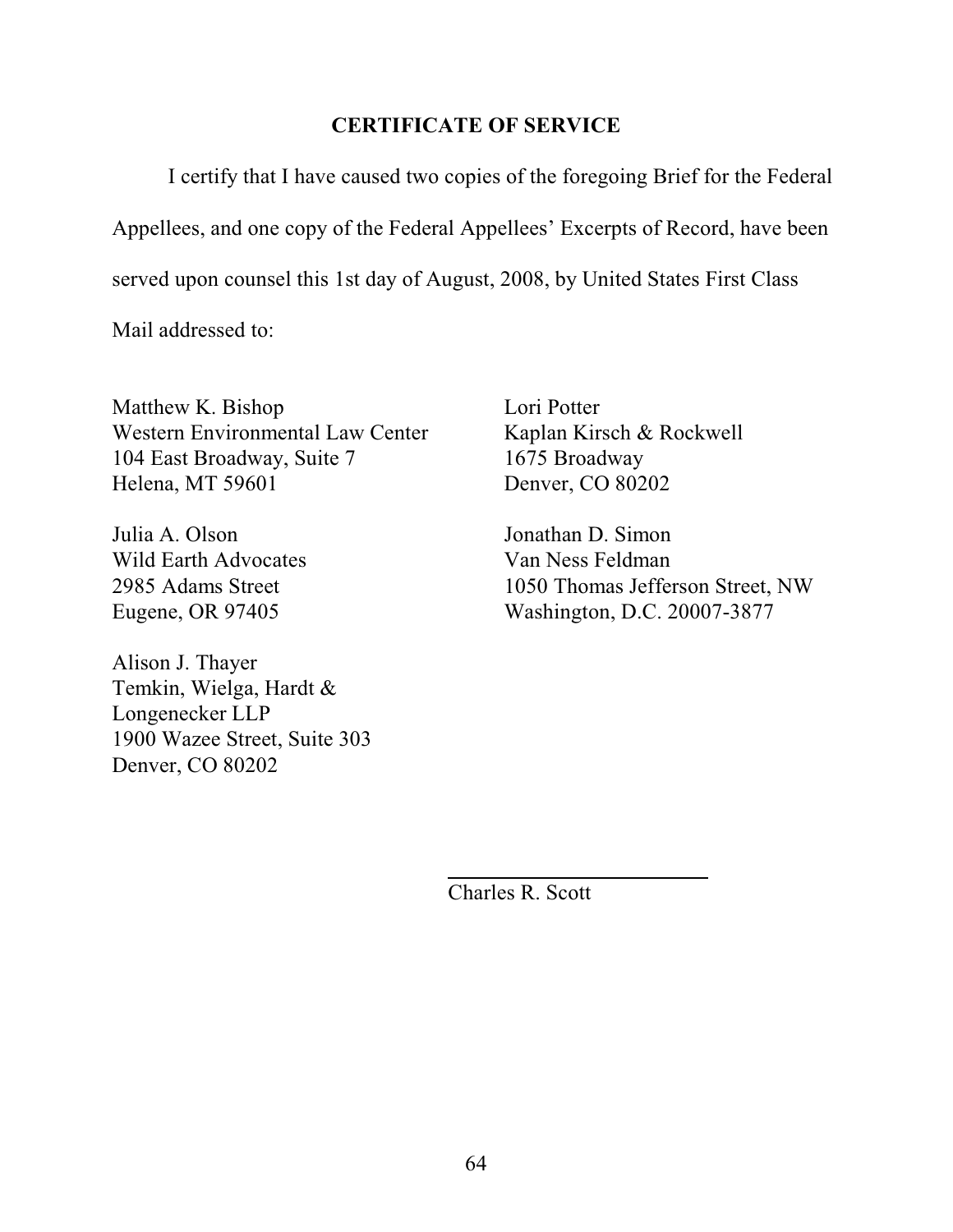**CERTIFICATE OF SERVICE**

I certify that I have caused two copies of the foregoing Brief for the Federal Appellees, and one copy of the Federal Appellees' Excerpts of Record, have been served upon counsel this 1st day of August, 2008, by United States First Class Mail addressed to:

Matthew K. Bishop
Western Environmental Law Center
104 East Broadway, Suite 7
Helena, MT 59601

Julia A. Olson
Wild Earth Advocates
2985 Adams Street
Eugene, OR 97405

Alison J. Thayer
Temkin, Wielga, Hardt &
Longenecker LLP
1900 Wazee Street, Suite 303
Denver, CO 80202

Lori Potter
Kaplan Kirsch & Rockwell
1675 Broadway
Denver, CO 80202

Jonathan D. Simon
Van Ness Feldman
1050 Thomas Jefferson Street, NW
Washington, D.C. 20007-3877

Charles R. Scott